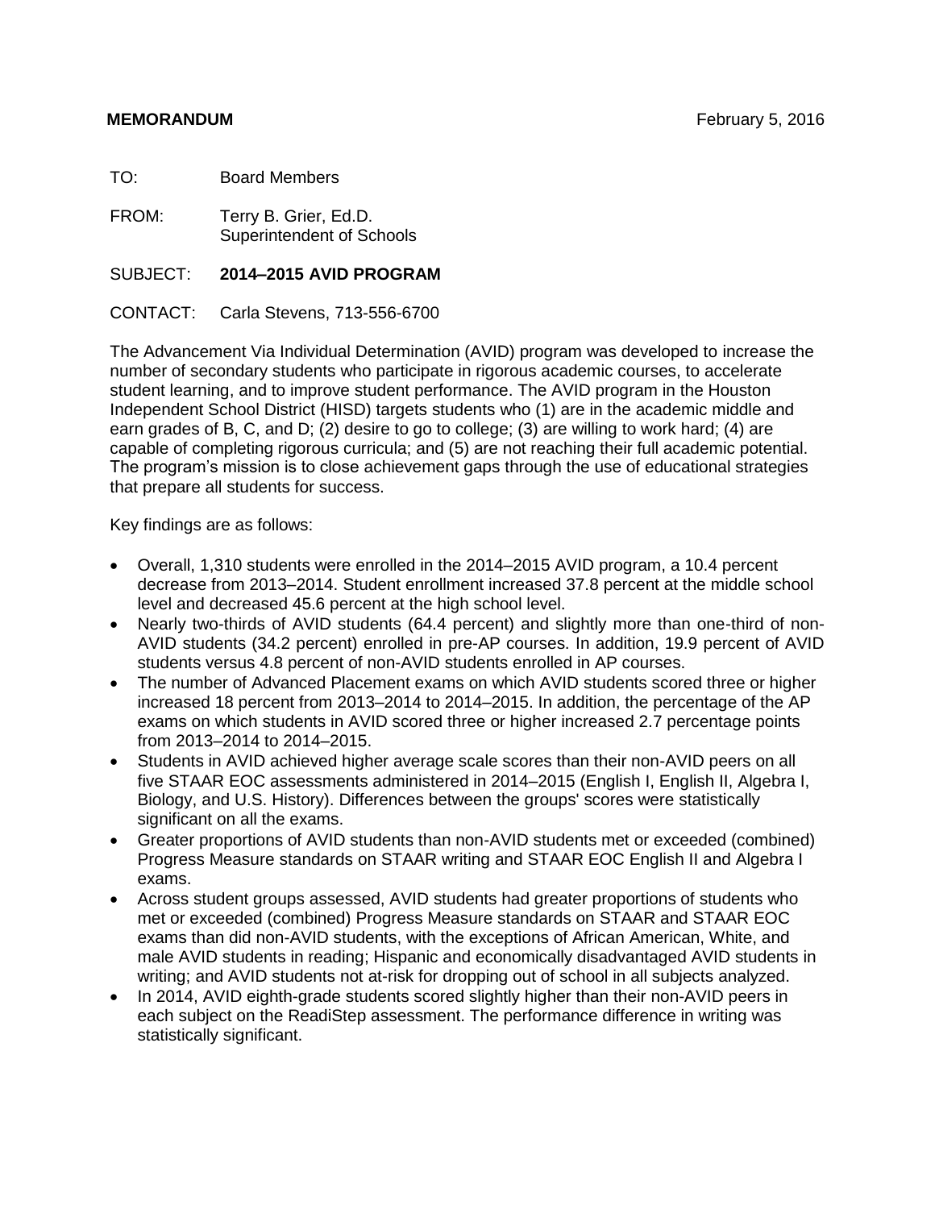**MEMORANDUM** February 5, 2016

TO: Board Members

FROM: Terry B. Grier, Ed.D.
Superintendent of Schools

SUBJECT: **2014–2015 AVID PROGRAM**

CONTACT: Carla Stevens, 713-556-6700

The Advancement Via Individual Determination (AVID) program was developed to increase the number of secondary students who participate in rigorous academic courses, to accelerate student learning, and to improve student performance. The AVID program in the Houston Independent School District (HISD) targets students who (1) are in the academic middle and earn grades of B, C, and D; (2) desire to go to college; (3) are willing to work hard; (4) are capable of completing rigorous curricula; and (5) are not reaching their full academic potential. The program's mission is to close achievement gaps through the use of educational strategies that prepare all students for success.

Key findings are as follows:

- Overall, 1,310 students were enrolled in the 2014–2015 AVID program, a 10.4 percent decrease from 2013–2014. Student enrollment increased 37.8 percent at the middle school level and decreased 45.6 percent at the high school level.
- Nearly two-thirds of AVID students (64.4 percent) and slightly more than one-third of non-AVID students (34.2 percent) enrolled in pre-AP courses. In addition, 19.9 percent of AVID students versus 4.8 percent of non-AVID students enrolled in AP courses.
- The number of Advanced Placement exams on which AVID students scored three or higher increased 18 percent from 2013–2014 to 2014–2015. In addition, the percentage of the AP exams on which students in AVID scored three or higher increased 2.7 percentage points from 2013–2014 to 2014–2015.
- Students in AVID achieved higher average scale scores than their non-AVID peers on all five STAAR EOC assessments administered in 2014–2015 (English I, English II, Algebra I, Biology, and U.S. History). Differences between the groups' scores were statistically significant on all the exams.
- Greater proportions of AVID students than non-AVID students met or exceeded (combined) Progress Measure standards on STAAR writing and STAAR EOC English II and Algebra I exams.
- Across student groups assessed, AVID students had greater proportions of students who met or exceeded (combined) Progress Measure standards on STAAR and STAAR EOC exams than did non-AVID students, with the exceptions of African American, White, and male AVID students in reading; Hispanic and economically disadvantaged AVID students in writing; and AVID students not at-risk for dropping out of school in all subjects analyzed.
- In 2014, AVID eighth-grade students scored slightly higher than their non-AVID peers in each subject on the ReadiStep assessment. The performance difference in writing was statistically significant.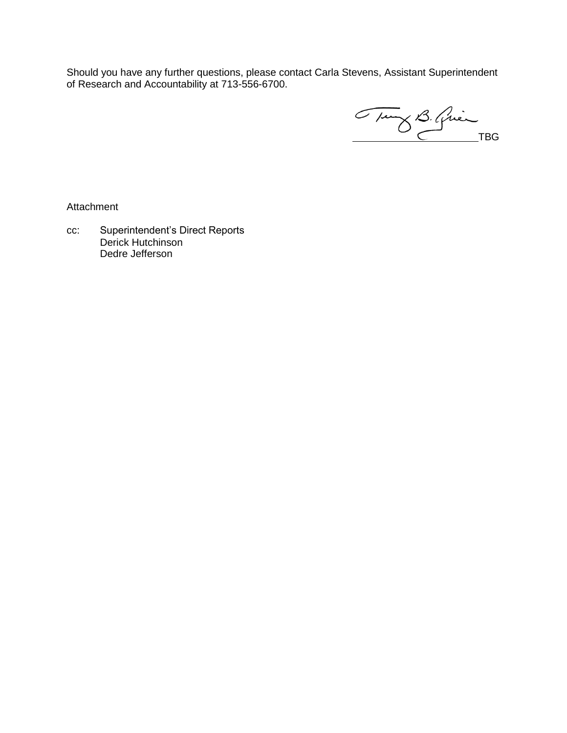Should you have any further questions, please contact Carla Stevens, Assistant Superintendent of Research and Accountability at 713-556-6700.

TBG

Attachment

cc: Superintendent's Direct Reports
Derick Hutchinson
Dedre Jefferson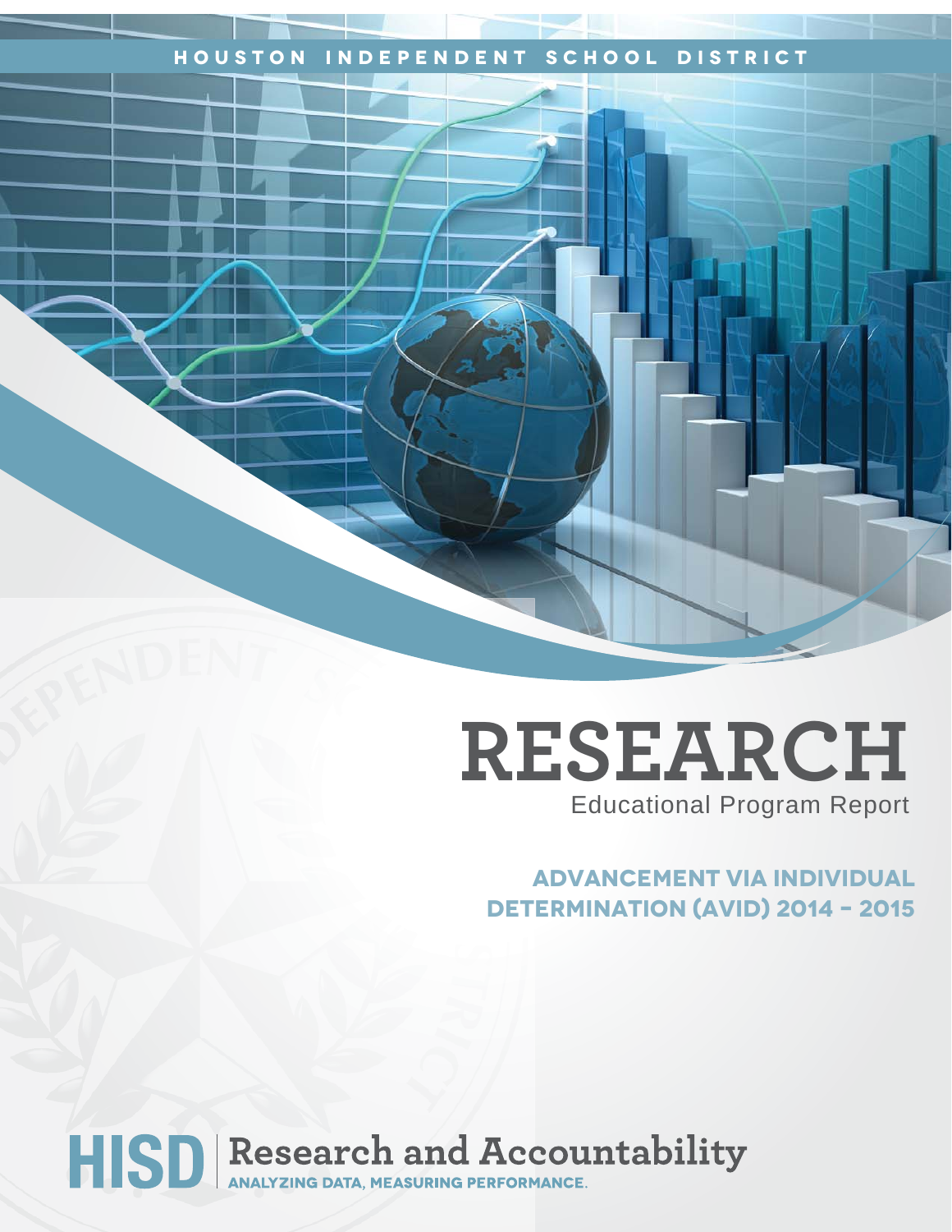HOUSTON INDEPENDENT SCHOOL DISTRICT

# RESEARCH

Educational Program Report

## ADVANCEMENT VIA INDIVIDUAL DETERMINATION (AVID) 2014 – 2015

HISD | Research and Accountability

ANALYZING DATA, MEASURING PERFORMANCE.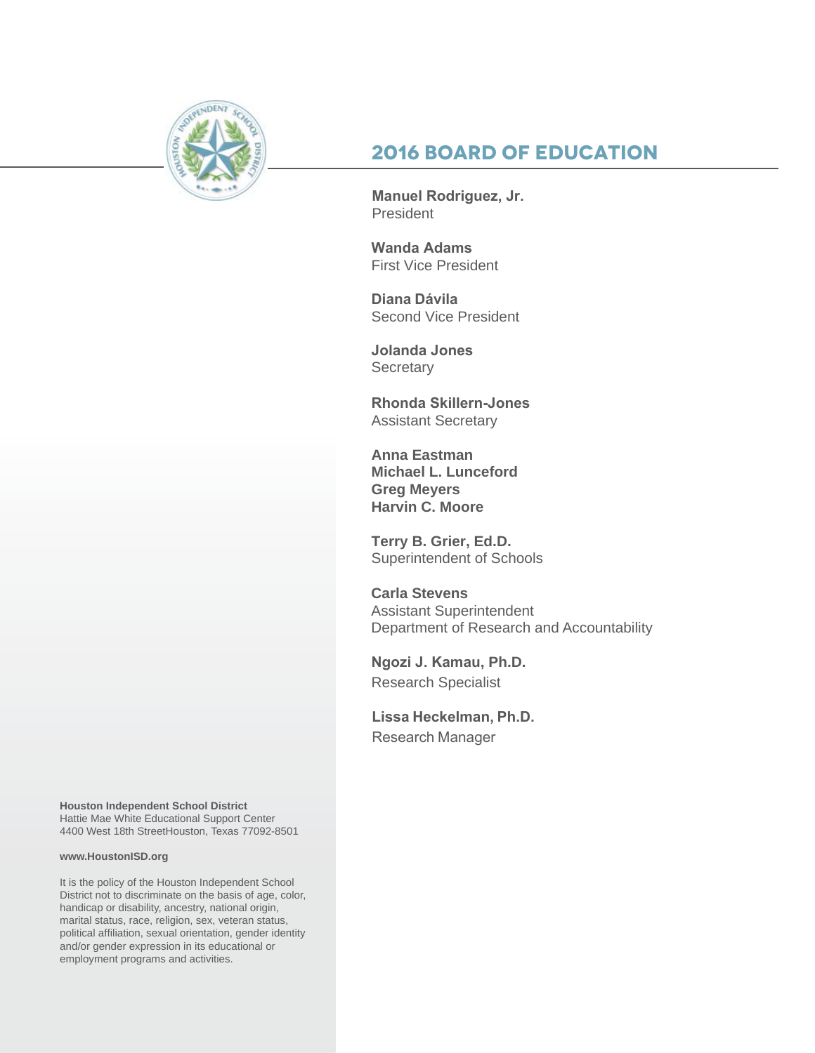## 2016 BOARD OF EDUCATION

**Manuel Rodriguez, Jr.**
President

**Wanda Adams**
First Vice President

**Diana Dávila**
Second Vice President

**Jolanda Jones**
Secretary

**Rhonda Skillern-Jones**
Assistant Secretary

**Anna Eastman**
**Michael L. Lunceford**
**Greg Meyers**
**Harvin C. Moore**

**Terry B. Grier, Ed.D.**
Superintendent of Schools

**Carla Stevens**
Assistant Superintendent
Department of Research and Accountability

**Ngozi J. Kamau, Ph.D.**
Research Specialist

**Lissa Heckelman, Ph.D.**
Research Manager

**Houston Independent School District**
Hattie Mae White Educational Support Center
4400 West 18th StreetHouston, Texas 77092-8501

**www.HoustonISD.org**

It is the policy of the Houston Independent School District not to discriminate on the basis of age, color, handicap or disability, ancestry, national origin, marital status, race, religion, sex, veteran status, political affiliation, sexual orientation, gender identity and/or gender expression in its educational or employment programs and activities.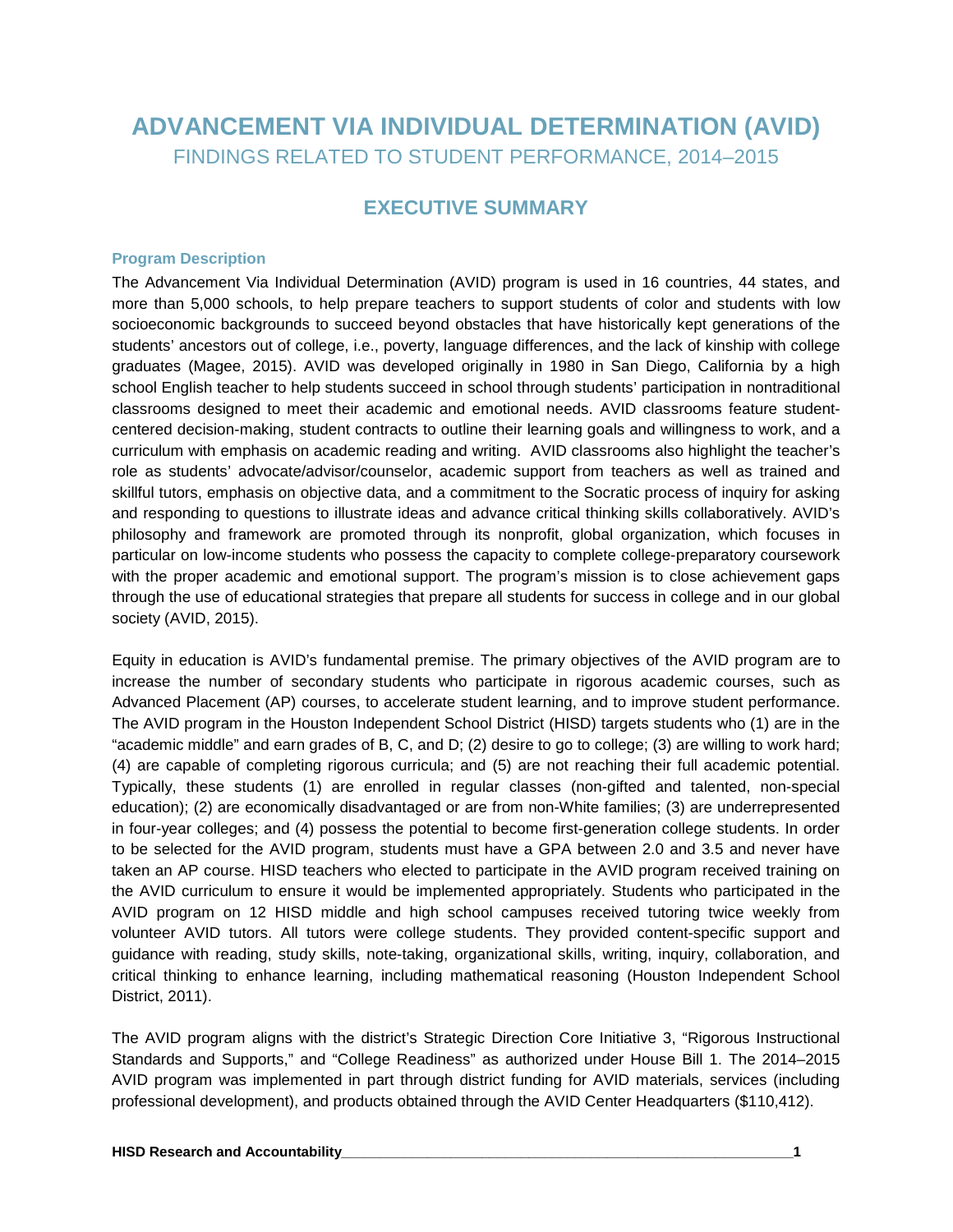# ADVANCEMENT VIA INDIVIDUAL DETERMINATION (AVID)

FINDINGS RELATED TO STUDENT PERFORMANCE, 2014–2015

## EXECUTIVE SUMMARY

### Program Description

The Advancement Via Individual Determination (AVID) program is used in 16 countries, 44 states, and more than 5,000 schools, to help prepare teachers to support students of color and students with low socioeconomic backgrounds to succeed beyond obstacles that have historically kept generations of the students' ancestors out of college, i.e., poverty, language differences, and the lack of kinship with college graduates (Magee, 2015). AVID was developed originally in 1980 in San Diego, California by a high school English teacher to help students succeed in school through students' participation in nontraditional classrooms designed to meet their academic and emotional needs. AVID classrooms feature student-centered decision-making, student contracts to outline their learning goals and willingness to work, and a curriculum with emphasis on academic reading and writing. AVID classrooms also highlight the teacher's role as students' advocate/advisor/counselor, academic support from teachers as well as trained and skillful tutors, emphasis on objective data, and a commitment to the Socratic process of inquiry for asking and responding to questions to illustrate ideas and advance critical thinking skills collaboratively. AVID's philosophy and framework are promoted through its nonprofit, global organization, which focuses in particular on low-income students who possess the capacity to complete college-preparatory coursework with the proper academic and emotional support. The program's mission is to close achievement gaps through the use of educational strategies that prepare all students for success in college and in our global society (AVID, 2015).

Equity in education is AVID's fundamental premise. The primary objectives of the AVID program are to increase the number of secondary students who participate in rigorous academic courses, such as Advanced Placement (AP) courses, to accelerate student learning, and to improve student performance. The AVID program in the Houston Independent School District (HISD) targets students who (1) are in the "academic middle" and earn grades of B, C, and D; (2) desire to go to college; (3) are willing to work hard; (4) are capable of completing rigorous curricula; and (5) are not reaching their full academic potential. Typically, these students (1) are enrolled in regular classes (non-gifted and talented, non-special education); (2) are economically disadvantaged or are from non-White families; (3) are underrepresented in four-year colleges; and (4) possess the potential to become first-generation college students. In order to be selected for the AVID program, students must have a GPA between 2.0 and 3.5 and never have taken an AP course. HISD teachers who elected to participate in the AVID program received training on the AVID curriculum to ensure it would be implemented appropriately. Students who participated in the AVID program on 12 HISD middle and high school campuses received tutoring twice weekly from volunteer AVID tutors. All tutors were college students. They provided content-specific support and guidance with reading, study skills, note-taking, organizational skills, writing, inquiry, collaboration, and critical thinking to enhance learning, including mathematical reasoning (Houston Independent School District, 2011).

The AVID program aligns with the district's Strategic Direction Core Initiative 3, "Rigorous Instructional Standards and Supports," and "College Readiness" as authorized under House Bill 1. The 2014–2015 AVID program was implemented in part through district funding for AVID materials, services (including professional development), and products obtained through the AVID Center Headquarters ($110,412).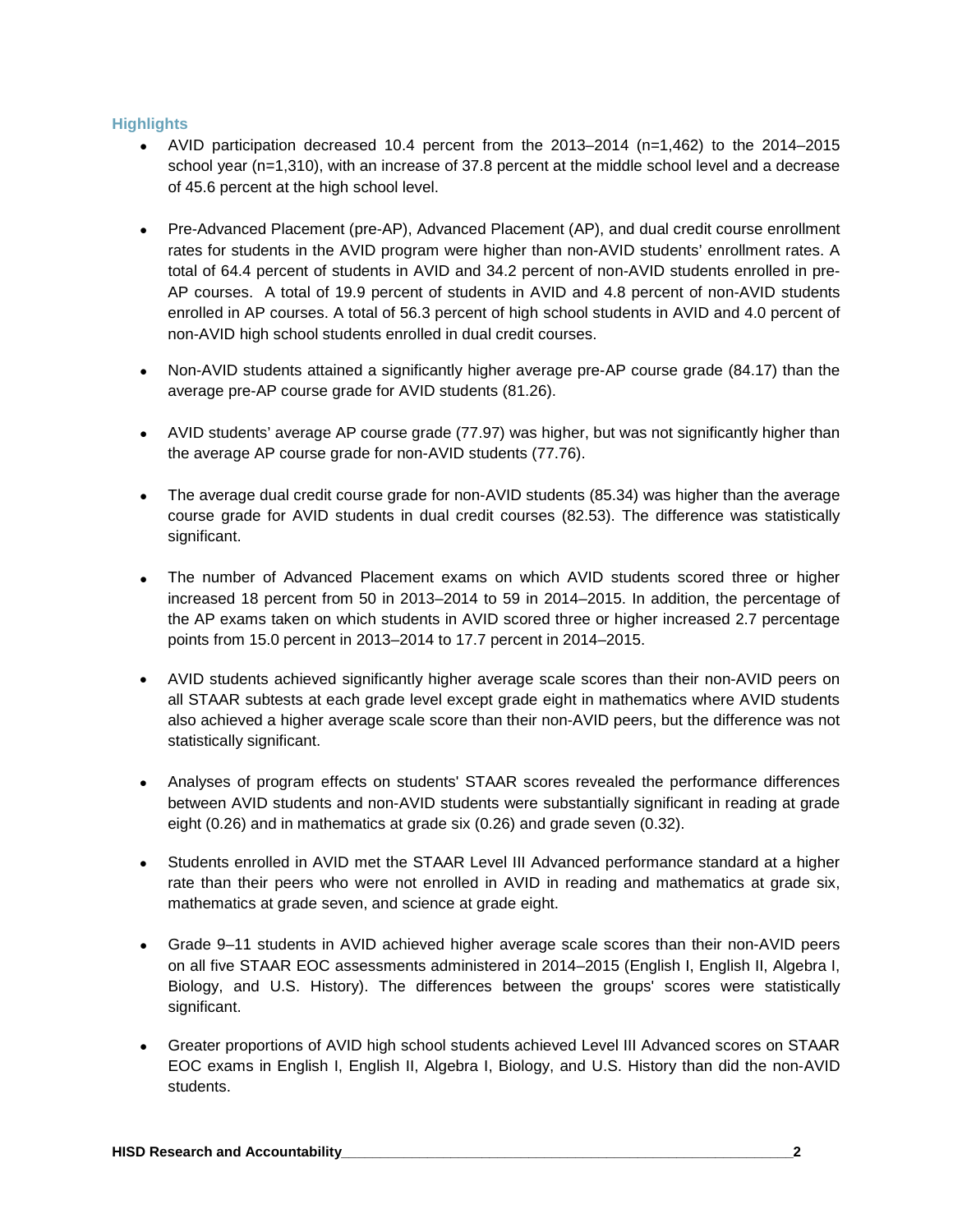### Highlights

- AVID participation decreased 10.4 percent from the 2013–2014 (n=1,462) to the 2014–2015 school year (n=1,310), with an increase of 37.8 percent at the middle school level and a decrease of 45.6 percent at the high school level.

- Pre-Advanced Placement (pre-AP), Advanced Placement (AP), and dual credit course enrollment rates for students in the AVID program were higher than non-AVID students' enrollment rates. A total of 64.4 percent of students in AVID and 34.2 percent of non-AVID students enrolled in pre-AP courses. A total of 19.9 percent of students in AVID and 4.8 percent of non-AVID students enrolled in AP courses. A total of 56.3 percent of high school students in AVID and 4.0 percent of non-AVID high school students enrolled in dual credit courses.

- Non-AVID students attained a significantly higher average pre-AP course grade (84.17) than the average pre-AP course grade for AVID students (81.26).

- AVID students' average AP course grade (77.97) was higher, but was not significantly higher than the average AP course grade for non-AVID students (77.76).

- The average dual credit course grade for non-AVID students (85.34) was higher than the average course grade for AVID students in dual credit courses (82.53). The difference was statistically significant.

- The number of Advanced Placement exams on which AVID students scored three or higher increased 18 percent from 50 in 2013–2014 to 59 in 2014–2015. In addition, the percentage of the AP exams taken on which students in AVID scored three or higher increased 2.7 percentage points from 15.0 percent in 2013–2014 to 17.7 percent in 2014–2015.

- AVID students achieved significantly higher average scale scores than their non-AVID peers on all STAAR subtests at each grade level except grade eight in mathematics where AVID students also achieved a higher average scale score than their non-AVID peers, but the difference was not statistically significant.

- Analyses of program effects on students' STAAR scores revealed the performance differences between AVID students and non-AVID students were substantially significant in reading at grade eight (0.26) and in mathematics at grade six (0.26) and grade seven (0.32).

- Students enrolled in AVID met the STAAR Level III Advanced performance standard at a higher rate than their peers who were not enrolled in AVID in reading and mathematics at grade six, mathematics at grade seven, and science at grade eight.

- Grade 9–11 students in AVID achieved higher average scale scores than their non-AVID peers on all five STAAR EOC assessments administered in 2014–2015 (English I, English II, Algebra I, Biology, and U.S. History). The differences between the groups' scores were statistically significant.

- Greater proportions of AVID high school students achieved Level III Advanced scores on STAAR EOC exams in English I, English II, Algebra I, Biology, and U.S. History than did the non-AVID students.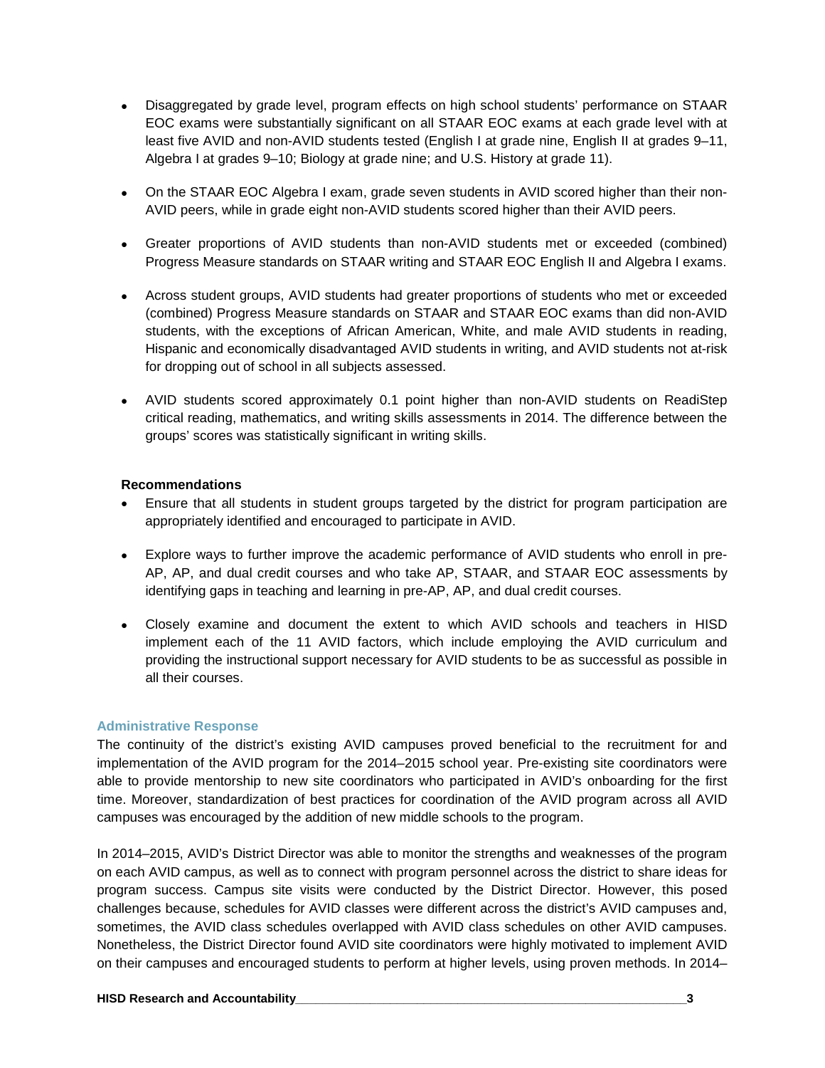- Disaggregated by grade level, program effects on high school students' performance on STAAR EOC exams were substantially significant on all STAAR EOC exams at each grade level with at least five AVID and non-AVID students tested (English I at grade nine, English II at grades 9–11, Algebra I at grades 9–10; Biology at grade nine; and U.S. History at grade 11).

- On the STAAR EOC Algebra I exam, grade seven students in AVID scored higher than their non-AVID peers, while in grade eight non-AVID students scored higher than their AVID peers.

- Greater proportions of AVID students than non-AVID students met or exceeded (combined) Progress Measure standards on STAAR writing and STAAR EOC English II and Algebra I exams.

- Across student groups, AVID students had greater proportions of students who met or exceeded (combined) Progress Measure standards on STAAR and STAAR EOC exams than did non-AVID students, with the exceptions of African American, White, and male AVID students in reading, Hispanic and economically disadvantaged AVID students in writing, and AVID students not at-risk for dropping out of school in all subjects assessed.

- AVID students scored approximately 0.1 point higher than non-AVID students on ReadiStep critical reading, mathematics, and writing skills assessments in 2014. The difference between the groups' scores was statistically significant in writing skills.

**Recommendations**

- Ensure that all students in student groups targeted by the district for program participation are appropriately identified and encouraged to participate in AVID.

- Explore ways to further improve the academic performance of AVID students who enroll in pre-AP, AP, and dual credit courses and who take AP, STAAR, and STAAR EOC assessments by identifying gaps in teaching and learning in pre-AP, AP, and dual credit courses.

- Closely examine and document the extent to which AVID schools and teachers in HISD implement each of the 11 AVID factors, which include employing the AVID curriculum and providing the instructional support necessary for AVID students to be as successful as possible in all their courses.

### Administrative Response

The continuity of the district's existing AVID campuses proved beneficial to the recruitment for and implementation of the AVID program for the 2014–2015 school year. Pre-existing site coordinators were able to provide mentorship to new site coordinators who participated in AVID's onboarding for the first time. Moreover, standardization of best practices for coordination of the AVID program across all AVID campuses was encouraged by the addition of new middle schools to the program.

In 2014–2015, AVID's District Director was able to monitor the strengths and weaknesses of the program on each AVID campus, as well as to connect with program personnel across the district to share ideas for program success. Campus site visits were conducted by the District Director. However, this posed challenges because, schedules for AVID classes were different across the district's AVID campuses and, sometimes, the AVID class schedules overlapped with AVID class schedules on other AVID campuses. Nonetheless, the District Director found AVID site coordinators were highly motivated to implement AVID on their campuses and encouraged students to perform at higher levels, using proven methods. In 2014–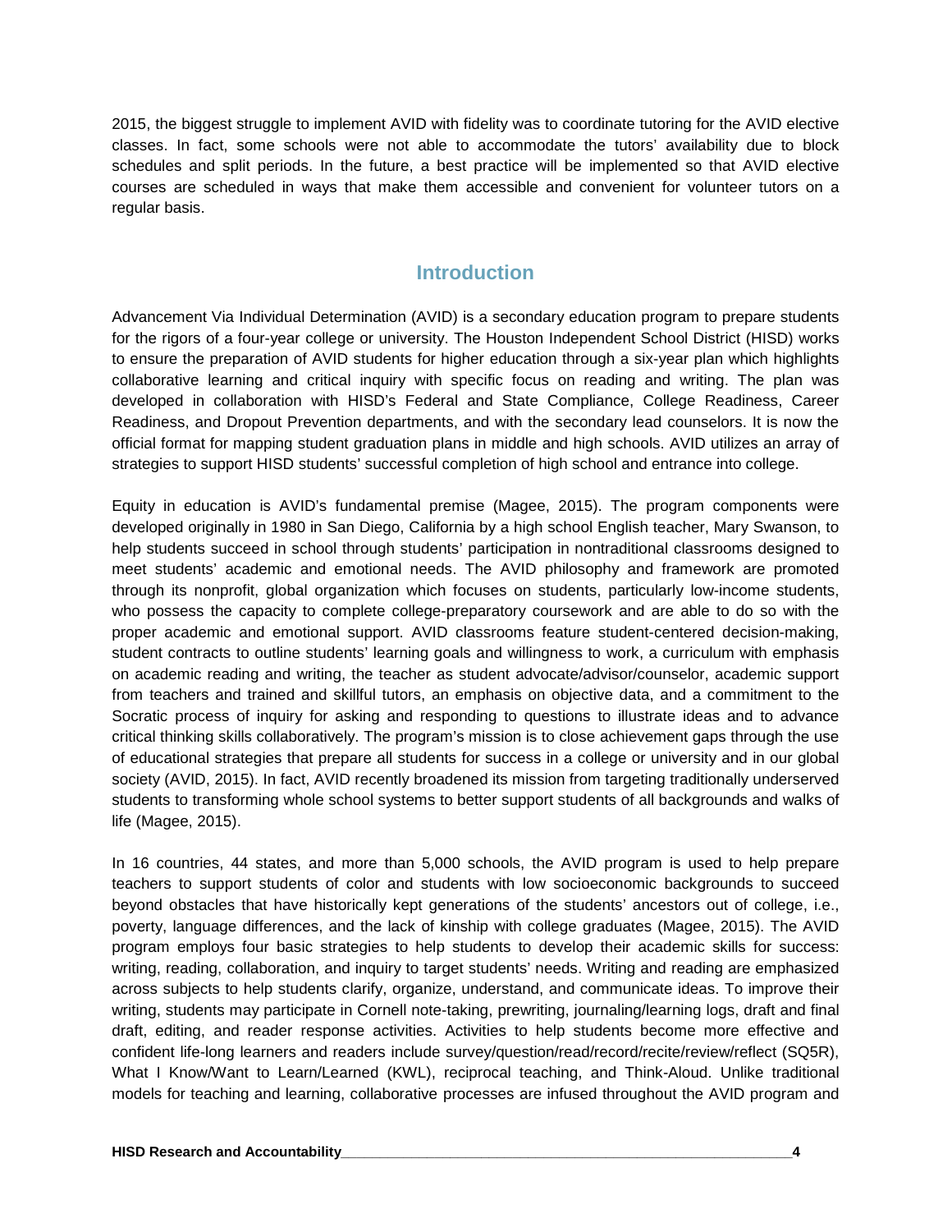2015, the biggest struggle to implement AVID with fidelity was to coordinate tutoring for the AVID elective classes. In fact, some schools were not able to accommodate the tutors' availability due to block schedules and split periods. In the future, a best practice will be implemented so that AVID elective courses are scheduled in ways that make them accessible and convenient for volunteer tutors on a regular basis.

## Introduction

Advancement Via Individual Determination (AVID) is a secondary education program to prepare students for the rigors of a four-year college or university. The Houston Independent School District (HISD) works to ensure the preparation of AVID students for higher education through a six-year plan which highlights collaborative learning and critical inquiry with specific focus on reading and writing. The plan was developed in collaboration with HISD's Federal and State Compliance, College Readiness, Career Readiness, and Dropout Prevention departments, and with the secondary lead counselors. It is now the official format for mapping student graduation plans in middle and high schools. AVID utilizes an array of strategies to support HISD students' successful completion of high school and entrance into college.

Equity in education is AVID's fundamental premise (Magee, 2015). The program components were developed originally in 1980 in San Diego, California by a high school English teacher, Mary Swanson, to help students succeed in school through students' participation in nontraditional classrooms designed to meet students' academic and emotional needs. The AVID philosophy and framework are promoted through its nonprofit, global organization which focuses on students, particularly low-income students, who possess the capacity to complete college-preparatory coursework and are able to do so with the proper academic and emotional support. AVID classrooms feature student-centered decision-making, student contracts to outline students' learning goals and willingness to work, a curriculum with emphasis on academic reading and writing, the teacher as student advocate/advisor/counselor, academic support from teachers and trained and skillful tutors, an emphasis on objective data, and a commitment to the Socratic process of inquiry for asking and responding to questions to illustrate ideas and to advance critical thinking skills collaboratively. The program's mission is to close achievement gaps through the use of educational strategies that prepare all students for success in a college or university and in our global society (AVID, 2015). In fact, AVID recently broadened its mission from targeting traditionally underserved students to transforming whole school systems to better support students of all backgrounds and walks of life (Magee, 2015).

In 16 countries, 44 states, and more than 5,000 schools, the AVID program is used to help prepare teachers to support students of color and students with low socioeconomic backgrounds to succeed beyond obstacles that have historically kept generations of the students' ancestors out of college, i.e., poverty, language differences, and the lack of kinship with college graduates (Magee, 2015). The AVID program employs four basic strategies to help students to develop their academic skills for success: writing, reading, collaboration, and inquiry to target students' needs. Writing and reading are emphasized across subjects to help students clarify, organize, understand, and communicate ideas. To improve their writing, students may participate in Cornell note-taking, prewriting, journaling/learning logs, draft and final draft, editing, and reader response activities. Activities to help students become more effective and confident life-long learners and readers include survey/question/read/record/recite/review/reflect (SQ5R), What I Know/Want to Learn/Learned (KWL), reciprocal teaching, and Think-Aloud. Unlike traditional models for teaching and learning, collaborative processes are infused throughout the AVID program and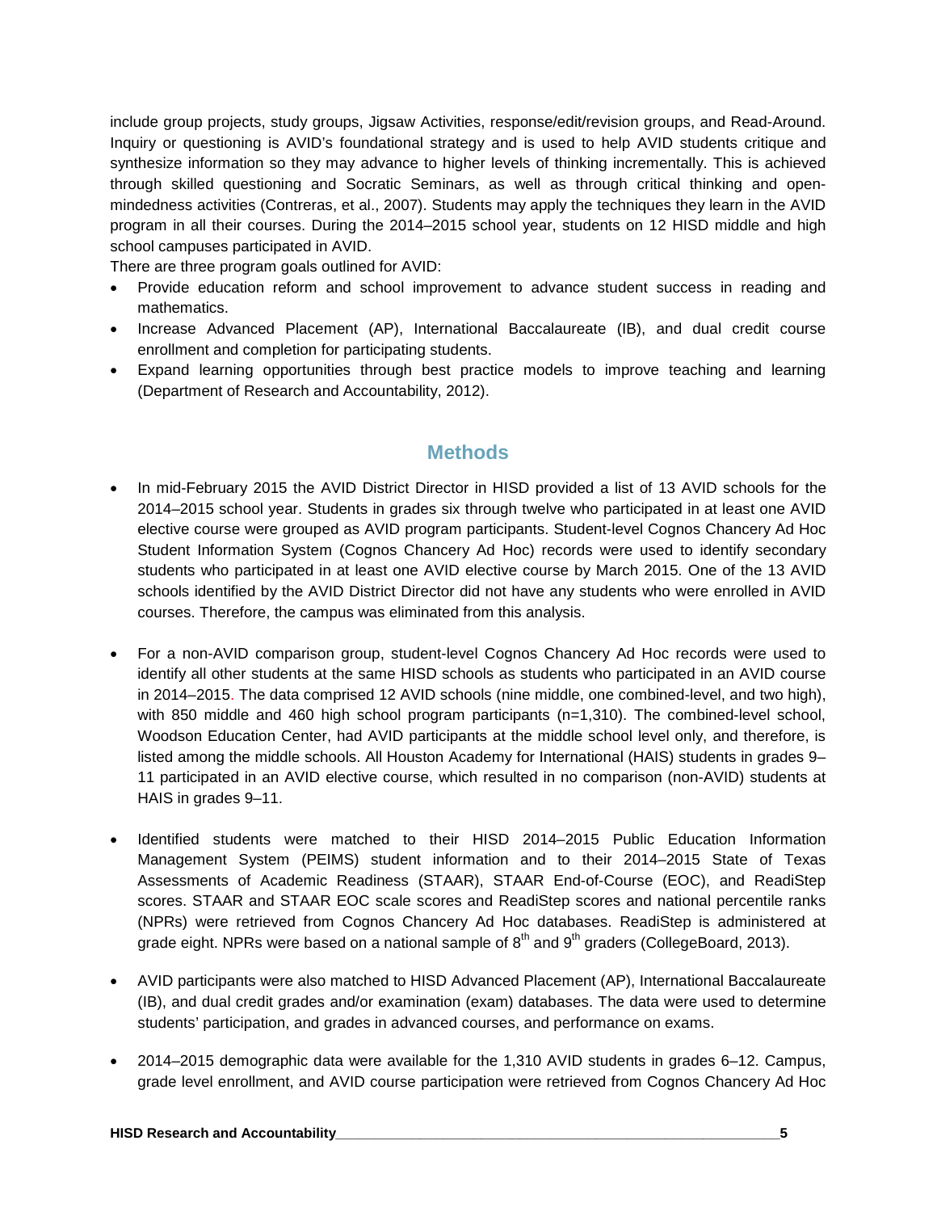include group projects, study groups, Jigsaw Activities, response/edit/revision groups, and Read-Around. Inquiry or questioning is AVID's foundational strategy and is used to help AVID students critique and synthesize information so they may advance to higher levels of thinking incrementally. This is achieved through skilled questioning and Socratic Seminars, as well as through critical thinking and open-mindedness activities (Contreras, et al., 2007). Students may apply the techniques they learn in the AVID program in all their courses. During the 2014–2015 school year, students on 12 HISD middle and high school campuses participated in AVID.

There are three program goals outlined for AVID:

- Provide education reform and school improvement to advance student success in reading and mathematics.
- Increase Advanced Placement (AP), International Baccalaureate (IB), and dual credit course enrollment and completion for participating students.
- Expand learning opportunities through best practice models to improve teaching and learning (Department of Research and Accountability, 2012).

## Methods

- In mid-February 2015 the AVID District Director in HISD provided a list of 13 AVID schools for the 2014–2015 school year. Students in grades six through twelve who participated in at least one AVID elective course were grouped as AVID program participants. Student-level Cognos Chancery Ad Hoc Student Information System (Cognos Chancery Ad Hoc) records were used to identify secondary students who participated in at least one AVID elective course by March 2015. One of the 13 AVID schools identified by the AVID District Director did not have any students who were enrolled in AVID courses. Therefore, the campus was eliminated from this analysis.

- For a non-AVID comparison group, student-level Cognos Chancery Ad Hoc records were used to identify all other students at the same HISD schools as students who participated in an AVID course in 2014–2015. The data comprised 12 AVID schools (nine middle, one combined-level, and two high), with 850 middle and 460 high school program participants (n=1,310). The combined-level school, Woodson Education Center, had AVID participants at the middle school level only, and therefore, is listed among the middle schools. All Houston Academy for International (HAIS) students in grades 9–11 participated in an AVID elective course, which resulted in no comparison (non-AVID) students at HAIS in grades 9–11.

- Identified students were matched to their HISD 2014–2015 Public Education Information Management System (PEIMS) student information and to their 2014–2015 State of Texas Assessments of Academic Readiness (STAAR), STAAR End-of-Course (EOC), and ReadiStep scores. STAAR and STAAR EOC scale scores and ReadiStep scores and national percentile ranks (NPRs) were retrieved from Cognos Chancery Ad Hoc databases. ReadiStep is administered at grade eight. NPRs were based on a national sample of 8th and 9th graders (CollegeBoard, 2013).

- AVID participants were also matched to HISD Advanced Placement (AP), International Baccalaureate (IB), and dual credit grades and/or examination (exam) databases. The data were used to determine students' participation, and grades in advanced courses, and performance on exams.

- 2014–2015 demographic data were available for the 1,310 AVID students in grades 6–12. Campus, grade level enrollment, and AVID course participation were retrieved from Cognos Chancery Ad Hoc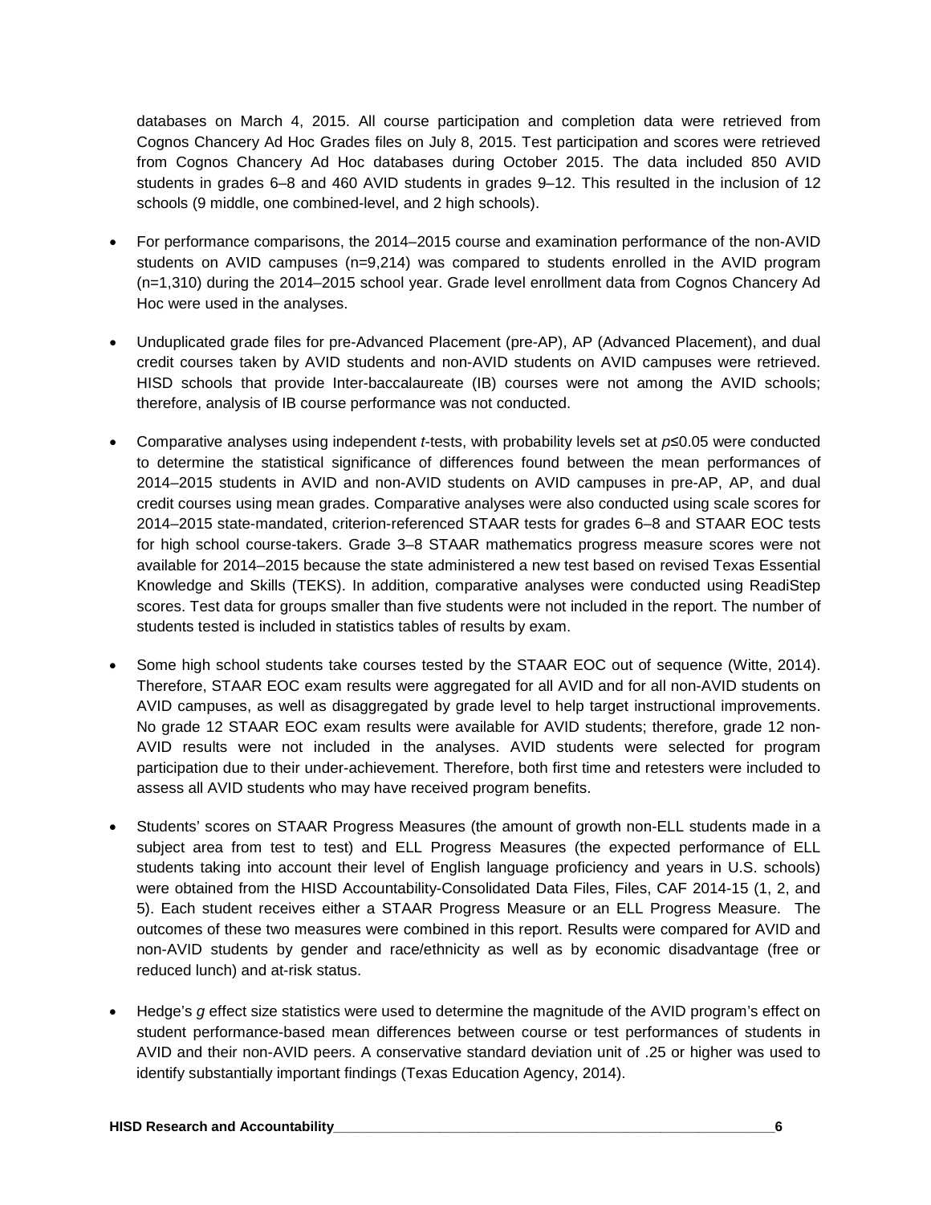databases on March 4, 2015. All course participation and completion data were retrieved from Cognos Chancery Ad Hoc Grades files on July 8, 2015. Test participation and scores were retrieved from Cognos Chancery Ad Hoc databases during October 2015. The data included 850 AVID students in grades 6–8 and 460 AVID students in grades 9–12. This resulted in the inclusion of 12 schools (9 middle, one combined-level, and 2 high schools).

- For performance comparisons, the 2014–2015 course and examination performance of the non-AVID students on AVID campuses (n=9,214) was compared to students enrolled in the AVID program (n=1,310) during the 2014–2015 school year. Grade level enrollment data from Cognos Chancery Ad Hoc were used in the analyses.

- Unduplicated grade files for pre-Advanced Placement (pre-AP), AP (Advanced Placement), and dual credit courses taken by AVID students and non-AVID students on AVID campuses were retrieved. HISD schools that provide Inter-baccalaureate (IB) courses were not among the AVID schools; therefore, analysis of IB course performance was not conducted.

- Comparative analyses using independent *t*-tests, with probability levels set at $p \leq 0.05$ were conducted to determine the statistical significance of differences found between the mean performances of 2014–2015 students in AVID and non-AVID students on AVID campuses in pre-AP, AP, and dual credit courses using mean grades. Comparative analyses were also conducted using scale scores for 2014–2015 state-mandated, criterion-referenced STAAR tests for grades 6–8 and STAAR EOC tests for high school course-takers. Grade 3–8 STAAR mathematics progress measure scores were not available for 2014–2015 because the state administered a new test based on revised Texas Essential Knowledge and Skills (TEKS). In addition, comparative analyses were conducted using ReadiStep scores. Test data for groups smaller than five students were not included in the report. The number of students tested is included in statistics tables of results by exam.

- Some high school students take courses tested by the STAAR EOC out of sequence (Witte, 2014). Therefore, STAAR EOC exam results were aggregated for all AVID and for all non-AVID students on AVID campuses, as well as disaggregated by grade level to help target instructional improvements. No grade 12 STAAR EOC exam results were available for AVID students; therefore, grade 12 non-AVID results were not included in the analyses. AVID students were selected for program participation due to their under-achievement. Therefore, both first time and retesters were included to assess all AVID students who may have received program benefits.

- Students' scores on STAAR Progress Measures (the amount of growth non-ELL students made in a subject area from test to test) and ELL Progress Measures (the expected performance of ELL students taking into account their level of English language proficiency and years in U.S. schools) were obtained from the HISD Accountability-Consolidated Data Files, Files, CAF 2014-15 (1, 2, and 5). Each student receives either a STAAR Progress Measure or an ELL Progress Measure. The outcomes of these two measures were combined in this report. Results were compared for AVID and non-AVID students by gender and race/ethnicity as well as by economic disadvantage (free or reduced lunch) and at-risk status.

- Hedge's *g* effect size statistics were used to determine the magnitude of the AVID program's effect on student performance-based mean differences between course or test performances of students in AVID and their non-AVID peers. A conservative standard deviation unit of .25 or higher was used to identify substantially important findings (Texas Education Agency, 2014).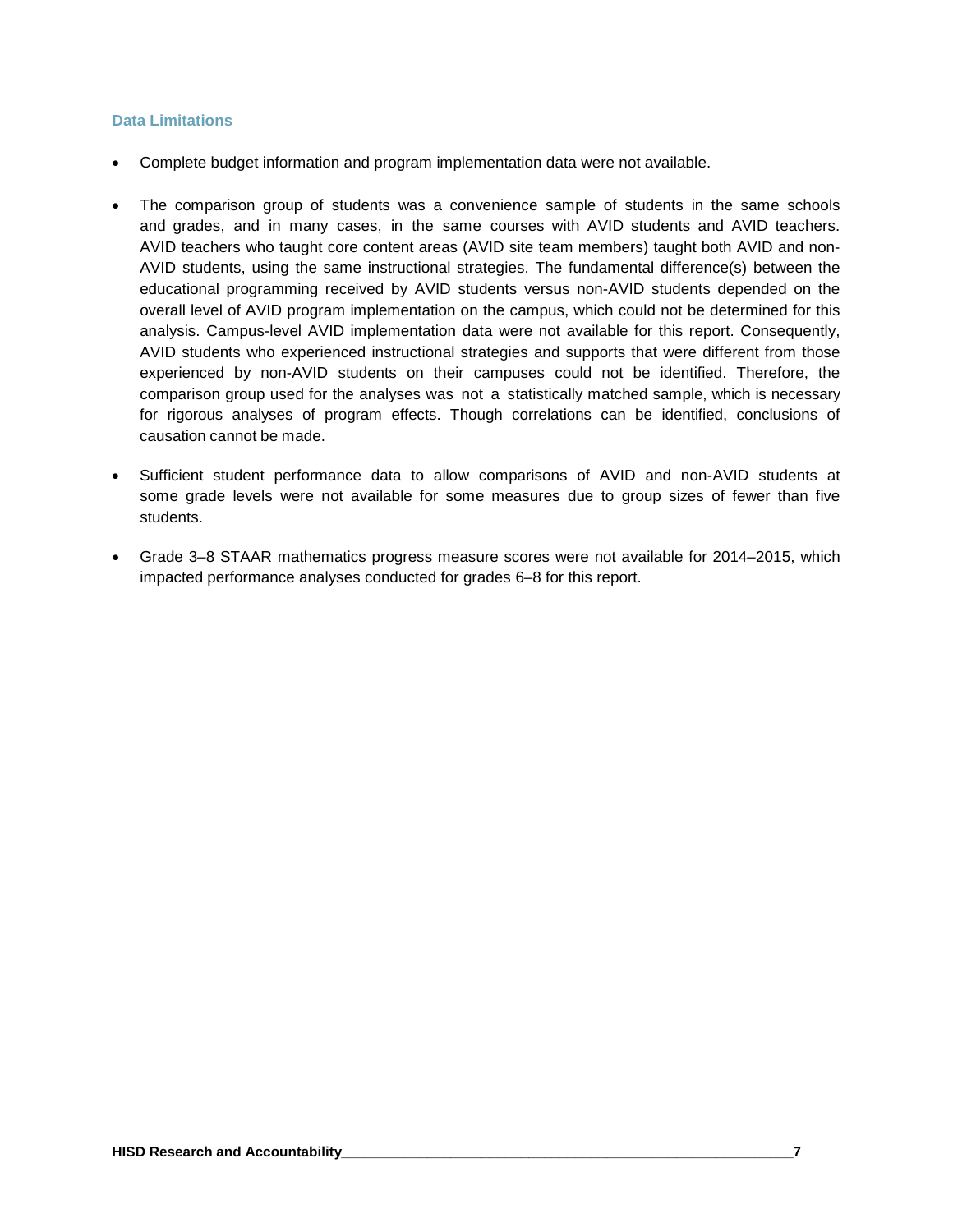### Data Limitations

- Complete budget information and program implementation data were not available.

- The comparison group of students was a convenience sample of students in the same schools and grades, and in many cases, in the same courses with AVID students and AVID teachers. AVID teachers who taught core content areas (AVID site team members) taught both AVID and non-AVID students, using the same instructional strategies. The fundamental difference(s) between the educational programming received by AVID students versus non-AVID students depended on the overall level of AVID program implementation on the campus, which could not be determined for this analysis. Campus-level AVID implementation data were not available for this report. Consequently, AVID students who experienced instructional strategies and supports that were different from those experienced by non-AVID students on their campuses could not be identified. Therefore, the comparison group used for the analyses was not a statistically matched sample, which is necessary for rigorous analyses of program effects. Though correlations can be identified, conclusions of causation cannot be made.

- Sufficient student performance data to allow comparisons of AVID and non-AVID students at some grade levels were not available for some measures due to group sizes of fewer than five students.

- Grade 3–8 STAAR mathematics progress measure scores were not available for 2014–2015, which impacted performance analyses conducted for grades 6–8 for this report.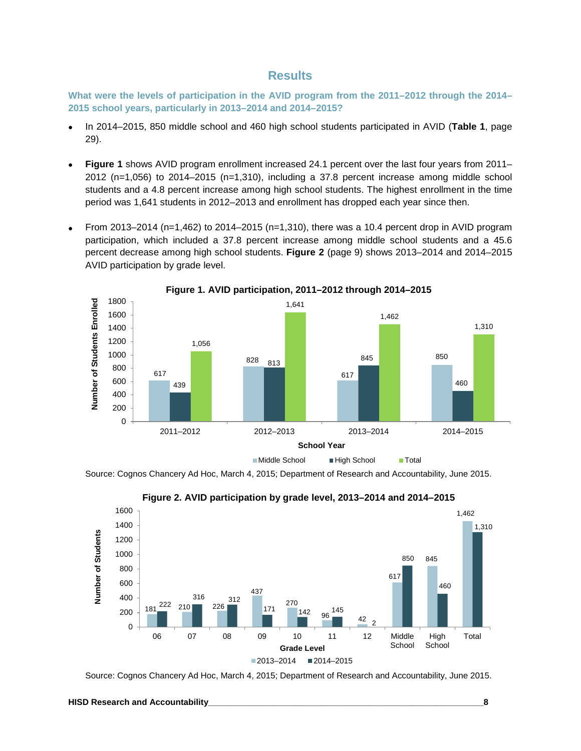# Results

**What were the levels of participation in the AVID program from the 2011–2012 through the 2014–2015 school years, particularly in 2013–2014 and 2014–2015?**

- In 2014–2015, 850 middle school and 460 high school students participated in AVID (**Table 1**, page 29).
- **Figure 1** shows AVID program enrollment increased 24.1 percent over the last four years from 2011–2012 (n=1,056) to 2014–2015 (n=1,310), including a 37.8 percent increase among middle school students and a 4.8 percent increase among high school students. The highest enrollment in the time period was 1,641 students in 2012–2013 and enrollment has dropped each year since then.
- From 2013–2014 (n=1,462) to 2014–2015 (n=1,310), there was a 10.4 percent drop in AVID program participation, which included a 37.8 percent increase among middle school students and a 45.6 percent decrease among high school students. **Figure 2** (page 9) shows 2013–2014 and 2014–2015 AVID participation by grade level.

**Figure 1. AVID participation, 2011–2012 through 2014–2015**

| School Year | Middle School | High School | Total |
|---|---|---|---|
| 2011–2012 | 617 | 439 | 1,056 |
| 2012–2013 | 828 | 813 | 1,641 |
| 2013–2014 | 617 | 845 | 1,462 |
| 2014–2015 | 850 | 460 | 1,310 |

Source: Cognos Chancery Ad Hoc, March 4, 2015; Department of Research and Accountability, June 2015.

**Figure 2. AVID participation by grade level, 2013–2014 and 2014–2015**

| Grade Level | 2013–2014 | 2014–2015 |
|---|---|---|
| 06 | 181 | 222 |
| 07 | 210 | 316 |
| 08 | 226 | 312 |
| 09 | 437 | 171 |
| 10 | 270 | 142 |
| 11 | 96 | 145 |
| 12 | 42 | 2 |
| Middle School | 617 | 850 |
| High School | 845 | 460 |
| Total | 1,462 | 1,310 |

Source: Cognos Chancery Ad Hoc, March 4, 2015; Department of Research and Accountability, June 2015.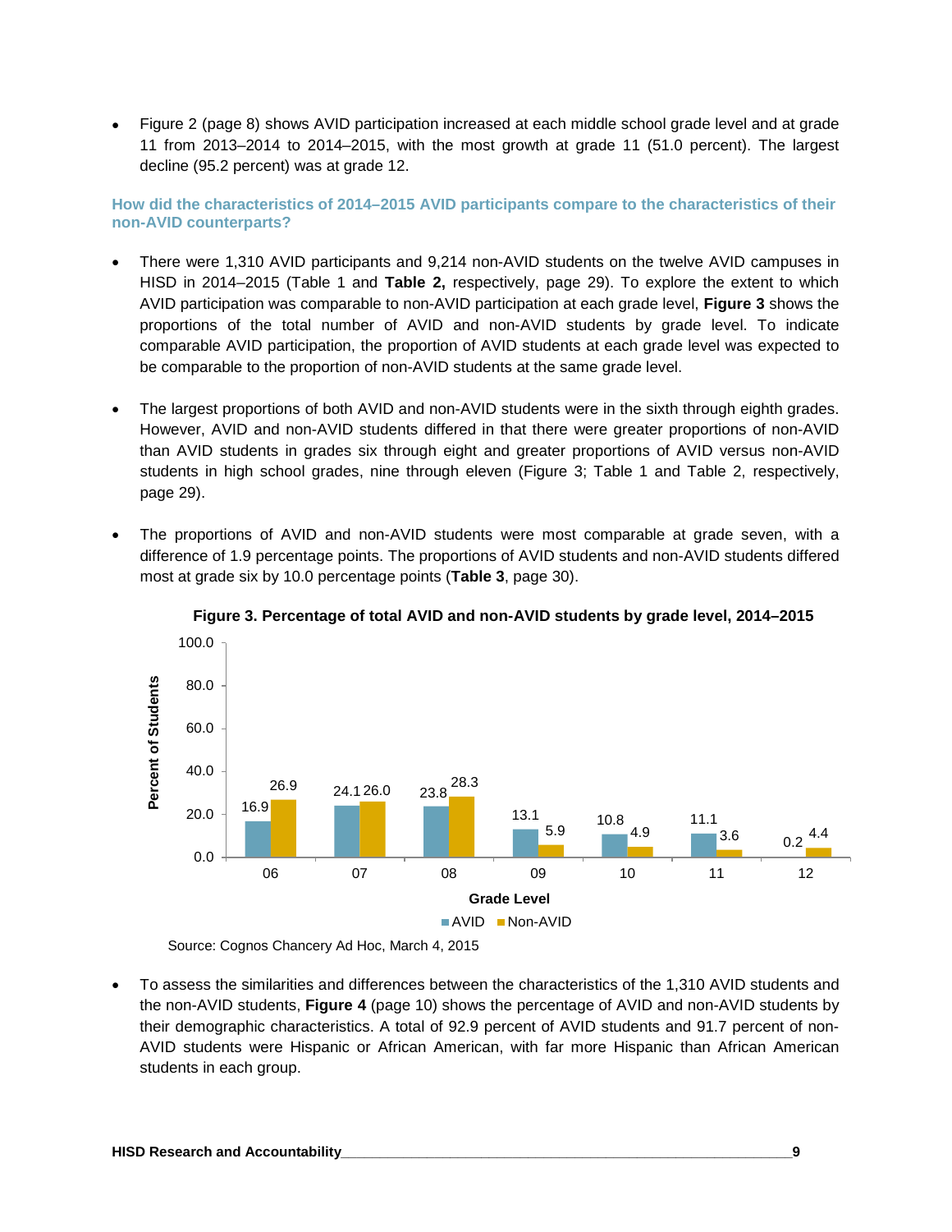- Figure 2 (page 8) shows AVID participation increased at each middle school grade level and at grade 11 from 2013–2014 to 2014–2015, with the most growth at grade 11 (51.0 percent). The largest decline (95.2 percent) was at grade 12.

### How did the characteristics of 2014–2015 AVID participants compare to the characteristics of their non-AVID counterparts?

- There were 1,310 AVID participants and 9,214 non-AVID students on the twelve AVID campuses in HISD in 2014–2015 (Table 1 and **Table 2,** respectively, page 29). To explore the extent to which AVID participation was comparable to non-AVID participation at each grade level, **Figure 3** shows the proportions of the total number of AVID and non-AVID students by grade level. To indicate comparable AVID participation, the proportion of AVID students at each grade level was expected to be comparable to the proportion of non-AVID students at the same grade level.

- The largest proportions of both AVID and non-AVID students were in the sixth through eighth grades. However, AVID and non-AVID students differed in that there were greater proportions of non-AVID than AVID students in grades six through eight and greater proportions of AVID versus non-AVID students in high school grades, nine through eleven (Figure 3; Table 1 and Table 2, respectively, page 29).

- The proportions of AVID and non-AVID students were most comparable at grade seven, with a difference of 1.9 percentage points. The proportions of AVID students and non-AVID students differed most at grade six by 10.0 percentage points (**Table 3**, page 30).

**Figure 3. Percentage of total AVID and non-AVID students by grade level, 2014–2015**

| Grade Level | AVID | Non-AVID |
|---|---|---|
| 06 | 16.9 | 26.9 |
| 07 | 24.1 | 26.0 |
| 08 | 23.8 | 28.3 |
| 09 | 13.1 | 5.9 |
| 10 | 10.8 | 4.9 |
| 11 | 11.1 | 3.6 |
| 12 | 0.2 | 4.4 |

Source: Cognos Chancery Ad Hoc, March 4, 2015

- To assess the similarities and differences between the characteristics of the 1,310 AVID students and the non-AVID students, **Figure 4** (page 10) shows the percentage of AVID and non-AVID students by their demographic characteristics. A total of 92.9 percent of AVID students and 91.7 percent of non-AVID students were Hispanic or African American, with far more Hispanic than African American students in each group.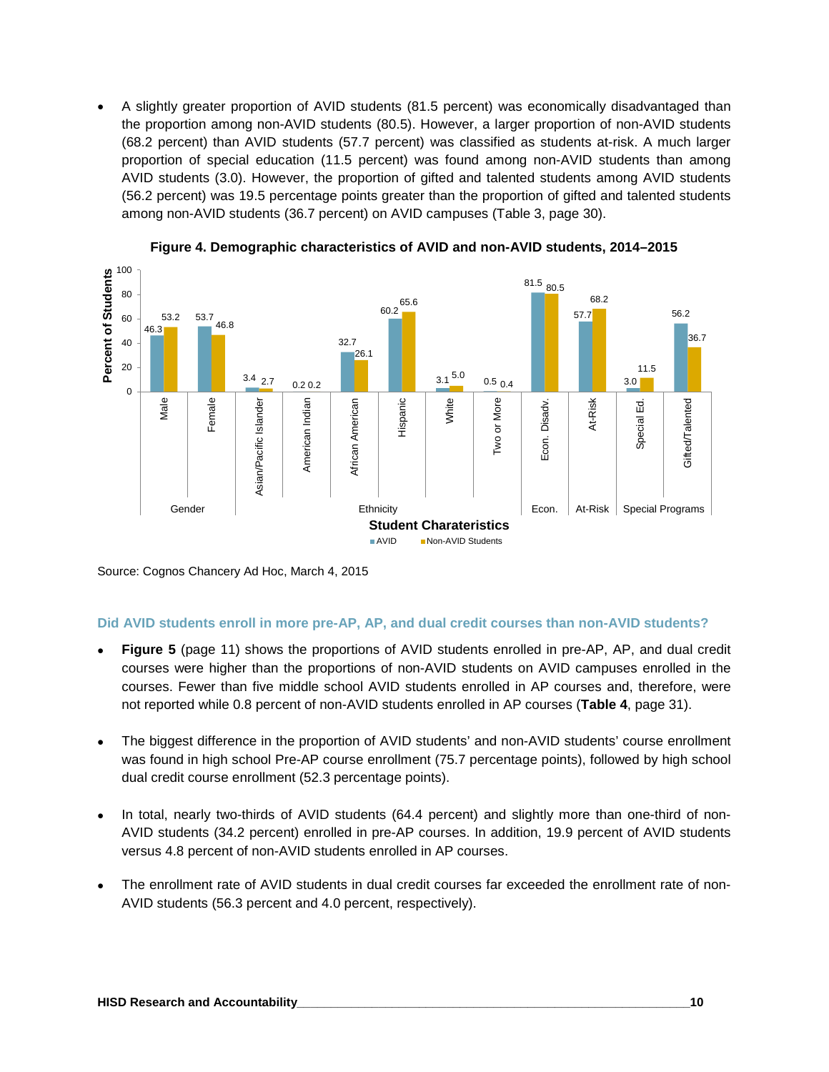- A slightly greater proportion of AVID students (81.5 percent) was economically disadvantaged than the proportion among non-AVID students (80.5). However, a larger proportion of non-AVID students (68.2 percent) than AVID students (57.7 percent) was classified as students at-risk. A much larger proportion of special education (11.5 percent) was found among non-AVID students than among AVID students (3.0). However, the proportion of gifted and talented students among AVID students (56.2 percent) was 19.5 percentage points greater than the proportion of gifted and talented students among non-AVID students (36.7 percent) on AVID campuses (Table 3, page 30).

**Figure 4. Demographic characteristics of AVID and non-AVID students, 2014–2015**

| Category | Student Characteristics | AVID | Non-AVID Students |
|---|---|---|---|
| Gender | Male | 46.3 | 53.2 |
| Gender | Female | 53.7 | 46.8 |
| Ethnicity | Asian/Pacific Islander | 3.4 | 2.7 |
| Ethnicity | American Indian | 0.2 | 0.2 |
| Ethnicity | African American | 32.7 | 26.1 |
| Ethnicity | Hispanic | 60.2 | 65.6 |
| Ethnicity | White | 3.1 | 5.0 |
| Ethnicity | Two or More | 0.5 | 0.4 |
| Econ. | Econ. Disadv. | 81.5 | 80.5 |
| At-Risk | At-Risk | 57.7 | 68.2 |
| Special Programs | Special Ed. | 3.0 | 11.5 |
| Special Programs | Gifted/Talented | 56.2 | 36.7 |

Source: Cognos Chancery Ad Hoc, March 4, 2015

### Did AVID students enroll in more pre-AP, AP, and dual credit courses than non-AVID students?

- **Figure 5** (page 11) shows the proportions of AVID students enrolled in pre-AP, AP, and dual credit courses were higher than the proportions of non-AVID students on AVID campuses enrolled in the courses. Fewer than five middle school AVID students enrolled in AP courses and, therefore, were not reported while 0.8 percent of non-AVID students enrolled in AP courses (**Table 4**, page 31).

- The biggest difference in the proportion of AVID students' and non-AVID students' course enrollment was found in high school Pre-AP course enrollment (75.7 percentage points), followed by high school dual credit course enrollment (52.3 percentage points).

- In total, nearly two-thirds of AVID students (64.4 percent) and slightly more than one-third of non-AVID students (34.2 percent) enrolled in pre-AP courses. In addition, 19.9 percent of AVID students versus 4.8 percent of non-AVID students enrolled in AP courses.

- The enrollment rate of AVID students in dual credit courses far exceeded the enrollment rate of non-AVID students (56.3 percent and 4.0 percent, respectively).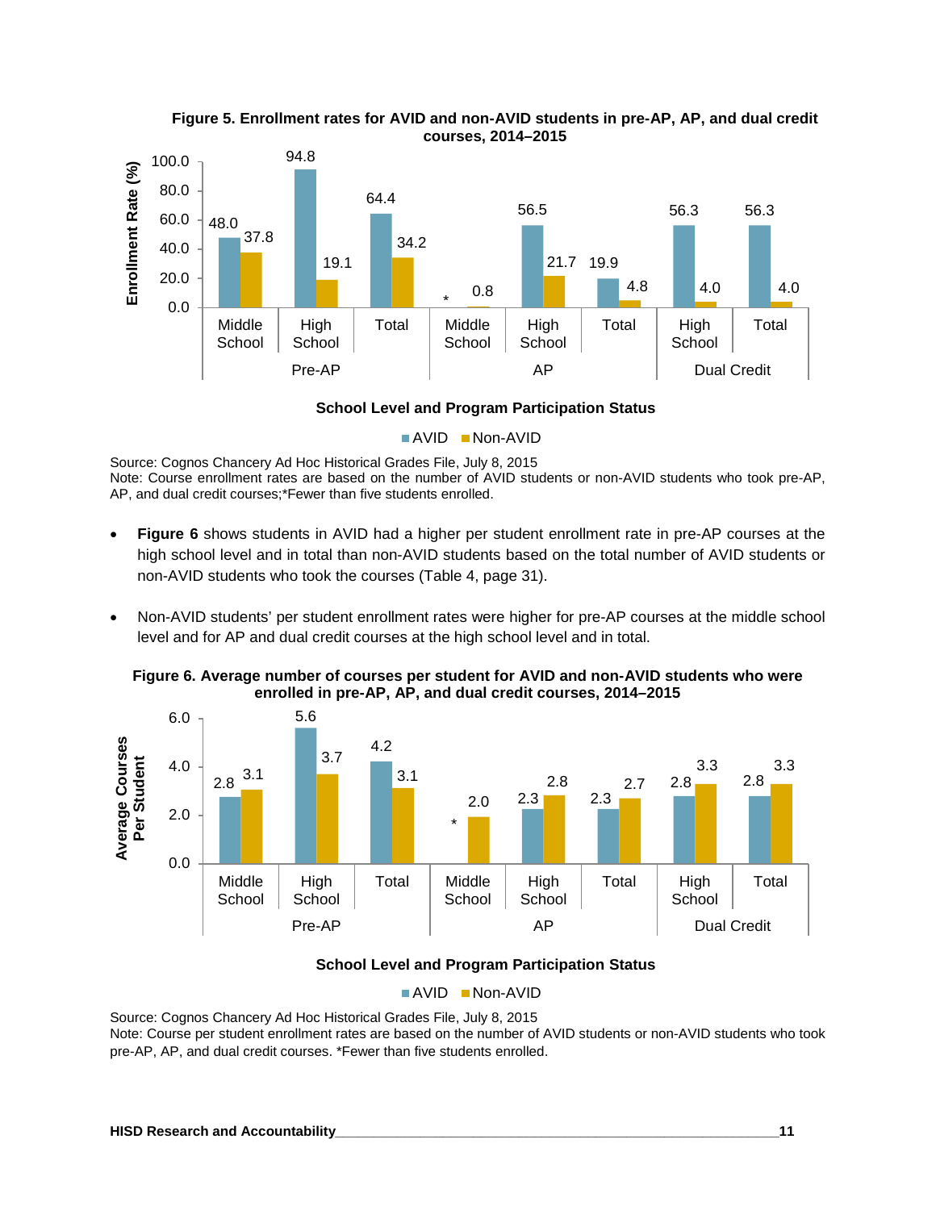**Figure 5. Enrollment rates for AVID and non-AVID students in pre-AP, AP, and dual credit courses, 2014–2015**

| Program | School Level | AVID | Non-AVID |
|---|---|---|---|
| Pre-AP | Middle School | 48.0 | 37.8 |
| Pre-AP | High School | 94.8 | 19.1 |
| Pre-AP | Total | 64.4 | 34.2 |
| AP | Middle School | * | 0.8 |
| AP | High School | 56.5 | 21.7 |
| AP | Total | 19.9 | 4.8 |
| Dual Credit | High School | 56.3 | 4.0 |
| Dual Credit | Total | 56.3 | 4.0 |

Enrollment Rate (%) by School Level and Program Participation Status

Source: Cognos Chancery Ad Hoc Historical Grades File, July 8, 2015
Note: Course enrollment rates are based on the number of AVID students or non-AVID students who took pre-AP, AP, and dual credit courses;*Fewer than five students enrolled.

- **Figure 6** shows students in AVID had a higher per student enrollment rate in pre-AP courses at the high school level and in total than non-AVID students based on the total number of AVID students or non-AVID students who took the courses (Table 4, page 31).

- Non-AVID students' per student enrollment rates were higher for pre-AP courses at the middle school level and for AP and dual credit courses at the high school level and in total.

**Figure 6. Average number of courses per student for AVID and non-AVID students who were enrolled in pre-AP, AP, and dual credit courses, 2014–2015**

| Program | School Level | AVID | Non-AVID |
|---|---|---|---|
| Pre-AP | Middle School | 2.8 | 3.1 |
| Pre-AP | High School | 5.6 | 3.7 |
| Pre-AP | Total | 4.2 | 3.1 |
| AP | Middle School | * | 2.0 |
| AP | High School | 2.3 | 2.8 |
| AP | Total | 2.3 | 2.7 |
| Dual Credit | High School | 2.8 | 3.3 |
| Dual Credit | Total | 2.8 | 3.3 |

Average Courses Per Student by School Level and Program Participation Status

Source: Cognos Chancery Ad Hoc Historical Grades File, July 8, 2015
Note: Course per student enrollment rates are based on the number of AVID students or non-AVID students who took pre-AP, AP, and dual credit courses. *Fewer than five students enrolled.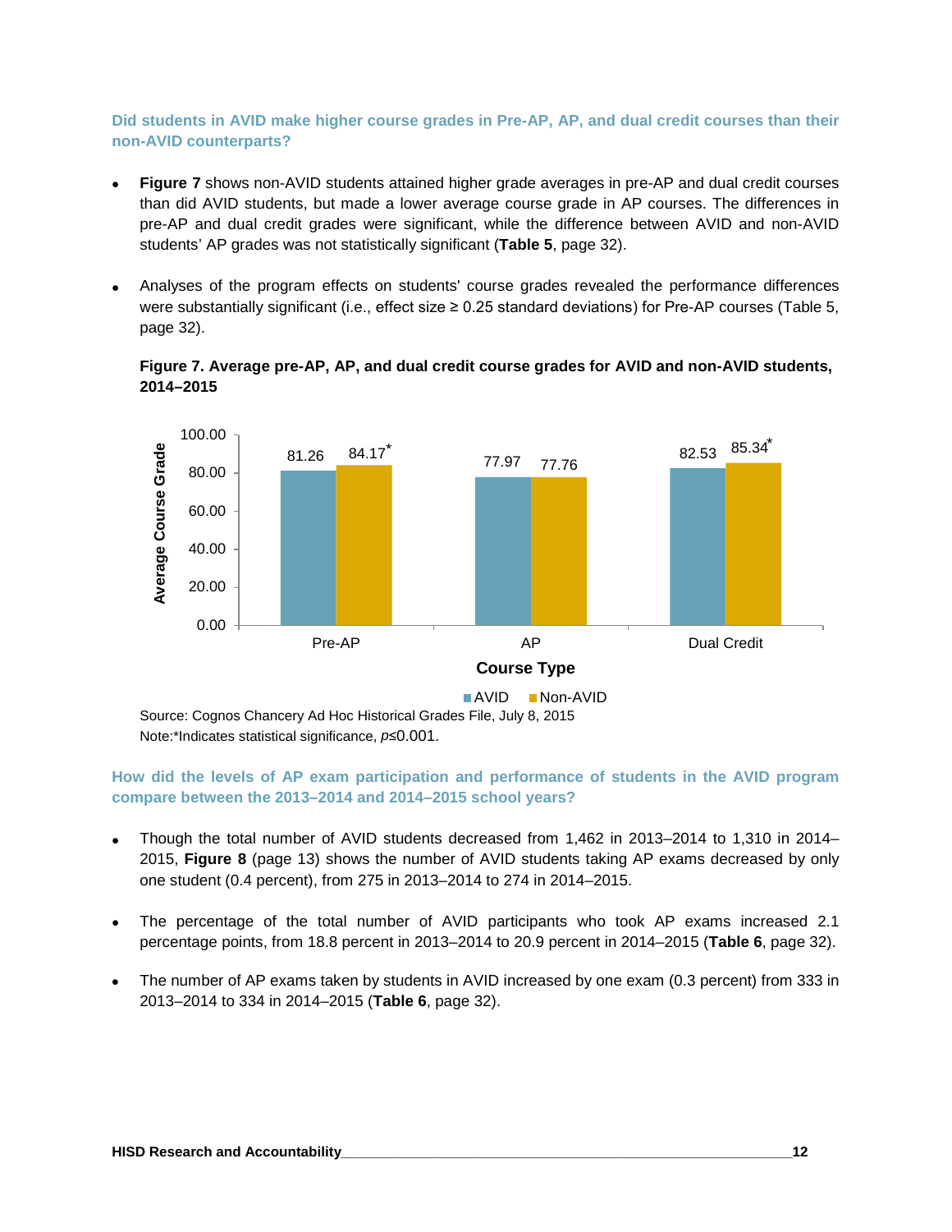### Did students in AVID make higher course grades in Pre-AP, AP, and dual credit courses than their non-AVID counterparts?

- **Figure 7** shows non-AVID students attained higher grade averages in pre-AP and dual credit courses than did AVID students, but made a lower average course grade in AP courses. The differences in pre-AP and dual credit grades were significant, while the difference between AVID and non-AVID students' AP grades was not statistically significant (**Table 5**, page 32).

- Analyses of the program effects on students' course grades revealed the performance differences were substantially significant (i.e., effect size ≥ 0.25 standard deviations) for Pre-AP courses (Table 5, page 32).

**Figure 7. Average pre-AP, AP, and dual credit course grades for AVID and non-AVID students, 2014–2015**

| Course Type | AVID | Non-AVID |
|---|---|---|
| Pre-AP | 81.26 | 84.17* |
| AP | 77.97 | 77.76 |
| Dual Credit | 82.53 | 85.34* |

Source: Cognos Chancery Ad Hoc Historical Grades File, July 8, 2015
Note:*Indicates statistical significance, $p \leq 0.001$.

### How did the levels of AP exam participation and performance of students in the AVID program compare between the 2013–2014 and 2014–2015 school years?

- Though the total number of AVID students decreased from 1,462 in 2013–2014 to 1,310 in 2014–2015, **Figure 8** (page 13) shows the number of AVID students taking AP exams decreased by only one student (0.4 percent), from 275 in 2013–2014 to 274 in 2014–2015.

- The percentage of the total number of AVID participants who took AP exams increased 2.1 percentage points, from 18.8 percent in 2013–2014 to 20.9 percent in 2014–2015 (**Table 6**, page 32).

- The number of AP exams taken by students in AVID increased by one exam (0.3 percent) from 333 in 2013–2014 to 334 in 2014–2015 (**Table 6**, page 32).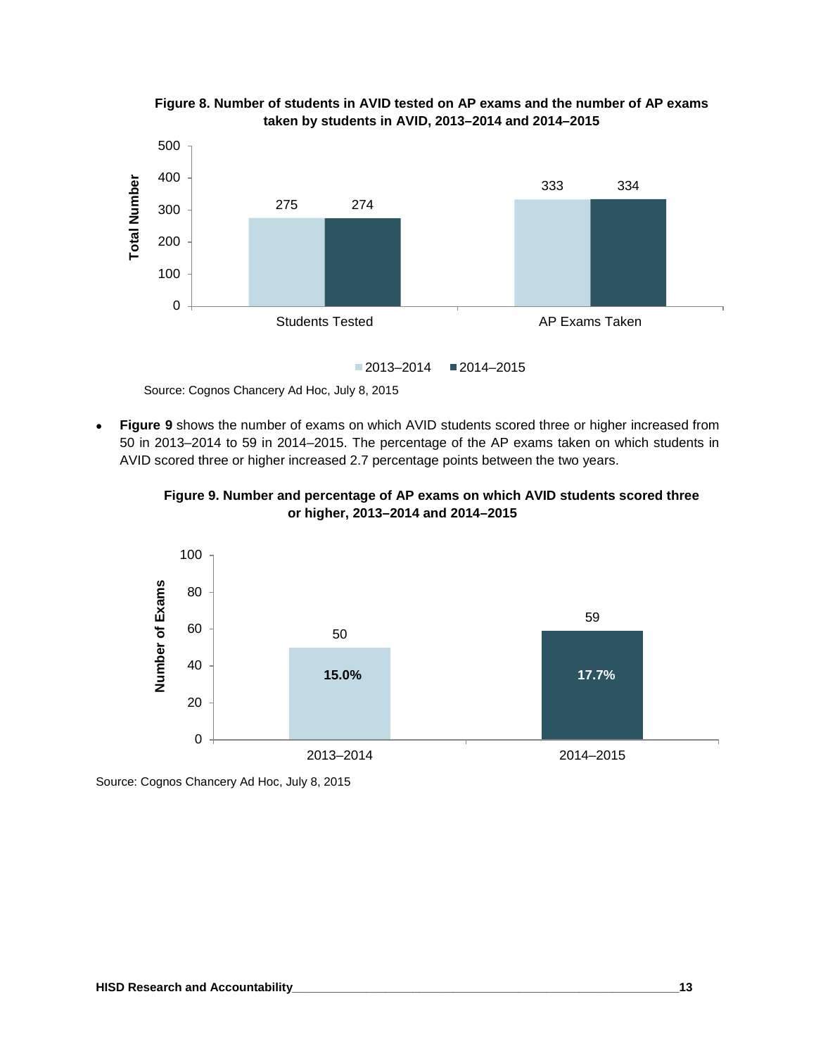**Figure 8. Number of students in AVID tested on AP exams and the number of AP exams taken by students in AVID, 2013–2014 and 2014–2015**

| | 2013–2014 | 2014–2015 |
|---|---|---|
| Students Tested | 275 | 274 |
| AP Exams Taken | 333 | 334 |

Source: Cognos Chancery Ad Hoc, July 8, 2015

- **Figure 9** shows the number of exams on which AVID students scored three or higher increased from 50 in 2013–2014 to 59 in 2014–2015. The percentage of the AP exams taken on which students in AVID scored three or higher increased 2.7 percentage points between the two years.

**Figure 9. Number and percentage of AP exams on which AVID students scored three or higher, 2013–2014 and 2014–2015**

| | Number of Exams | Percentage |
|---|---|---|
| 2013–2014 | 50 | 15.0% |
| 2014–2015 | 59 | 17.7% |

Source: Cognos Chancery Ad Hoc, July 8, 2015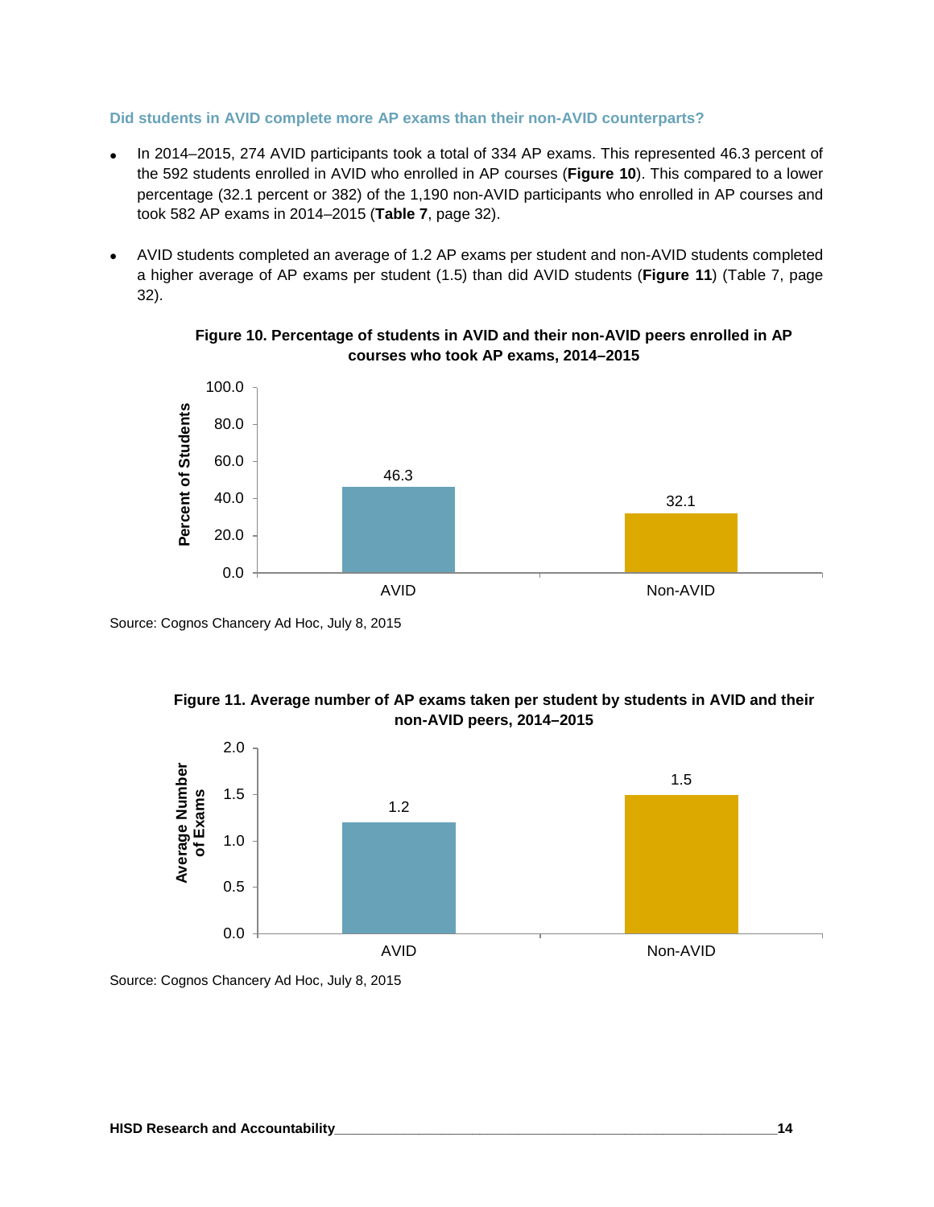### Did students in AVID complete more AP exams than their non-AVID counterparts?

- In 2014–2015, 274 AVID participants took a total of 334 AP exams. This represented 46.3 percent of the 592 students enrolled in AVID who enrolled in AP courses (**Figure 10**). This compared to a lower percentage (32.1 percent or 382) of the 1,190 non-AVID participants who enrolled in AP courses and took 582 AP exams in 2014–2015 (**Table 7**, page 32).

- AVID students completed an average of 1.2 AP exams per student and non-AVID students completed a higher average of AP exams per student (1.5) than did AVID students (**Figure 11**) (Table 7, page 32).

**Figure 10. Percentage of students in AVID and their non-AVID peers enrolled in AP courses who took AP exams, 2014–2015**

| | Percent of Students |
|---|---|
| AVID | 46.3 |
| Non-AVID | 32.1 |

Source: Cognos Chancery Ad Hoc, July 8, 2015

**Figure 11. Average number of AP exams taken per student by students in AVID and their non-AVID peers, 2014–2015**

| | Average Number of Exams |
|---|---|
| AVID | 1.2 |
| Non-AVID | 1.5 |

Source: Cognos Chancery Ad Hoc, July 8, 2015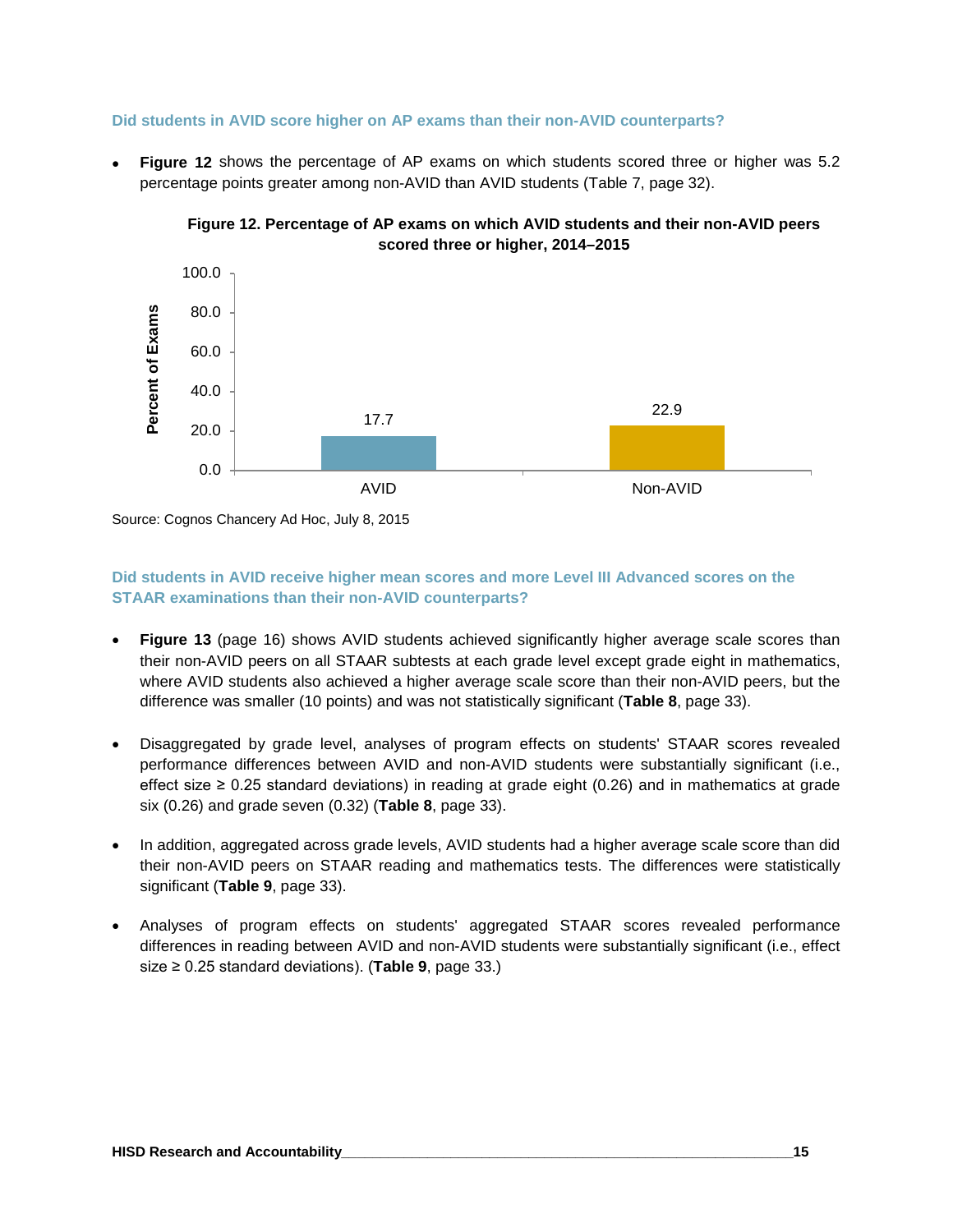### Did students in AVID score higher on AP exams than their non-AVID counterparts?

- **Figure 12** shows the percentage of AP exams on which students scored three or higher was 5.2 percentage points greater among non-AVID than AVID students (Table 7, page 32).

**Figure 12. Percentage of AP exams on which AVID students and their non-AVID peers scored three or higher, 2014–2015**

| | Percent of Exams |
|---|---|
| AVID | 17.7 |
| Non-AVID | 22.9 |

Source: Cognos Chancery Ad Hoc, July 8, 2015

### Did students in AVID receive higher mean scores and more Level III Advanced scores on the STAAR examinations than their non-AVID counterparts?

- **Figure 13** (page 16) shows AVID students achieved significantly higher average scale scores than their non-AVID peers on all STAAR subtests at each grade level except grade eight in mathematics, where AVID students also achieved a higher average scale score than their non-AVID peers, but the difference was smaller (10 points) and was not statistically significant (**Table 8**, page 33).

- Disaggregated by grade level, analyses of program effects on students' STAAR scores revealed performance differences between AVID and non-AVID students were substantially significant (i.e., effect size ≥ 0.25 standard deviations) in reading at grade eight (0.26) and in mathematics at grade six (0.26) and grade seven (0.32) (**Table 8**, page 33).

- In addition, aggregated across grade levels, AVID students had a higher average scale score than did their non-AVID peers on STAAR reading and mathematics tests. The differences were statistically significant (**Table 9**, page 33).

- Analyses of program effects on students' aggregated STAAR scores revealed performance differences in reading between AVID and non-AVID students were substantially significant (i.e., effect size ≥ 0.25 standard deviations). (**Table 9**, page 33.)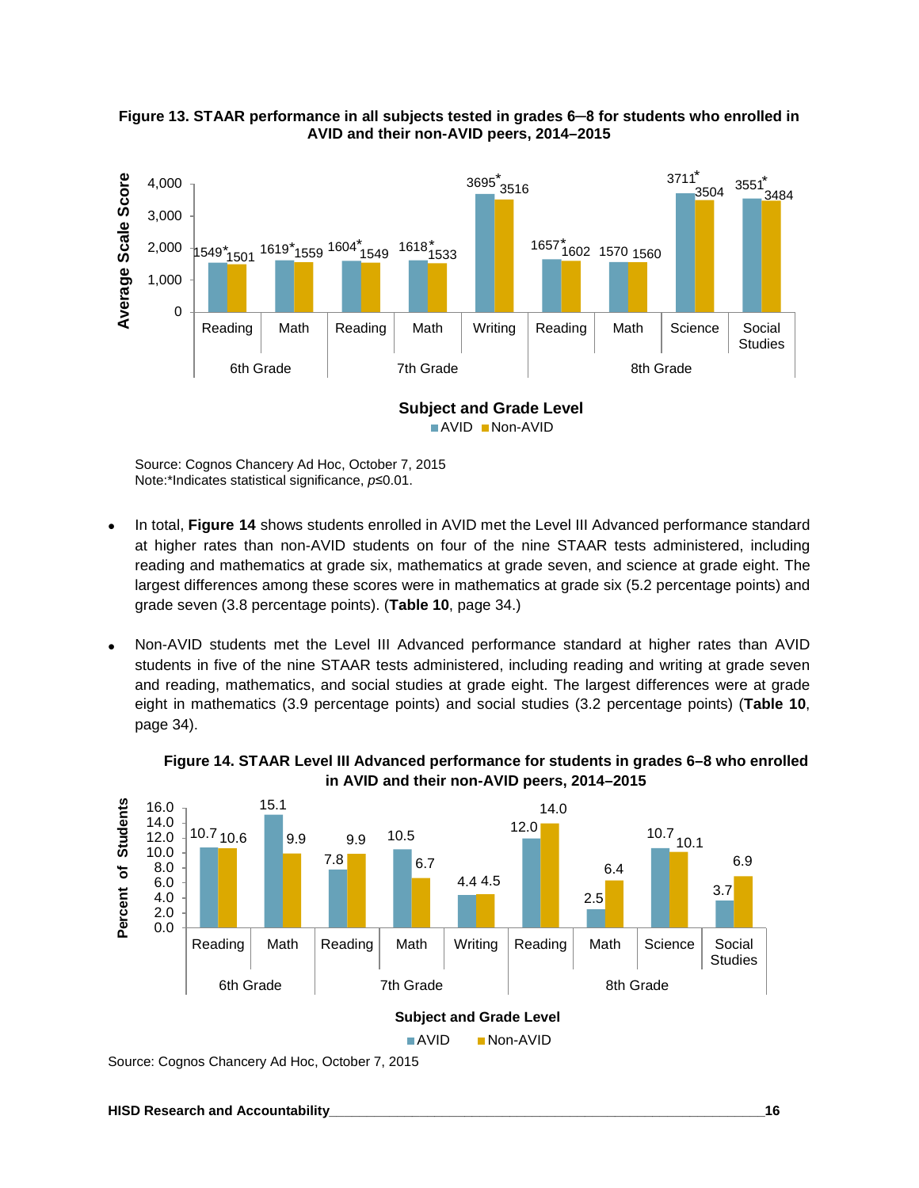**Figure 13. STAAR performance in all subjects tested in grades 6─8 for students who enrolled in AVID and their non-AVID peers, 2014–2015**

| Grade | Subject | AVID | Non-AVID |
|---|---|---|---|
| 6th Grade | Reading | 1549* | 1501 |
| 6th Grade | Math | 1619* | 1559 |
| 7th Grade | Reading | 1604* | 1549 |
| 7th Grade | Math | 1618* | 1533 |
| 7th Grade | Writing | 3695* | 3516 |
| 8th Grade | Reading | 1657* | 1602 |
| 8th Grade | Math | 1570 | 1560 |
| 8th Grade | Science | 3711* | 3504 |
| 8th Grade | Social Studies | 3551* | 3484 |

Source: Cognos Chancery Ad Hoc, October 7, 2015
Note:*Indicates statistical significance, $p \leq 0.01$.

- In total, **Figure 14** shows students enrolled in AVID met the Level III Advanced performance standard at higher rates than non-AVID students on four of the nine STAAR tests administered, including reading and mathematics at grade six, mathematics at grade seven, and science at grade eight. The largest differences among these scores were in mathematics at grade six (5.2 percentage points) and grade seven (3.8 percentage points). (**Table 10**, page 34.)

- Non-AVID students met the Level III Advanced performance standard at higher rates than AVID students in five of the nine STAAR tests administered, including reading and writing at grade seven and reading, mathematics, and social studies at grade eight. The largest differences were at grade eight in mathematics (3.9 percentage points) and social studies (3.2 percentage points) (**Table 10**, page 34).

**Figure 14. STAAR Level III Advanced performance for students in grades 6–8 who enrolled in AVID and their non-AVID peers, 2014–2015**

| Grade | Subject | AVID (%) | Non-AVID (%) |
|---|---|---|---|
| 6th Grade | Reading | 10.7 | 10.6 |
| 6th Grade | Math | 15.1 | 9.9 |
| 7th Grade | Reading | 7.8 | 9.9 |
| 7th Grade | Math | 10.5 | 6.7 |
| 7th Grade | Writing | 4.4 | 4.5 |
| 8th Grade | Reading | 12.0 | 14.0 |
| 8th Grade | Math | 2.5 | 6.4 |
| 8th Grade | Science | 10.7 | 10.1 |
| 8th Grade | Social Studies | 3.7 | 6.9 |

Source: Cognos Chancery Ad Hoc, October 7, 2015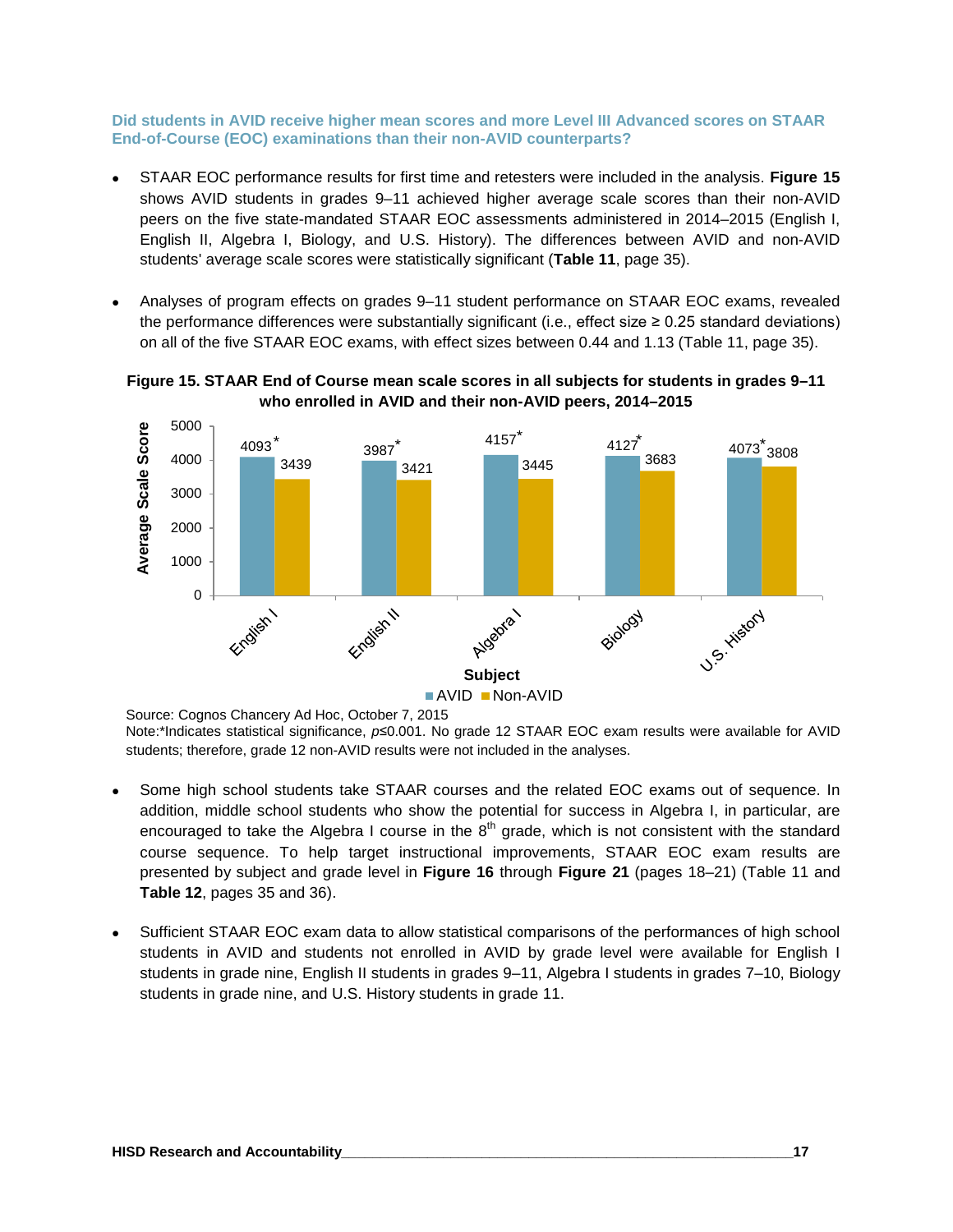### Did students in AVID receive higher mean scores and more Level III Advanced scores on STAAR End-of-Course (EOC) examinations than their non-AVID counterparts?

- STAAR EOC performance results for first time and retesters were included in the analysis. **Figure 15** shows AVID students in grades 9–11 achieved higher average scale scores than their non-AVID peers on the five state-mandated STAAR EOC assessments administered in 2014–2015 (English I, English II, Algebra I, Biology, and U.S. History). The differences between AVID and non-AVID students' average scale scores were statistically significant (**Table 11**, page 35).

- Analyses of program effects on grades 9–11 student performance on STAAR EOC exams, revealed the performance differences were substantially significant (i.e., effect size ≥ 0.25 standard deviations) on all of the five STAAR EOC exams, with effect sizes between 0.44 and 1.13 (Table 11, page 35).

**Figure 15. STAAR End of Course mean scale scores in all subjects for students in grades 9–11 who enrolled in AVID and their non-AVID peers, 2014–2015**

| Subject | AVID | Non-AVID |
|---|---|---|
| English I | 4093* | 3439 |
| English II | 3987* | 3421 |
| Algebra I | 4157* | 3445 |
| Biology | 4127* | 3683 |
| U.S. History | 4073* | 3808 |

Source: Cognos Chancery Ad Hoc, October 7, 2015
Note:*Indicates statistical significance, $p \leq 0.001$. No grade 12 STAAR EOC exam results were available for AVID students; therefore, grade 12 non-AVID results were not included in the analyses.

- Some high school students take STAAR courses and the related EOC exams out of sequence. In addition, middle school students who show the potential for success in Algebra I, in particular, are encouraged to take the Algebra I course in the 8th grade, which is not consistent with the standard course sequence. To help target instructional improvements, STAAR EOC exam results are presented by subject and grade level in **Figure 16** through **Figure 21** (pages 18–21) (Table 11 and **Table 12**, pages 35 and 36).

- Sufficient STAAR EOC exam data to allow statistical comparisons of the performances of high school students in AVID and students not enrolled in AVID by grade level were available for English I students in grade nine, English II students in grades 9–11, Algebra I students in grades 7–10, Biology students in grade nine, and U.S. History students in grade 11.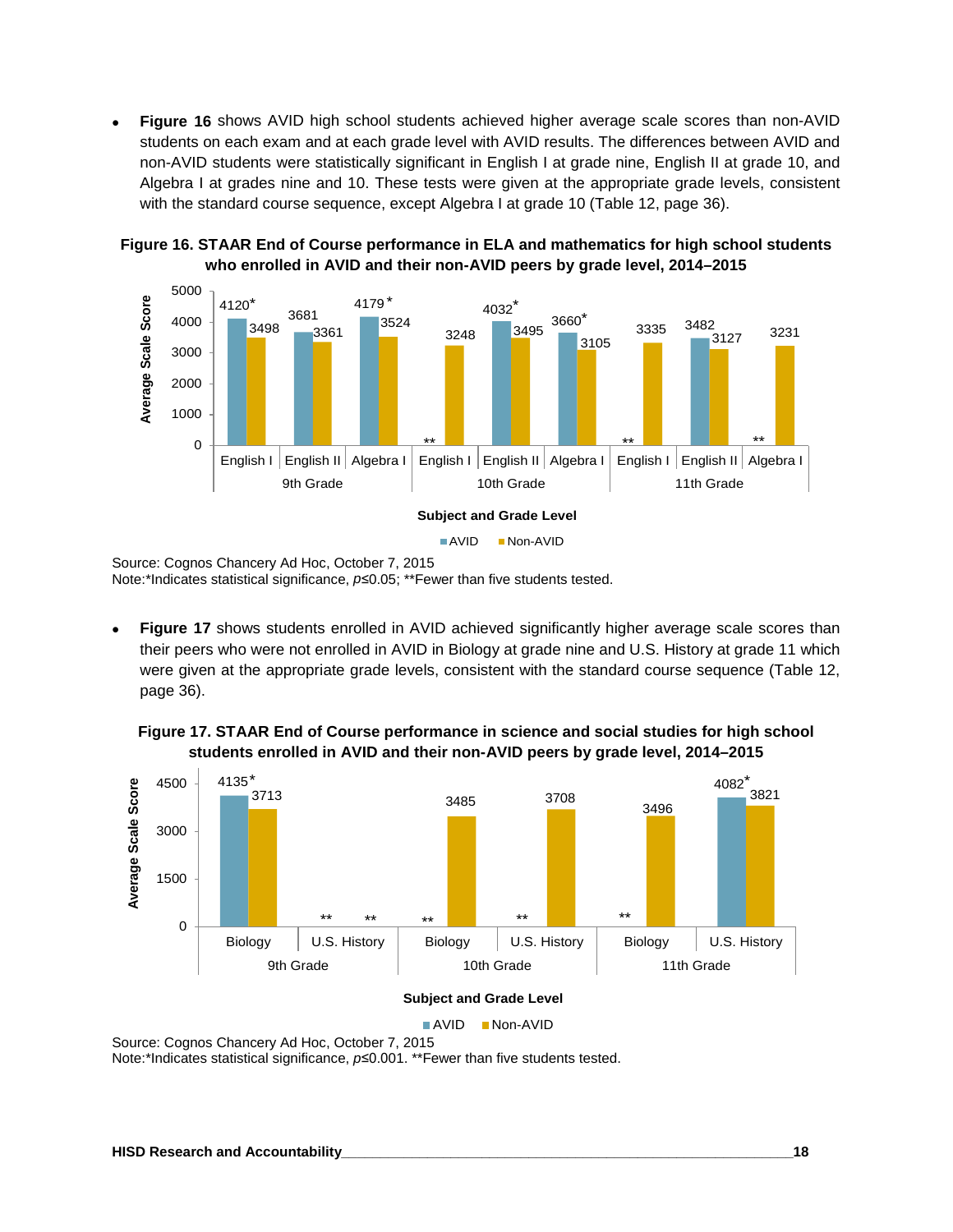- **Figure 16** shows AVID high school students achieved higher average scale scores than non-AVID students on each exam and at each grade level with AVID results. The differences between AVID and non-AVID students were statistically significant in English I at grade nine, English II at grade 10, and Algebra I at grades nine and 10. These tests were given at the appropriate grade levels, consistent with the standard course sequence, except Algebra I at grade 10 (Table 12, page 36).

**Figure 16. STAAR End of Course performance in ELA and mathematics for high school students who enrolled in AVID and their non-AVID peers by grade level, 2014–2015**

| Grade Level | Subject | AVID | Non-AVID |
|---|---|---|---|
| 9th Grade | English I | 4120* | 3498 |
| 9th Grade | English II | 3681 | 3361 |
| 9th Grade | Algebra I | 4179* | 3524 |
| 10th Grade | English I | ** | 3248 |
| 10th Grade | English II | 4032* | 3495 |
| 10th Grade | Algebra I | 3660* | 3105 |
| 11th Grade | English I | ** | 3335 |
| 11th Grade | English II | 3482 | 3127 |
| 11th Grade | Algebra I | ** | 3231 |

Source: Cognos Chancery Ad Hoc, October 7, 2015
Note:*Indicates statistical significance, *p*≤0.05; **Fewer than five students tested.

- **Figure 17** shows students enrolled in AVID achieved significantly higher average scale scores than their peers who were not enrolled in AVID in Biology at grade nine and U.S. History at grade 11 which were given at the appropriate grade levels, consistent with the standard course sequence (Table 12, page 36).

**Figure 17. STAAR End of Course performance in science and social studies for high school students enrolled in AVID and their non-AVID peers by grade level, 2014–2015**

| Grade Level | Subject | AVID | Non-AVID |
|---|---|---|---|
| 9th Grade | Biology | 4135* | 3713 |
| 9th Grade | U.S. History | ** | ** |
| 10th Grade | Biology | ** | 3485 |
| 10th Grade | U.S. History | ** | 3708 |
| 11th Grade | Biology | ** | 3496 |
| 11th Grade | U.S. History | 4082* | 3821 |

Source: Cognos Chancery Ad Hoc, October 7, 2015
Note:*Indicates statistical significance, *p*≤0.001. **Fewer than five students tested.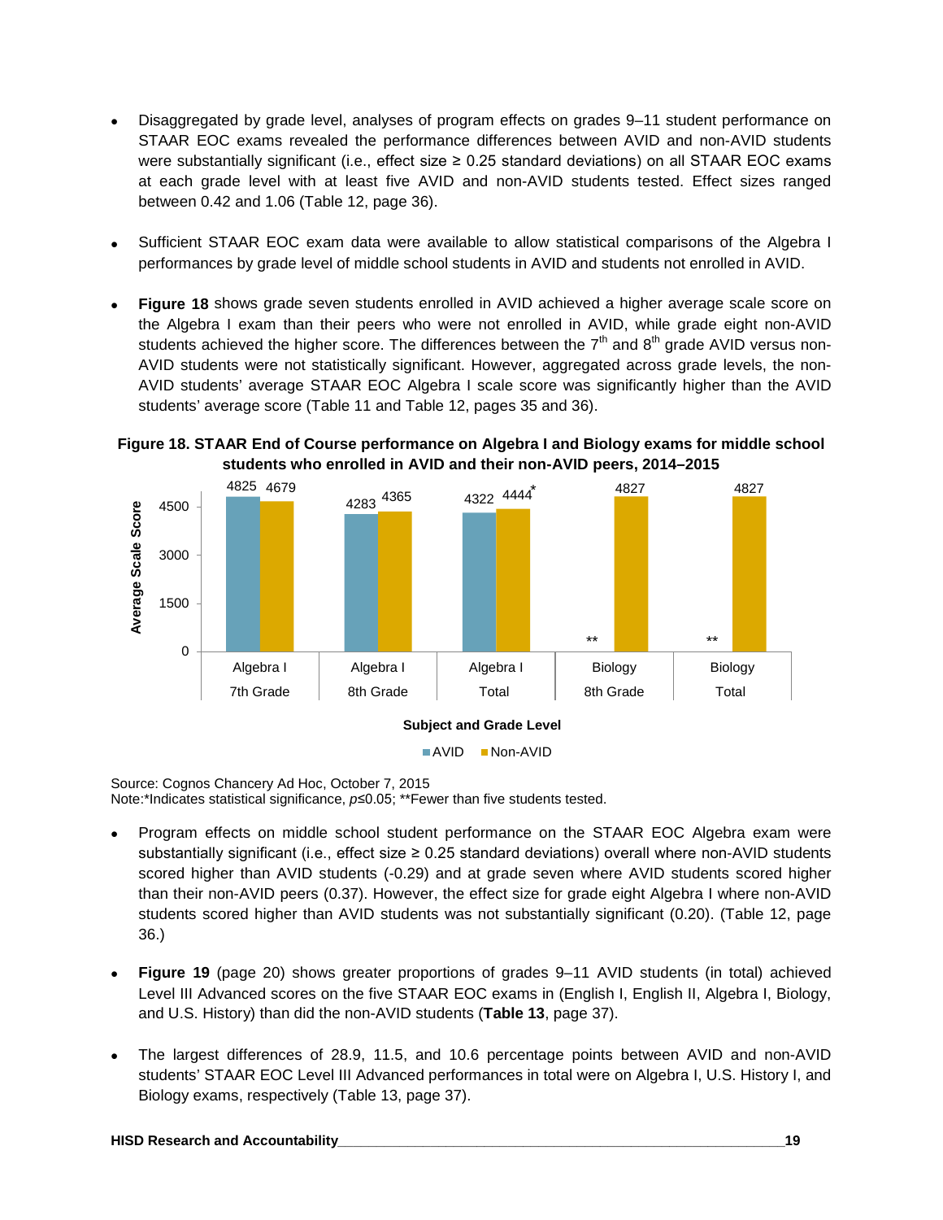- Disaggregated by grade level, analyses of program effects on grades 9–11 student performance on STAAR EOC exams revealed the performance differences between AVID and non-AVID students were substantially significant (i.e., effect size ≥ 0.25 standard deviations) on all STAAR EOC exams at each grade level with at least five AVID and non-AVID students tested. Effect sizes ranged between 0.42 and 1.06 (Table 12, page 36).

- Sufficient STAAR EOC exam data were available to allow statistical comparisons of the Algebra I performances by grade level of middle school students in AVID and students not enrolled in AVID.

- **Figure 18** shows grade seven students enrolled in AVID achieved a higher average scale score on the Algebra I exam than their peers who were not enrolled in AVID, while grade eight non-AVID students achieved the higher score. The differences between the 7th and 8th grade AVID versus non-AVID students were not statistically significant. However, aggregated across grade levels, the non-AVID students' average STAAR EOC Algebra I scale score was significantly higher than the AVID students' average score (Table 11 and Table 12, pages 35 and 36).

**Figure 18. STAAR End of Course performance on Algebra I and Biology exams for middle school students who enrolled in AVID and their non-AVID peers, 2014–2015**

| Subject and Grade Level | AVID | Non-AVID |
|---|---|---|
| Algebra I 7th Grade | 4825 | 4679 |
| Algebra I 8th Grade | 4283 | 4365 |
| Algebra I Total | 4322 | 4444* |
| Biology 8th Grade | ** | 4827 |
| Biology Total | ** | 4827 |

Source: Cognos Chancery Ad Hoc, October 7, 2015
Note:*Indicates statistical significance, $p \leq 0.05$; **Fewer than five students tested.

- Program effects on middle school student performance on the STAAR EOC Algebra exam were substantially significant (i.e., effect size ≥ 0.25 standard deviations) overall where non-AVID students scored higher than AVID students (-0.29) and at grade seven where AVID students scored higher than their non-AVID peers (0.37). However, the effect size for grade eight Algebra I where non-AVID students scored higher than AVID students was not substantially significant (0.20). (Table 12, page 36.)

- **Figure 19** (page 20) shows greater proportions of grades 9–11 AVID students (in total) achieved Level III Advanced scores on the five STAAR EOC exams in (English I, English II, Algebra I, Biology, and U.S. History) than did the non-AVID students (**Table 13**, page 37).

- The largest differences of 28.9, 11.5, and 10.6 percentage points between AVID and non-AVID students' STAAR EOC Level III Advanced performances in total were on Algebra I, U.S. History I, and Biology exams, respectively (Table 13, page 37).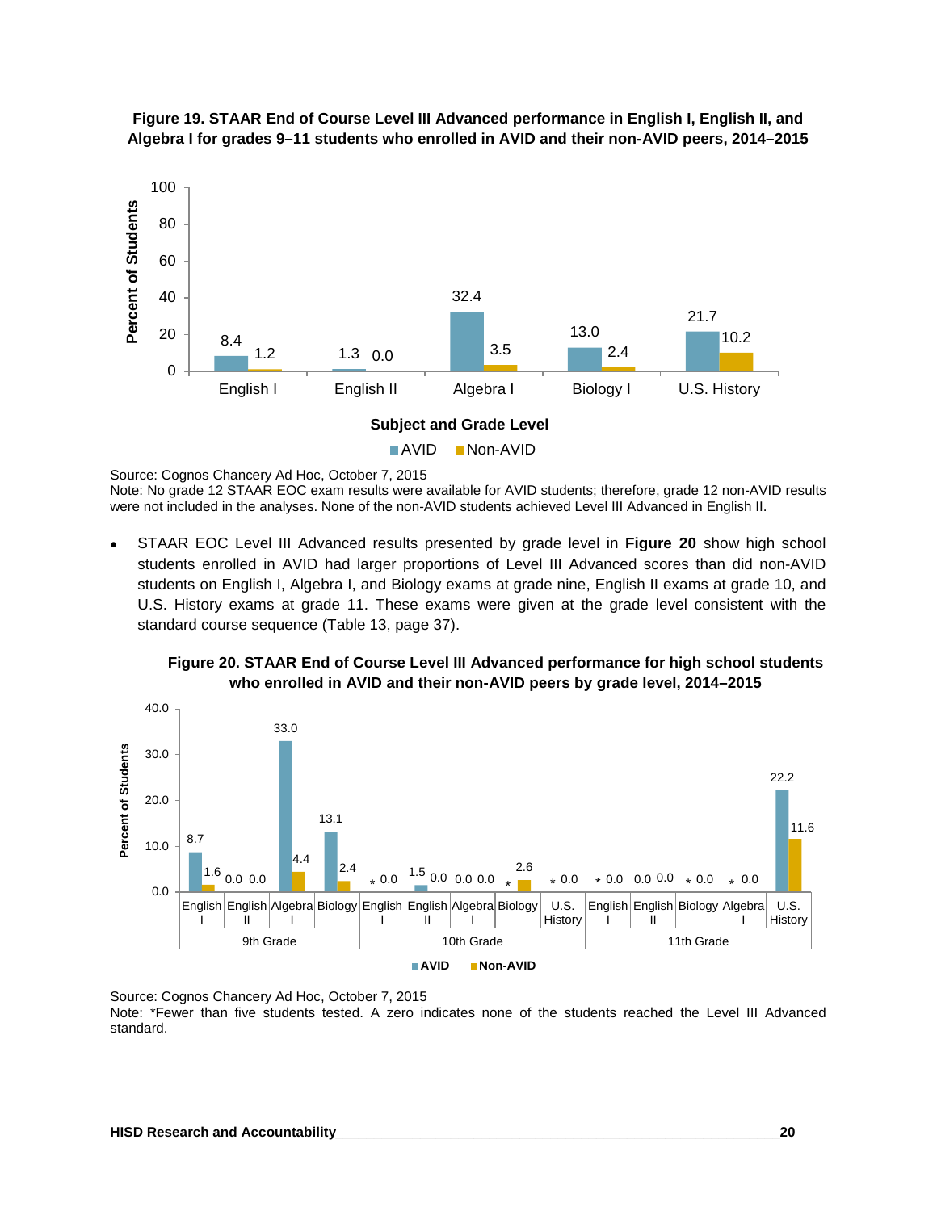**Figure 19. STAAR End of Course Level III Advanced performance in English I, English II, and Algebra I for grades 9–11 students who enrolled in AVID and their non-AVID peers, 2014–2015**

| Subject and Grade Level | AVID | Non-AVID |
|---|---|---|
| English I | 8.4 | 1.2 |
| English II | 1.3 | 0.0 |
| Algebra I | 32.4 | 3.5 |
| Biology I | 13.0 | 2.4 |
| U.S. History | 21.7 | 10.2 |

Source: Cognos Chancery Ad Hoc, October 7, 2015
Note: No grade 12 STAAR EOC exam results were available for AVID students; therefore, grade 12 non-AVID results were not included in the analyses. None of the non-AVID students achieved Level III Advanced in English II.

- STAAR EOC Level III Advanced results presented by grade level in **Figure 20** show high school students enrolled in AVID had larger proportions of Level III Advanced scores than did non-AVID students on English I, Algebra I, and Biology exams at grade nine, English II exams at grade 10, and U.S. History exams at grade 11. These exams were given at the grade level consistent with the standard course sequence (Table 13, page 37).

**Figure 20. STAAR End of Course Level III Advanced performance for high school students who enrolled in AVID and their non-AVID peers by grade level, 2014–2015**

| Grade | Subject | AVID | Non-AVID |
|---|---|---|---|
| 9th Grade | English I | 8.7 | 1.6 |
| 9th Grade | English II | 0.0 | 0.0 |
| 9th Grade | Algebra I | 33.0 | 4.4 |
| 9th Grade | Biology | 13.1 | 2.4 |
| 10th Grade | English I | * | 0.0 |
| 10th Grade | English II | 1.5 | 0.0 |
| 10th Grade | Algebra I | 0.0 | 0.0 |
| 10th Grade | Biology | * | 2.6 |
| 10th Grade | U.S. History | * | 0.0 |
| 11th Grade | English I | * | 0.0 |
| 11th Grade | English II | 0.0 | 0.0 |
| 11th Grade | Biology | * | 0.0 |
| 11th Grade | Algebra I | * | 0.0 |
| 11th Grade | U.S. History | 22.2 | 11.6 |

Source: Cognos Chancery Ad Hoc, October 7, 2015
Note: *Fewer than five students tested. A zero indicates none of the students reached the Level III Advanced standard.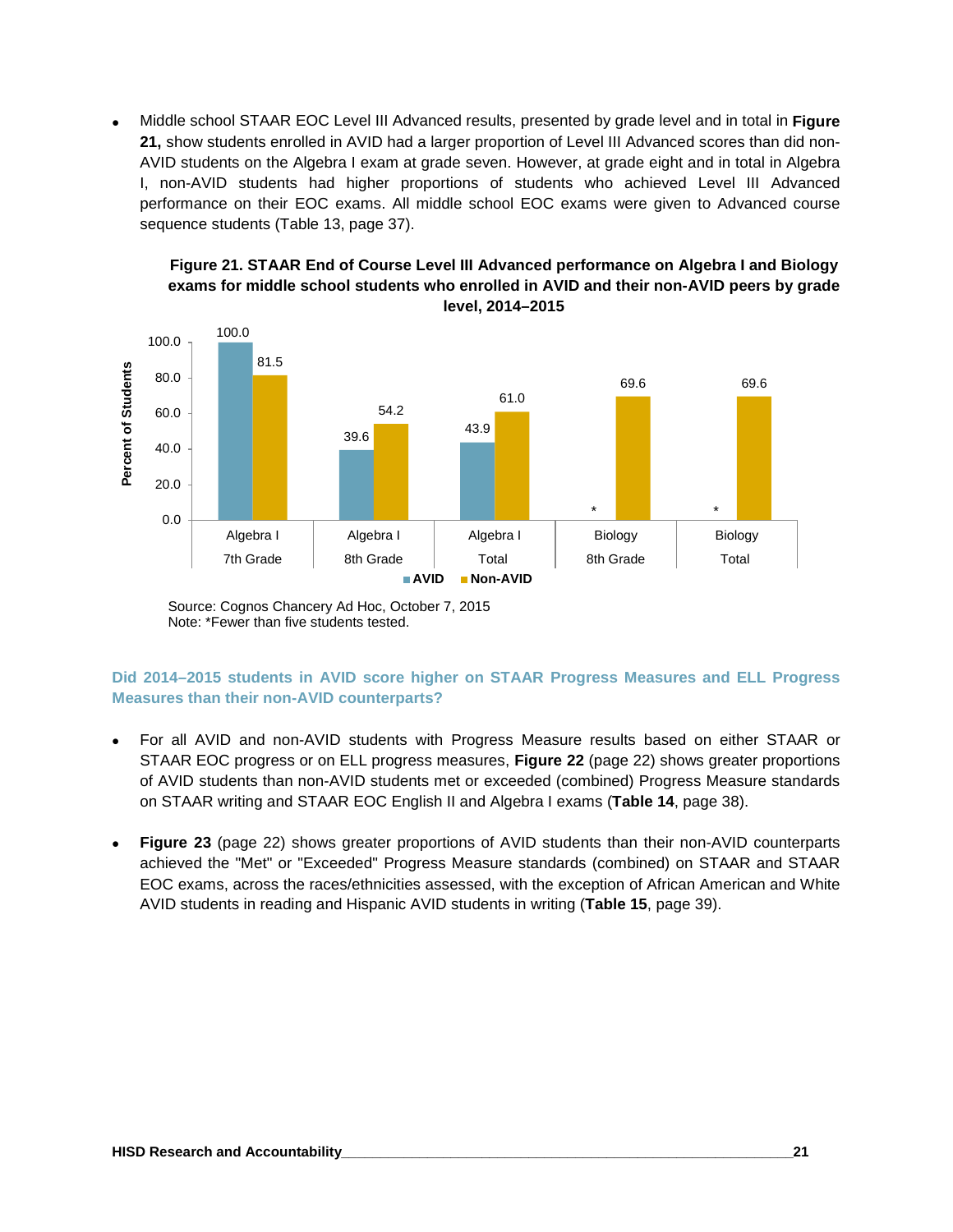- Middle school STAAR EOC Level III Advanced results, presented by grade level and in total in **Figure 21,** show students enrolled in AVID had a larger proportion of Level III Advanced scores than did non-AVID students on the Algebra I exam at grade seven. However, at grade eight and in total in Algebra I, non-AVID students had higher proportions of students who achieved Level III Advanced performance on their EOC exams. All middle school EOC exams were given to Advanced course sequence students (Table 13, page 37).

**Figure 21. STAAR End of Course Level III Advanced performance on Algebra I and Biology exams for middle school students who enrolled in AVID and their non-AVID peers by grade level, 2014–2015**

| | AVID | Non-AVID |
|---|---|---|
| Algebra I 7th Grade | 100.0 | 81.5 |
| Algebra I 8th Grade | 39.6 | 54.2 |
| Algebra I Total | 43.9 | 61.0 |
| Biology 8th Grade | * | 69.6 |
| Biology Total | * | 69.6 |

Source: Cognos Chancery Ad Hoc, October 7, 2015
Note: *Fewer than five students tested.

### Did 2014–2015 students in AVID score higher on STAAR Progress Measures and ELL Progress Measures than their non-AVID counterparts?

- For all AVID and non-AVID students with Progress Measure results based on either STAAR or STAAR EOC progress or on ELL progress measures, **Figure 22** (page 22) shows greater proportions of AVID students than non-AVID students met or exceeded (combined) Progress Measure standards on STAAR writing and STAAR EOC English II and Algebra I exams (**Table 14**, page 38).

- **Figure 23** (page 22) shows greater proportions of AVID students than their non-AVID counterparts achieved the "Met" or "Exceeded" Progress Measure standards (combined) on STAAR and STAAR EOC exams, across the races/ethnicities assessed, with the exception of African American and White AVID students in reading and Hispanic AVID students in writing (**Table 15**, page 39).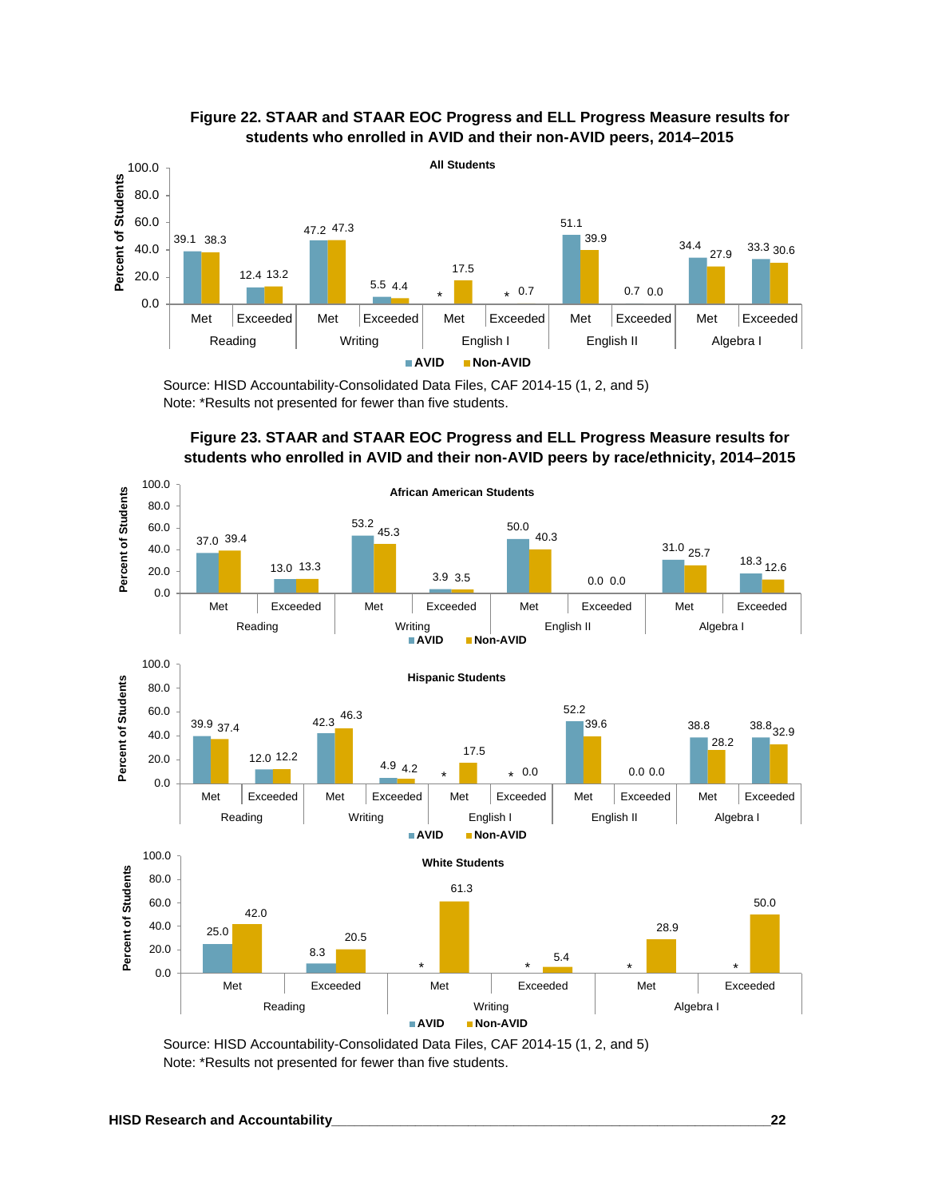**Figure 22. STAAR and STAAR EOC Progress and ELL Progress Measure results for students who enrolled in AVID and their non-AVID peers, 2014–2015**

All Students

| Subject | Level | AVID | Non-AVID |
|---|---|---|---|
| Reading | Met | 39.1 | 38.3 |
| Reading | Exceeded | 12.4 | 13.2 |
| Writing | Met | 47.2 | 47.3 |
| Writing | Exceeded | 5.5 | 4.4 |
| English I | Met | * | 17.5 |
| English I | Exceeded | * | 0.7 |
| English II | Met | 51.1 | 39.9 |
| English II | Exceeded | 0.7 | 0.0 |
| Algebra I | Met | 34.4 | 27.9 |
| Algebra I | Exceeded | 33.3 | 30.6 |

Source: HISD Accountability-Consolidated Data Files, CAF 2014-15 (1, 2, and 5)
Note: *Results not presented for fewer than five students.

**Figure 23. STAAR and STAAR EOC Progress and ELL Progress Measure results for students who enrolled in AVID and their non-AVID peers by race/ethnicity, 2014–2015**

African American Students

| Subject | Level | AVID | Non-AVID |
|---|---|---|---|
| Reading | Met | 37.0 | 39.4 |
| Reading | Exceeded | 13.0 | 13.3 |
| Writing | Met | 53.2 | 45.3 |
| Writing | Exceeded | 3.9 | 3.5 |
| English II | Met | 50.0 | 40.3 |
| English II | Exceeded | 0.0 | 0.0 |
| Algebra I | Met | 31.0 | 25.7 |
| Algebra I | Exceeded | 18.3 | 12.6 |

Hispanic Students

| Subject | Level | AVID | Non-AVID |
|---|---|---|---|
| Reading | Met | 39.9 | 37.4 |
| Reading | Exceeded | 12.0 | 12.2 |
| Writing | Met | 42.3 | 46.3 |
| Writing | Exceeded | 4.9 | 4.2 |
| English I | Met | * | 17.5 |
| English I | Exceeded | * | 0.0 |
| English II | Met | 52.2 | 39.6 |
| English II | Exceeded | 0.0 | 0.0 |
| Algebra I | Met | 38.8 | 28.2 |
| Algebra I | Exceeded | 38.8 | 32.9 |

White Students

| Subject | Level | AVID | Non-AVID |
|---|---|---|---|
| Reading | Met | 25.0 | 42.0 |
| Reading | Exceeded | 8.3 | 20.5 |
| Writing | Met | * | 61.3 |
| Writing | Exceeded | * | 5.4 |
| Algebra I | Met | * | 28.9 |
| Algebra I | Exceeded | * | 50.0 |

Source: HISD Accountability-Consolidated Data Files, CAF 2014-15 (1, 2, and 5)
Note: *Results not presented for fewer than five students.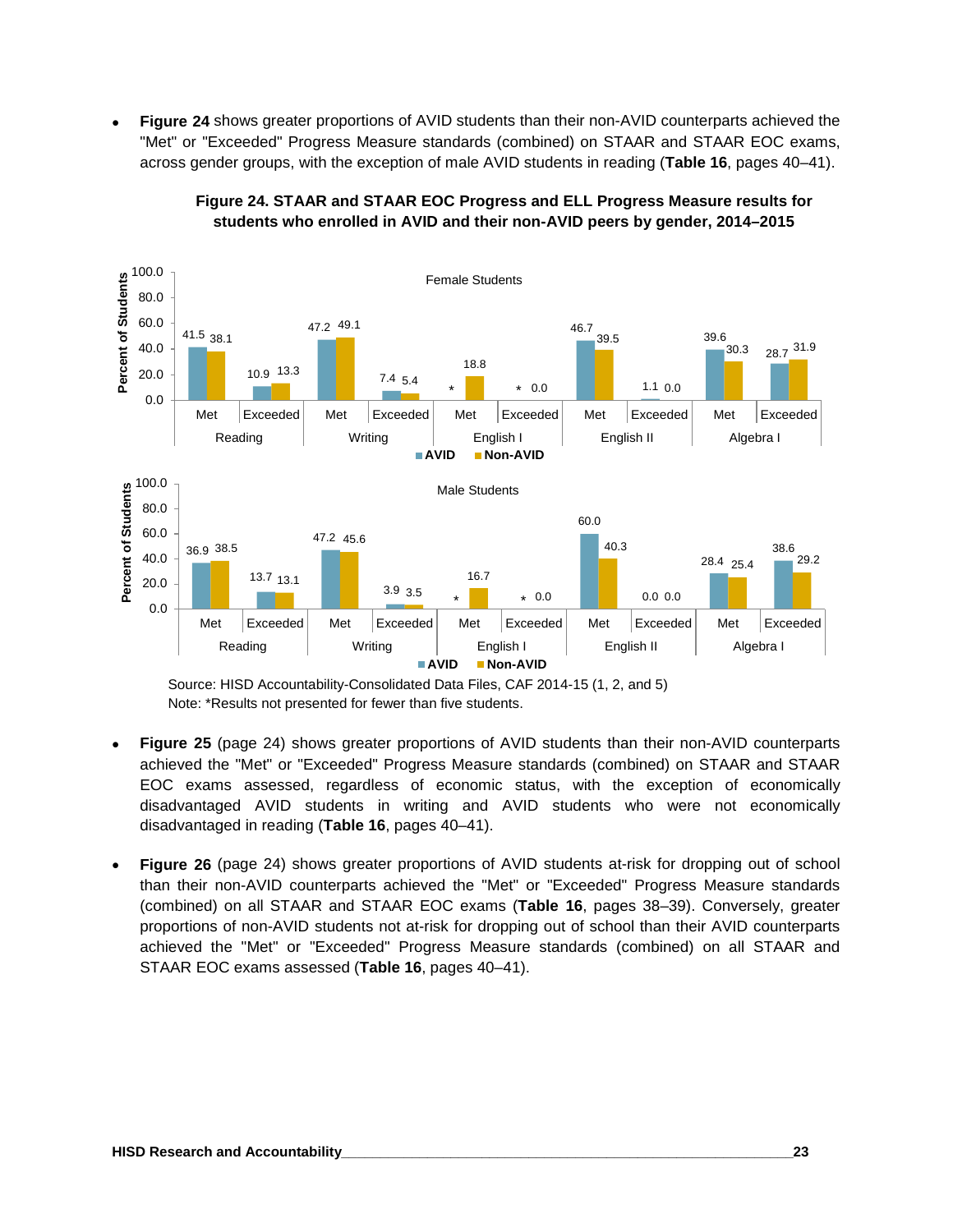- **Figure 24** shows greater proportions of AVID students than their non-AVID counterparts achieved the "Met" or "Exceeded" Progress Measure standards (combined) on STAAR and STAAR EOC exams, across gender groups, with the exception of male AVID students in reading (**Table 16**, pages 40–41).

**Figure 24. STAAR and STAAR EOC Progress and ELL Progress Measure results for students who enrolled in AVID and their non-AVID peers by gender, 2014–2015**

Female Students (Percent of Students)

| Subject | Standard | AVID | Non-AVID |
|---|---|---|---|
| Reading | Met | 41.5 | 38.1 |
| Reading | Exceeded | 10.9 | 13.3 |
| Writing | Met | 47.2 | 49.1 |
| Writing | Exceeded | 7.4 | 5.4 |
| English I | Met | * | 18.8 |
| English I | Exceeded | * | 0.0 |
| English II | Met | 46.7 | 39.5 |
| English II | Exceeded | 1.1 | 0.0 |
| Algebra I | Met | 39.6 | 30.3 |
| Algebra I | Exceeded | 28.7 | 31.9 |

Male Students (Percent of Students)

| Subject | Standard | AVID | Non-AVID |
|---|---|---|---|
| Reading | Met | 36.9 | 38.5 |
| Reading | Exceeded | 13.7 | 13.1 |
| Writing | Met | 47.2 | 45.6 |
| Writing | Exceeded | 3.9 | 3.5 |
| English I | Met | * | 16.7 |
| English I | Exceeded | * | 0.0 |
| English II | Met | 60.0 | 40.3 |
| English II | Exceeded | 0.0 | 0.0 |
| Algebra I | Met | 28.4 | 25.4 |
| Algebra I | Exceeded | 38.6 | 29.2 |

Source: HISD Accountability-Consolidated Data Files, CAF 2014-15 (1, 2, and 5)
Note: *Results not presented for fewer than five students.

- **Figure 25** (page 24) shows greater proportions of AVID students than their non-AVID counterparts achieved the "Met" or "Exceeded" Progress Measure standards (combined) on STAAR and STAAR EOC exams assessed, regardless of economic status, with the exception of economically disadvantaged AVID students in writing and AVID students who were not economically disadvantaged in reading (**Table 16**, pages 40–41).

- **Figure 26** (page 24) shows greater proportions of AVID students at-risk for dropping out of school than their non-AVID counterparts achieved the "Met" or "Exceeded" Progress Measure standards (combined) on all STAAR and STAAR EOC exams (**Table 16**, pages 38–39). Conversely, greater proportions of non-AVID students not at-risk for dropping out of school than their AVID counterparts achieved the "Met" or "Exceeded" Progress Measure standards (combined) on all STAAR and STAAR EOC exams assessed (**Table 16**, pages 40–41).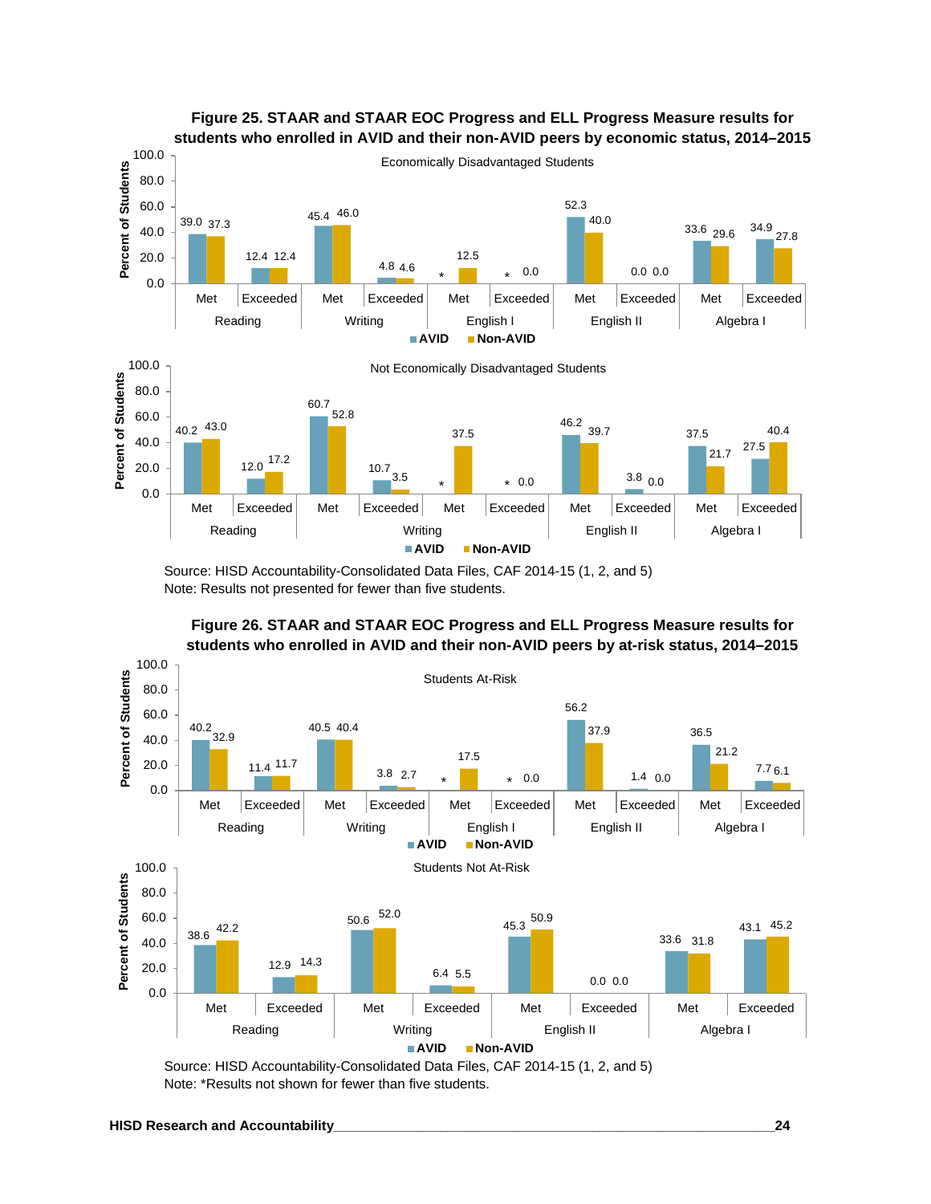**Figure 25. STAAR and STAAR EOC Progress and ELL Progress Measure results for students who enrolled in AVID and their non-AVID peers by economic status, 2014–2015**

Economically Disadvantaged Students

| Subject | Level | AVID | Non-AVID |
|---|---|---|---|
| Reading | Met | 39.0 | 37.3 |
| Reading | Exceeded | 12.4 | 12.4 |
| Writing | Met | 45.4 | 46.0 |
| Writing | Exceeded | 4.8 | 4.6 |
| English I | Met | * | 12.5 |
| English I | Exceeded | * | 0.0 |
| English II | Met | 52.3 | 40.0 |
| English II | Exceeded | 0.0 | 0.0 |
| Algebra I | Met | 33.6 | 29.6 |
| Algebra I | Exceeded | 34.9 | 27.8 |

Not Economically Disadvantaged Students

| Subject | Level | AVID | Non-AVID |
|---|---|---|---|
| Reading | Met | 40.2 | 43.0 |
| Reading | Exceeded | 12.0 | 17.2 |
| Writing | Met | 60.7 | 52.8 |
| Writing | Exceeded | 10.7 | 3.5 |
| Writing | Met | * | 37.5 |
| Writing | Exceeded | * | 0.0 |
| English II | Met | 46.2 | 39.7 |
| English II | Exceeded | 3.8 | 0.0 |
| Algebra I | Met | 37.5 | 21.7 |
| Algebra I | Exceeded | 27.5 | 40.4 |

Source: HISD Accountability-Consolidated Data Files, CAF 2014-15 (1, 2, and 5)
Note: Results not presented for fewer than five students.

**Figure 26. STAAR and STAAR EOC Progress and ELL Progress Measure results for students who enrolled in AVID and their non-AVID peers by at-risk status, 2014–2015**

Students At-Risk

| Subject | Level | AVID | Non-AVID |
|---|---|---|---|
| Reading | Met | 40.2 | 32.9 |
| Reading | Exceeded | 11.4 | 11.7 |
| Writing | Met | 40.5 | 40.4 |
| Writing | Exceeded | 3.8 | 2.7 |
| English I | Met | * | 17.5 |
| English I | Exceeded | * | 0.0 |
| English II | Met | 56.2 | 37.9 |
| English II | Exceeded | 1.4 | 0.0 |
| Algebra I | Met | 36.5 | 21.2 |
| Algebra I | Exceeded | 7.7 | 6.1 |

Students Not At-Risk

| Subject | Level | AVID | Non-AVID |
|---|---|---|---|
| Reading | Met | 38.6 | 42.2 |
| Reading | Exceeded | 12.9 | 14.3 |
| Writing | Met | 50.6 | 52.0 |
| Writing | Exceeded | 6.4 | 5.5 |
| English II | Met | 45.3 | 50.9 |
| English II | Exceeded | 0.0 | 0.0 |
| Algebra I | Met | 33.6 | 31.8 |
| Algebra I | Exceeded | 43.1 | 45.2 |

Source: HISD Accountability-Consolidated Data Files, CAF 2014-15 (1, 2, and 5)
Note: *Results not shown for fewer than five students.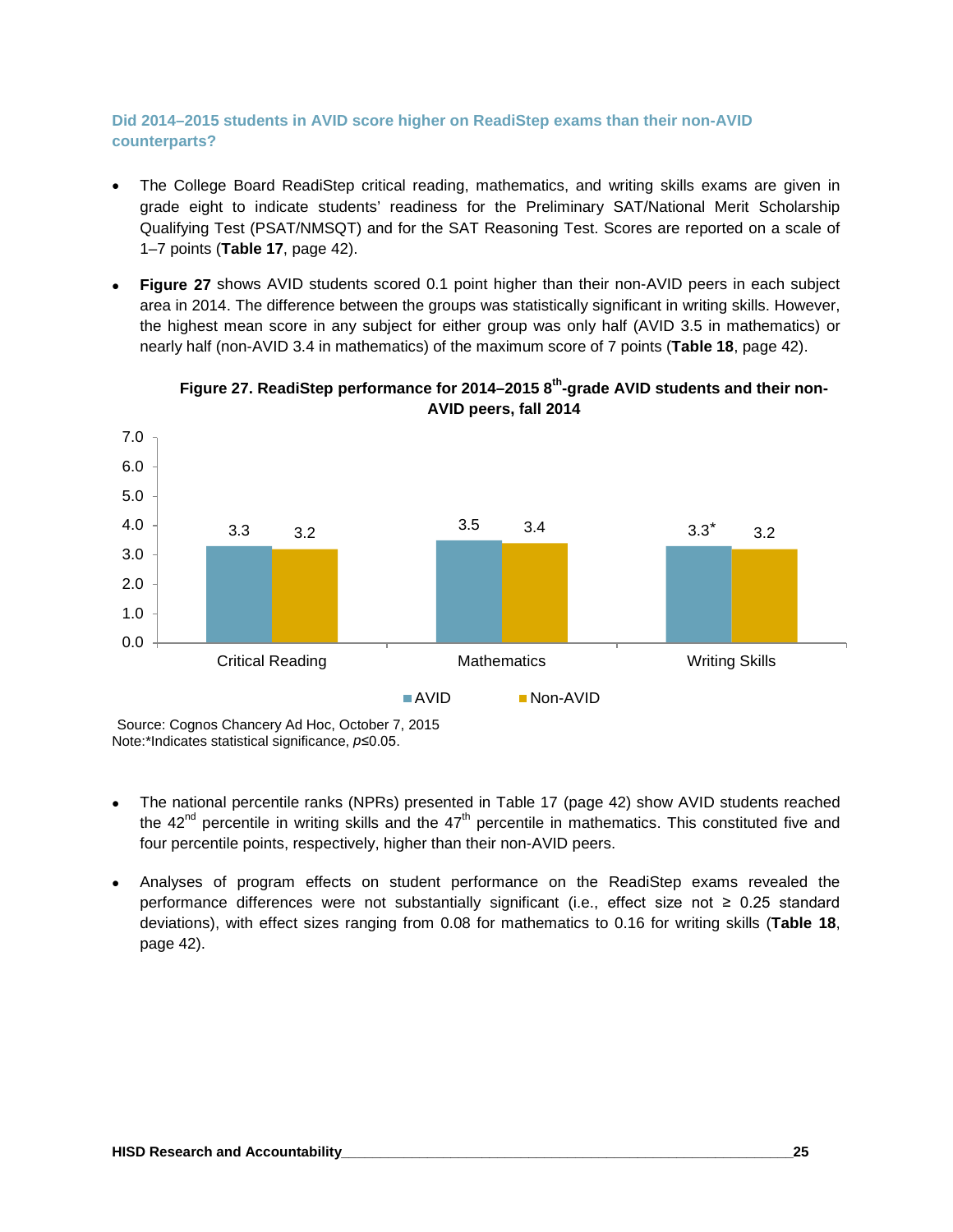### Did 2014–2015 students in AVID score higher on ReadiStep exams than their non-AVID counterparts?

- The College Board ReadiStep critical reading, mathematics, and writing skills exams are given in grade eight to indicate students' readiness for the Preliminary SAT/National Merit Scholarship Qualifying Test (PSAT/NMSQT) and for the SAT Reasoning Test. Scores are reported on a scale of 1–7 points (**Table 17**, page 42).
- **Figure 27** shows AVID students scored 0.1 point higher than their non-AVID peers in each subject area in 2014. The difference between the groups was statistically significant in writing skills. However, the highest mean score in any subject for either group was only half (AVID 3.5 in mathematics) or nearly half (non-AVID 3.4 in mathematics) of the maximum score of 7 points (**Table 18**, page 42).

**Figure 27. ReadiStep performance for 2014–2015 8th-grade AVID students and their non-AVID peers, fall 2014**

| | AVID | Non-AVID |
|---|---|---|
| Critical Reading | 3.3 | 3.2 |
| Mathematics | 3.5 | 3.4 |
| Writing Skills | 3.3* | 3.2 |

Source: Cognos Chancery Ad Hoc, October 7, 2015
Note:*Indicates statistical significance, $p \leq 0.05$.

- The national percentile ranks (NPRs) presented in Table 17 (page 42) show AVID students reached the 42nd percentile in writing skills and the 47th percentile in mathematics. This constituted five and four percentile points, respectively, higher than their non-AVID peers.
- Analyses of program effects on student performance on the ReadiStep exams revealed the performance differences were not substantially significant (i.e., effect size not ≥ 0.25 standard deviations), with effect sizes ranging from 0.08 for mathematics to 0.16 for writing skills (**Table 18**, page 42).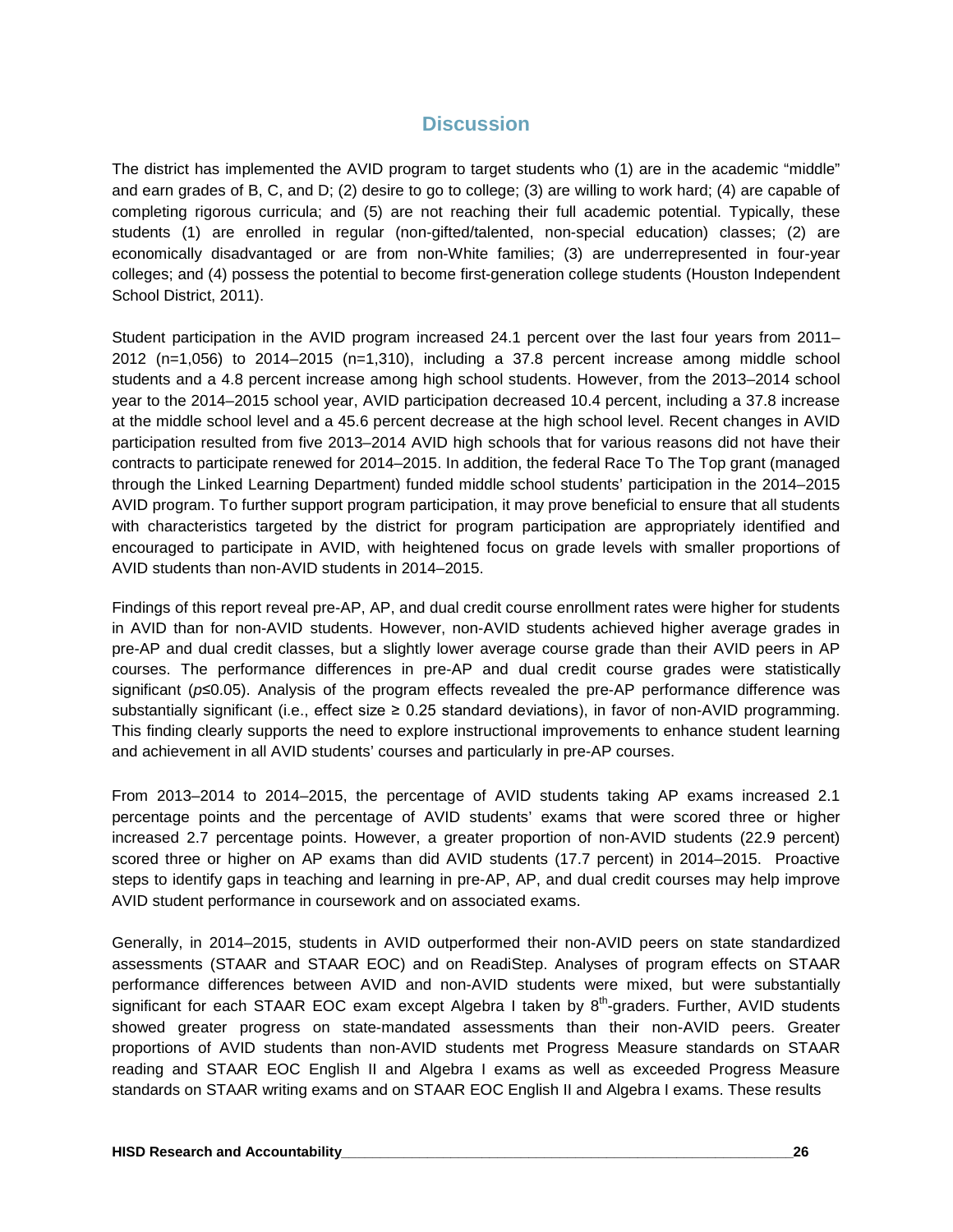## Discussion

The district has implemented the AVID program to target students who (1) are in the academic "middle" and earn grades of B, C, and D; (2) desire to go to college; (3) are willing to work hard; (4) are capable of completing rigorous curricula; and (5) are not reaching their full academic potential. Typically, these students (1) are enrolled in regular (non-gifted/talented, non-special education) classes; (2) are economically disadvantaged or are from non-White families; (3) are underrepresented in four-year colleges; and (4) possess the potential to become first-generation college students (Houston Independent School District, 2011).

Student participation in the AVID program increased 24.1 percent over the last four years from 2011–2012 (n=1,056) to 2014–2015 (n=1,310), including a 37.8 percent increase among middle school students and a 4.8 percent increase among high school students. However, from the 2013–2014 school year to the 2014–2015 school year, AVID participation decreased 10.4 percent, including a 37.8 increase at the middle school level and a 45.6 percent decrease at the high school level. Recent changes in AVID participation resulted from five 2013–2014 AVID high schools that for various reasons did not have their contracts to participate renewed for 2014–2015. In addition, the federal Race To The Top grant (managed through the Linked Learning Department) funded middle school students' participation in the 2014–2015 AVID program. To further support program participation, it may prove beneficial to ensure that all students with characteristics targeted by the district for program participation are appropriately identified and encouraged to participate in AVID, with heightened focus on grade levels with smaller proportions of AVID students than non-AVID students in 2014–2015.

Findings of this report reveal pre-AP, AP, and dual credit course enrollment rates were higher for students in AVID than for non-AVID students. However, non-AVID students achieved higher average grades in pre-AP and dual credit classes, but a slightly lower average course grade than their AVID peers in AP courses. The performance differences in pre-AP and dual credit course grades were statistically significant ($p \leq 0.05$). Analysis of the program effects revealed the pre-AP performance difference was substantially significant (i.e., effect size ≥ 0.25 standard deviations), in favor of non-AVID programming. This finding clearly supports the need to explore instructional improvements to enhance student learning and achievement in all AVID students' courses and particularly in pre-AP courses.

From 2013–2014 to 2014–2015, the percentage of AVID students taking AP exams increased 2.1 percentage points and the percentage of AVID students' exams that were scored three or higher increased 2.7 percentage points. However, a greater proportion of non-AVID students (22.9 percent) scored three or higher on AP exams than did AVID students (17.7 percent) in 2014–2015. Proactive steps to identify gaps in teaching and learning in pre-AP, AP, and dual credit courses may help improve AVID student performance in coursework and on associated exams.

Generally, in 2014–2015, students in AVID outperformed their non-AVID peers on state standardized assessments (STAAR and STAAR EOC) and on ReadiStep. Analyses of program effects on STAAR performance differences between AVID and non-AVID students were mixed, but were substantially significant for each STAAR EOC exam except Algebra I taken by 8th-graders. Further, AVID students showed greater progress on state-mandated assessments than their non-AVID peers. Greater proportions of AVID students than non-AVID students met Progress Measure standards on STAAR reading and STAAR EOC English II and Algebra I exams as well as exceeded Progress Measure standards on STAAR writing exams and on STAAR EOC English II and Algebra I exams. These results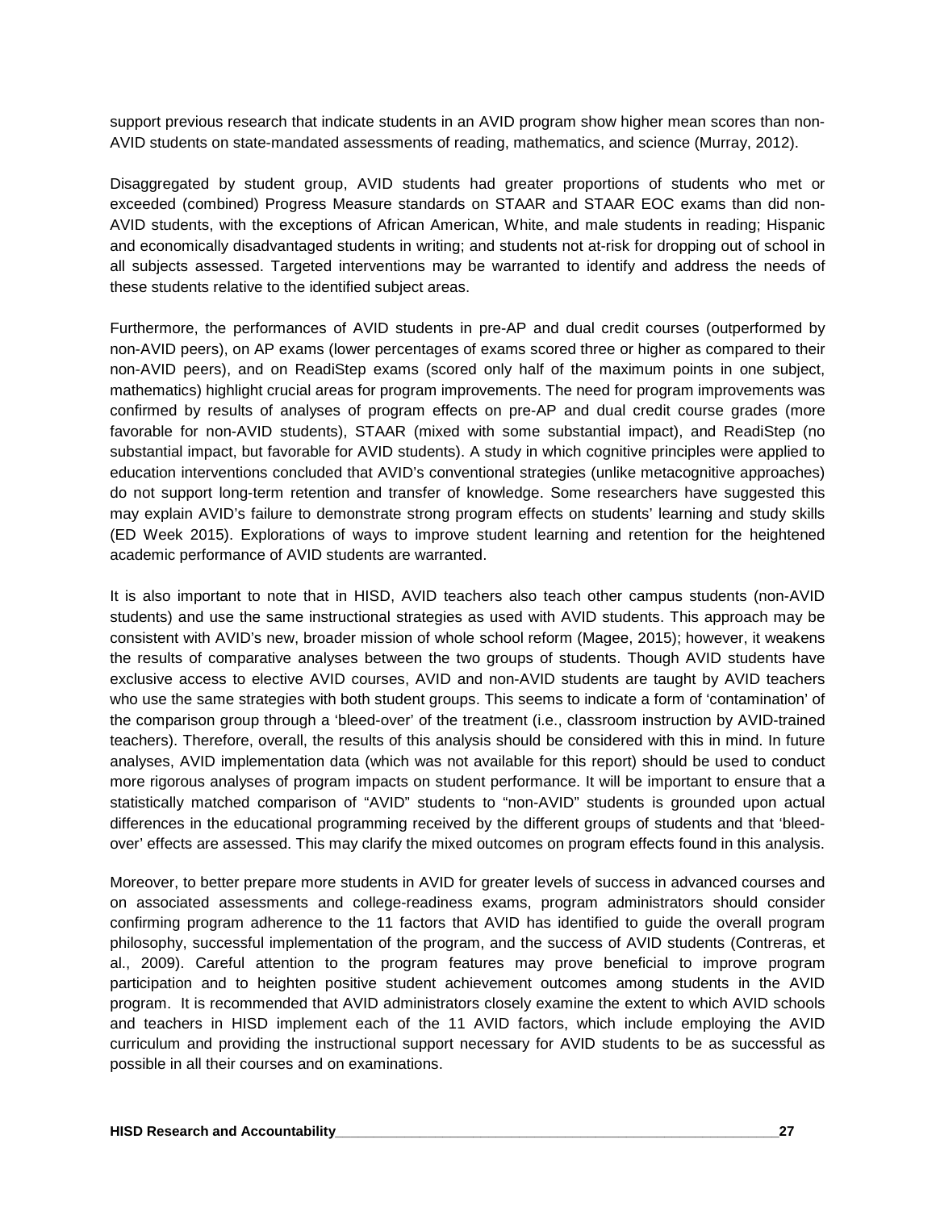support previous research that indicate students in an AVID program show higher mean scores than non-AVID students on state-mandated assessments of reading, mathematics, and science (Murray, 2012).

Disaggregated by student group, AVID students had greater proportions of students who met or exceeded (combined) Progress Measure standards on STAAR and STAAR EOC exams than did non-AVID students, with the exceptions of African American, White, and male students in reading; Hispanic and economically disadvantaged students in writing; and students not at-risk for dropping out of school in all subjects assessed. Targeted interventions may be warranted to identify and address the needs of these students relative to the identified subject areas.

Furthermore, the performances of AVID students in pre-AP and dual credit courses (outperformed by non-AVID peers), on AP exams (lower percentages of exams scored three or higher as compared to their non-AVID peers), and on ReadiStep exams (scored only half of the maximum points in one subject, mathematics) highlight crucial areas for program improvements. The need for program improvements was confirmed by results of analyses of program effects on pre-AP and dual credit course grades (more favorable for non-AVID students), STAAR (mixed with some substantial impact), and ReadiStep (no substantial impact, but favorable for AVID students). A study in which cognitive principles were applied to education interventions concluded that AVID's conventional strategies (unlike metacognitive approaches) do not support long-term retention and transfer of knowledge. Some researchers have suggested this may explain AVID's failure to demonstrate strong program effects on students' learning and study skills (ED Week 2015). Explorations of ways to improve student learning and retention for the heightened academic performance of AVID students are warranted.

It is also important to note that in HISD, AVID teachers also teach other campus students (non-AVID students) and use the same instructional strategies as used with AVID students. This approach may be consistent with AVID's new, broader mission of whole school reform (Magee, 2015); however, it weakens the results of comparative analyses between the two groups of students. Though AVID students have exclusive access to elective AVID courses, AVID and non-AVID students are taught by AVID teachers who use the same strategies with both student groups. This seems to indicate a form of 'contamination' of the comparison group through a 'bleed-over' of the treatment (i.e., classroom instruction by AVID-trained teachers). Therefore, overall, the results of this analysis should be considered with this in mind. In future analyses, AVID implementation data (which was not available for this report) should be used to conduct more rigorous analyses of program impacts on student performance. It will be important to ensure that a statistically matched comparison of "AVID" students to "non-AVID" students is grounded upon actual differences in the educational programming received by the different groups of students and that 'bleed-over' effects are assessed. This may clarify the mixed outcomes on program effects found in this analysis.

Moreover, to better prepare more students in AVID for greater levels of success in advanced courses and on associated assessments and college-readiness exams, program administrators should consider confirming program adherence to the 11 factors that AVID has identified to guide the overall program philosophy, successful implementation of the program, and the success of AVID students (Contreras, et al., 2009). Careful attention to the program features may prove beneficial to improve program participation and to heighten positive student achievement outcomes among students in the AVID program. It is recommended that AVID administrators closely examine the extent to which AVID schools and teachers in HISD implement each of the 11 AVID factors, which include employing the AVID curriculum and providing the instructional support necessary for AVID students to be as successful as possible in all their courses and on examinations.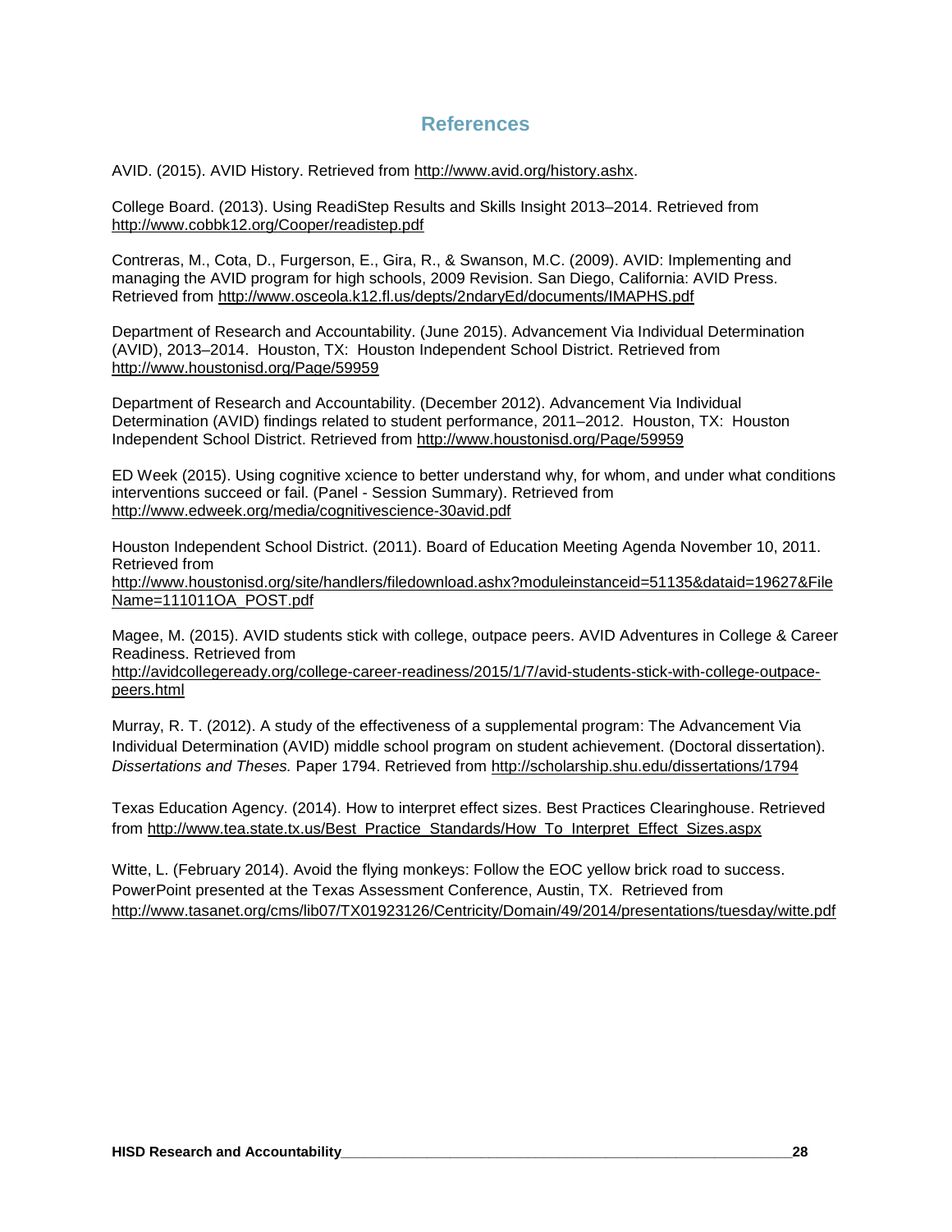## References

AVID. (2015). AVID History. Retrieved from http://www.avid.org/history.ashx.

College Board. (2013). Using ReadiStep Results and Skills Insight 2013–2014. Retrieved from http://www.cobbk12.org/Cooper/readistep.pdf

Contreras, M., Cota, D., Furgerson, E., Gira, R., & Swanson, M.C. (2009). AVID: Implementing and managing the AVID program for high schools, 2009 Revision. San Diego, California: AVID Press. Retrieved from http://www.osceola.k12.fl.us/depts/2ndaryEd/documents/IMAPHS.pdf

Department of Research and Accountability. (June 2015). Advancement Via Individual Determination (AVID), 2013–2014. Houston, TX: Houston Independent School District. Retrieved from http://www.houstonisd.org/Page/59959

Department of Research and Accountability. (December 2012). Advancement Via Individual Determination (AVID) findings related to student performance, 2011–2012. Houston, TX: Houston Independent School District. Retrieved from http://www.houstonisd.org/Page/59959

ED Week (2015). Using cognitive xcience to better understand why, for whom, and under what conditions interventions succeed or fail. (Panel - Session Summary). Retrieved from http://www.edweek.org/media/cognitivescience-30avid.pdf

Houston Independent School District. (2011). Board of Education Meeting Agenda November 10, 2011. Retrieved from http://www.houstonisd.org/site/handlers/filedownload.ashx?moduleinstanceid=51135&dataid=19627&FileName=111011OA_POST.pdf

Magee, M. (2015). AVID students stick with college, outpace peers. AVID Adventures in College & Career Readiness. Retrieved from http://avidcollegeready.org/college-career-readiness/2015/1/7/avid-students-stick-with-college-outpace-peers.html

Murray, R. T. (2012). A study of the effectiveness of a supplemental program: The Advancement Via Individual Determination (AVID) middle school program on student achievement. (Doctoral dissertation). *Dissertations and Theses.* Paper 1794. Retrieved from http://scholarship.shu.edu/dissertations/1794

Texas Education Agency. (2014). How to interpret effect sizes. Best Practices Clearinghouse. Retrieved from http://www.tea.state.tx.us/Best_Practice_Standards/How_To_Interpret_Effect_Sizes.aspx

Witte, L. (February 2014). Avoid the flying monkeys: Follow the EOC yellow brick road to success. PowerPoint presented at the Texas Assessment Conference, Austin, TX. Retrieved from http://www.tasanet.org/cms/lib07/TX01923126/Centricity/Domain/49/2014/presentations/tuesday/witte.pdf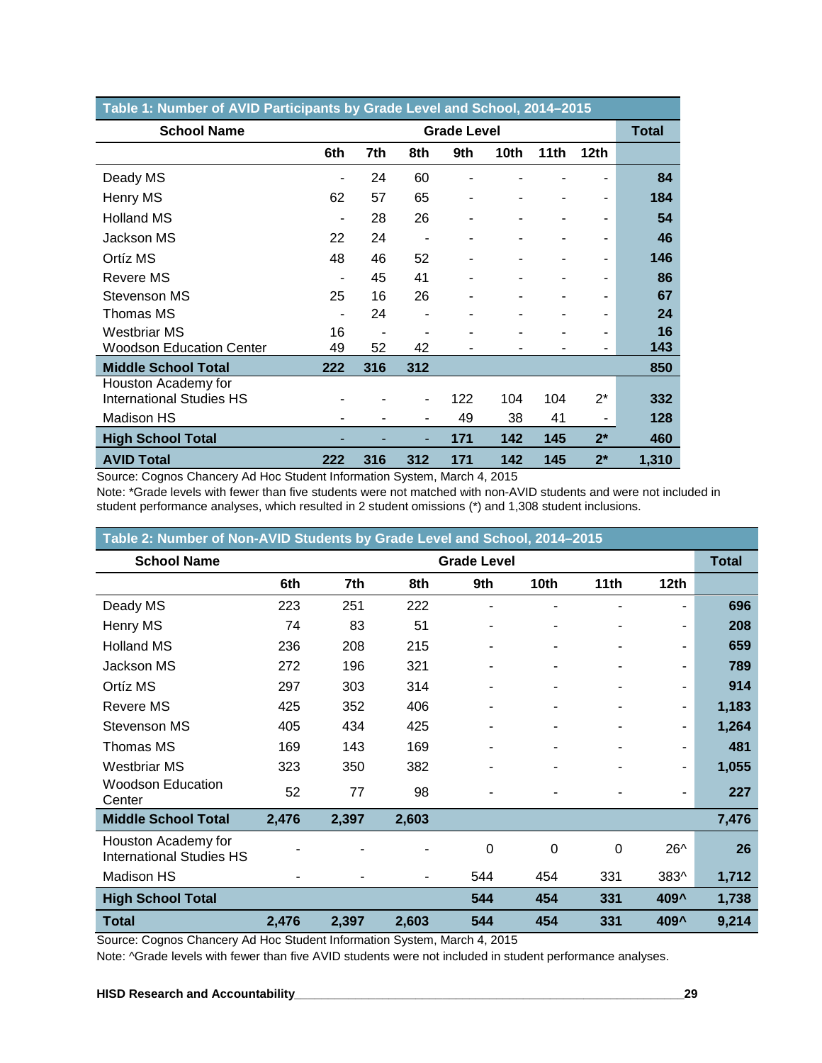**Table 1: Number of AVID Participants by Grade Level and School, 2014–2015**

| School Name | Grade Level | | | | | | | Total |
|---|---|---|---|---|---|---|---|---|
| | 6th | 7th | 8th | 9th | 10th | 11th | 12th | |
| Deady MS | - | 24 | 60 | - | - | - | - | **84** |
| Henry MS | 62 | 57 | 65 | - | - | - | - | **184** |
| Holland MS | - | 28 | 26 | - | - | - | - | **54** |
| Jackson MS | 22 | 24 | - | - | - | - | - | **46** |
| Ortíz MS | 48 | 46 | 52 | - | - | - | - | **146** |
| Revere MS | - | 45 | 41 | - | - | - | - | **86** |
| Stevenson MS | 25 | 16 | 26 | - | - | - | - | **67** |
| Thomas MS | - | 24 | - | - | - | - | - | **24** |
| Westbriar MS | 16 | - | - | - | - | - | - | **16** |
| Woodson Education Center | 49 | 52 | 42 | - | - | - | - | **143** |
| **Middle School Total** | **222** | **316** | **312** | | | | | **850** |
| Houston Academy for International Studies HS | - | - | - | 122 | 104 | 104 | 2* | **332** |
| Madison HS | - | - | - | 49 | 38 | 41 | - | **128** |
| **High School Total** | - | - | - | **171** | **142** | **145** | **2*** | **460** |
| **AVID Total** | **222** | **316** | **312** | **171** | **142** | **145** | **2*** | **1,310** |

Source: Cognos Chancery Ad Hoc Student Information System, March 4, 2015

Note: *Grade levels with fewer than five students were not matched with non-AVID students and were not included in student performance analyses, which resulted in 2 student omissions (*) and 1,308 student inclusions.

**Table 2: Number of Non-AVID Students by Grade Level and School, 2014–2015**

| School Name | Grade Level | | | | | | | Total |
|---|---|---|---|---|---|---|---|---|
| | 6th | 7th | 8th | 9th | 10th | 11th | 12th | |
| Deady MS | 223 | 251 | 222 | - | - | - | - | **696** |
| Henry MS | 74 | 83 | 51 | - | - | - | - | **208** |
| Holland MS | 236 | 208 | 215 | - | - | - | - | **659** |
| Jackson MS | 272 | 196 | 321 | - | - | - | - | **789** |
| Ortíz MS | 297 | 303 | 314 | - | - | - | - | **914** |
| Revere MS | 425 | 352 | 406 | - | - | - | - | **1,183** |
| Stevenson MS | 405 | 434 | 425 | - | - | - | - | **1,264** |
| Thomas MS | 169 | 143 | 169 | - | - | - | - | **481** |
| Westbriar MS | 323 | 350 | 382 | - | - | - | - | **1,055** |
| Woodson Education Center | 52 | 77 | 98 | - | - | - | - | **227** |
| **Middle School Total** | **2,476** | **2,397** | **2,603** | | | | | **7,476** |
| Houston Academy for International Studies HS | - | - | - | 0 | 0 | 0 | 26^ | **26** |
| Madison HS | - | - | - | 544 | 454 | 331 | 383^ | **1,712** |
| **High School Total** | | | | **544** | **454** | **331** | **409^** | **1,738** |
| **Total** | **2,476** | **2,397** | **2,603** | **544** | **454** | **331** | **409^** | **9,214** |

Source: Cognos Chancery Ad Hoc Student Information System, March 4, 2015

Note: ^Grade levels with fewer than five AVID students were not included in student performance analyses.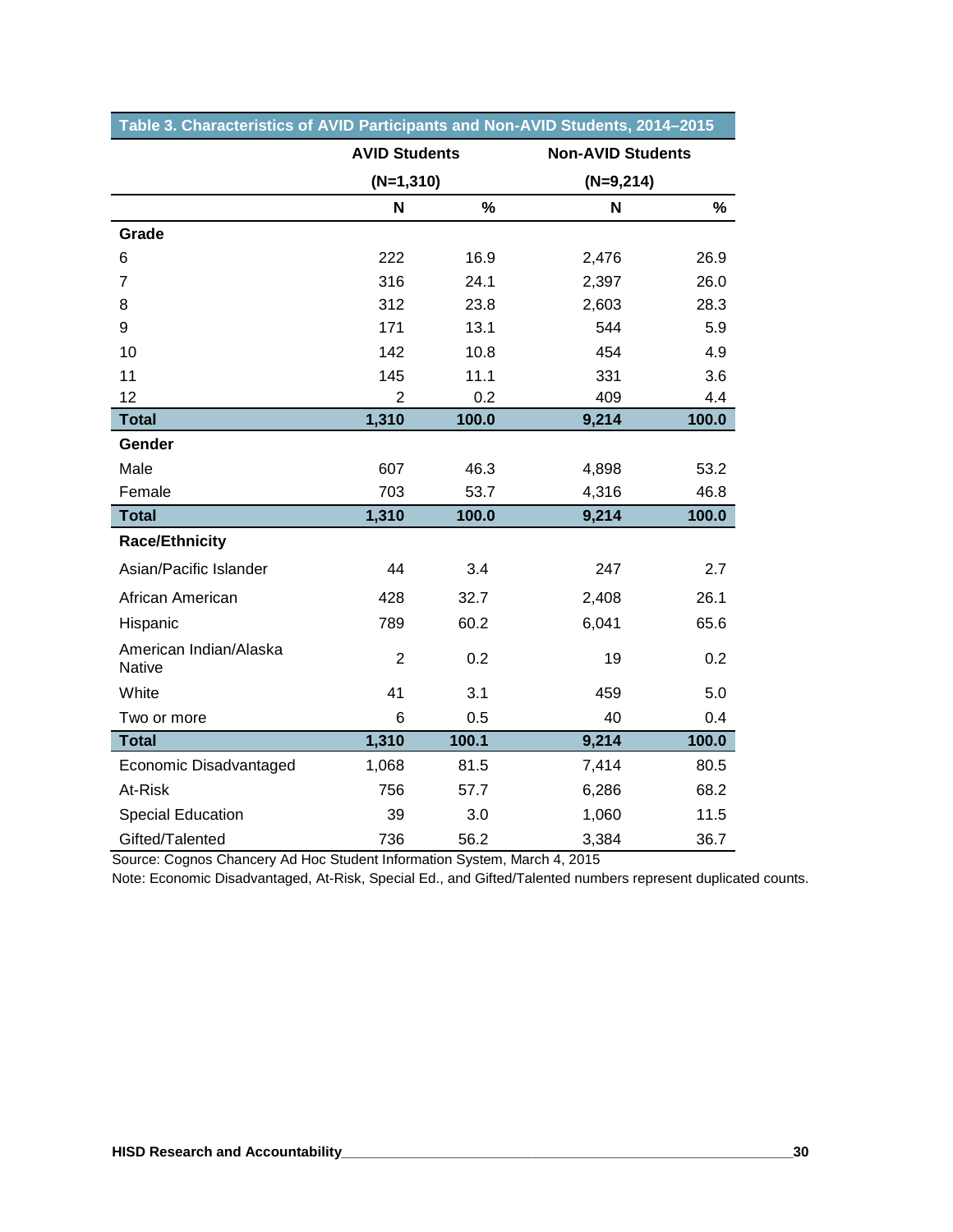Table 3. Characteristics of AVID Participants and Non-AVID Students, 2014–2015

| | AVID Students (N=1,310) | | Non-AVID Students (N=9,214) | |
|---|---|---|---|---|
| | **N** | **%** | **N** | **%** |
| **Grade** | | | | |
| 6 | 222 | 16.9 | 2,476 | 26.9 |
| 7 | 316 | 24.1 | 2,397 | 26.0 |
| 8 | 312 | 23.8 | 2,603 | 28.3 |
| 9 | 171 | 13.1 | 544 | 5.9 |
| 10 | 142 | 10.8 | 454 | 4.9 |
| 11 | 145 | 11.1 | 331 | 3.6 |
| 12 | 2 | 0.2 | 409 | 4.4 |
| **Total** | **1,310** | **100.0** | **9,214** | **100.0** |
| **Gender** | | | | |
| Male | 607 | 46.3 | 4,898 | 53.2 |
| Female | 703 | 53.7 | 4,316 | 46.8 |
| **Total** | **1,310** | **100.0** | **9,214** | **100.0** |
| **Race/Ethnicity** | | | | |
| Asian/Pacific Islander | 44 | 3.4 | 247 | 2.7 |
| African American | 428 | 32.7 | 2,408 | 26.1 |
| Hispanic | 789 | 60.2 | 6,041 | 65.6 |
| American Indian/Alaska Native | 2 | 0.2 | 19 | 0.2 |
| White | 41 | 3.1 | 459 | 5.0 |
| Two or more | 6 | 0.5 | 40 | 0.4 |
| **Total** | **1,310** | **100.1** | **9,214** | **100.0** |
| Economic Disadvantaged | 1,068 | 81.5 | 7,414 | 80.5 |
| At-Risk | 756 | 57.7 | 6,286 | 68.2 |
| Special Education | 39 | 3.0 | 1,060 | 11.5 |
| Gifted/Talented | 736 | 56.2 | 3,384 | 36.7 |

Source: Cognos Chancery Ad Hoc Student Information System, March 4, 2015

Note: Economic Disadvantaged, At-Risk, Special Ed., and Gifted/Talented numbers represent duplicated counts.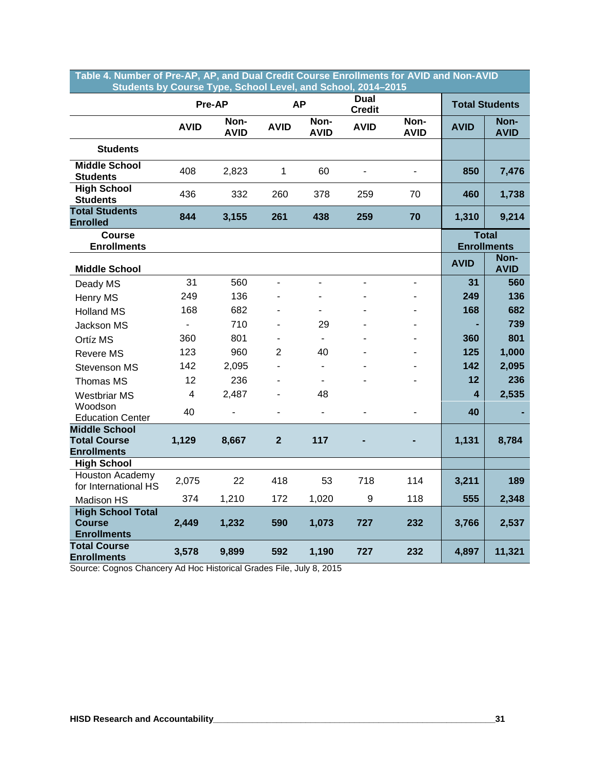**Table 4. Number of Pre-AP, AP, and Dual Credit Course Enrollments for AVID and Non-AVID Students by Course Type, School Level, and School, 2014–2015**

| | Pre-AP | | AP | | Dual Credit | | Total Students | |
|---|---|---|---|---|---|---|---|---|
| | AVID | Non-AVID | AVID | Non-AVID | AVID | Non-AVID | AVID | Non-AVID |
| **Students** | | | | | | | | |
| **Middle School Students** | 408 | 2,823 | 1 | 60 | - | - | **850** | **7,476** |
| **High School Students** | 436 | 332 | 260 | 378 | 259 | 70 | **460** | **1,738** |
| **Total Students Enrolled** | **844** | **3,155** | **261** | **438** | **259** | **70** | **1,310** | **9,214** |
| **Course Enrollments** | | | | | | | **Total Enrollments** | |
| **Middle School** | | | | | | | **AVID** | **Non-AVID** |
| Deady MS | 31 | 560 | - | - | - | - | **31** | **560** |
| Henry MS | 249 | 136 | - | - | - | - | **249** | **136** |
| Holland MS | 168 | 682 | - | - | - | - | **168** | **682** |
| Jackson MS | - | 710 | - | 29 | - | - | **-** | **739** |
| Ortíz MS | 360 | 801 | - | - | - | - | **360** | **801** |
| Revere MS | 123 | 960 | 2 | 40 | - | - | **125** | **1,000** |
| Stevenson MS | 142 | 2,095 | - | - | - | - | **142** | **2,095** |
| Thomas MS | 12 | 236 | - | - | - | - | **12** | **236** |
| Westbriar MS | 4 | 2,487 | - | 48 | | | **4** | **2,535** |
| Woodson Education Center | 40 | - | - | - | - | - | **40** | **-** |
| **Middle School Total Course Enrollments** | **1,129** | **8,667** | **2** | **117** | **-** | **-** | **1,131** | **8,784** |
| **High School** | | | | | | | | |
| Houston Academy for International HS | 2,075 | 22 | 418 | 53 | 718 | 114 | **3,211** | **189** |
| Madison HS | 374 | 1,210 | 172 | 1,020 | 9 | 118 | **555** | **2,348** |
| **High School Total Course Enrollments** | **2,449** | **1,232** | **590** | **1,073** | **727** | **232** | **3,766** | **2,537** |
| **Total Course Enrollments** | **3,578** | **9,899** | **592** | **1,190** | **727** | **232** | **4,897** | **11,321** |

Source: Cognos Chancery Ad Hoc Historical Grades File, July 8, 2015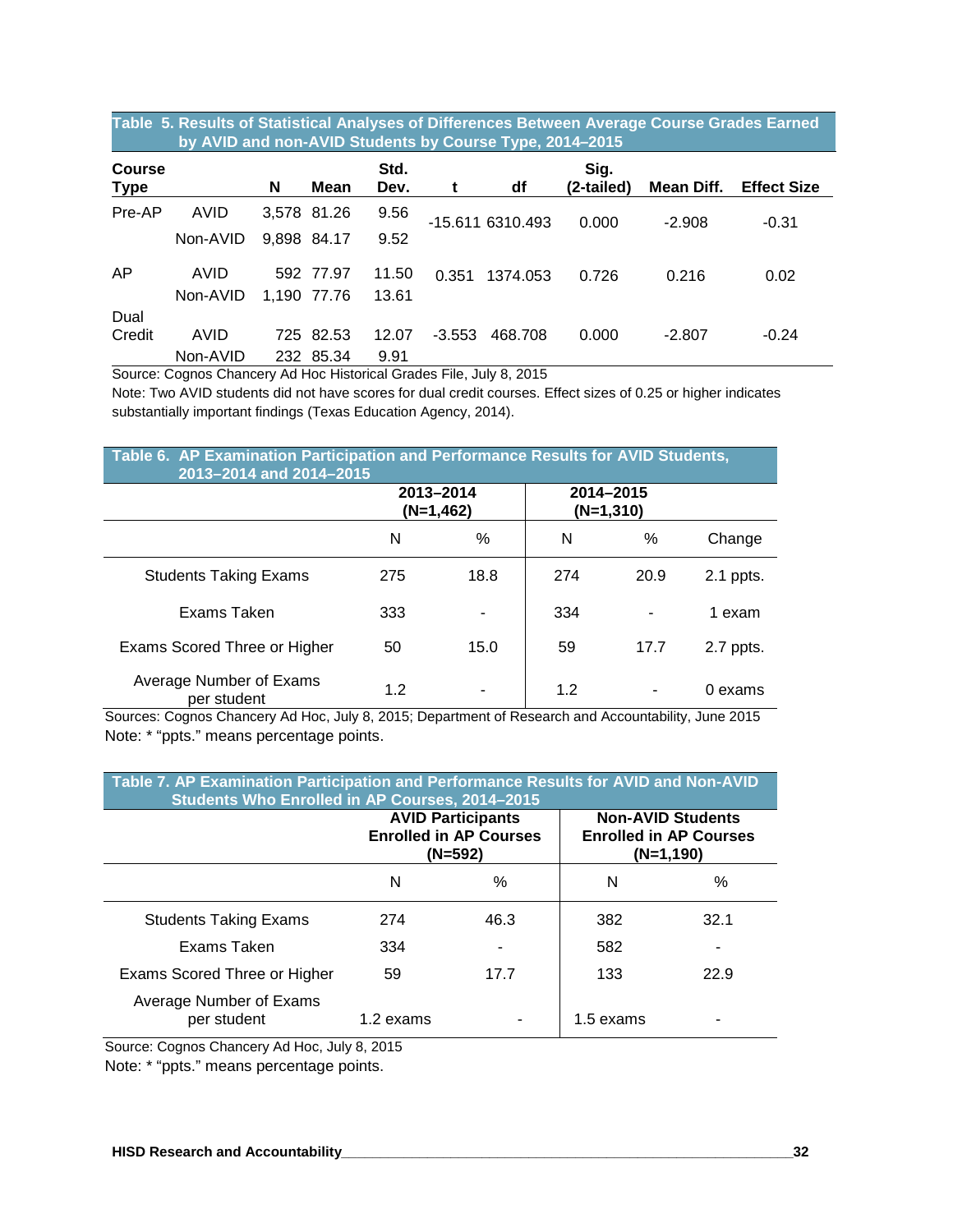**Table 5. Results of Statistical Analyses of Differences Between Average Course Grades Earned by AVID and non-AVID Students by Course Type, 2014–2015**

| Course Type | | N | Mean | Std. Dev. | t | df | Sig. (2-tailed) | Mean Diff. | Effect Size |
|---|---|---|---|---|---|---|---|---|---|
| Pre-AP | AVID | 3,578 | 81.26 | 9.56 | -15.611 | 6310.493 | 0.000 | -2.908 | -0.31 |
| | Non-AVID | 9,898 | 84.17 | 9.52 | | | | | |
| AP | AVID | 592 | 77.97 | 11.50 | 0.351 | 1374.053 | 0.726 | 0.216 | 0.02 |
| | Non-AVID | 1,190 | 77.76 | 13.61 | | | | | |
| Dual Credit | AVID | 725 | 82.53 | 12.07 | -3.553 | 468.708 | 0.000 | -2.807 | -0.24 |
| | Non-AVID | 232 | 85.34 | 9.91 | | | | | |

Source: Cognos Chancery Ad Hoc Historical Grades File, July 8, 2015

Note: Two AVID students did not have scores for dual credit courses. Effect sizes of 0.25 or higher indicates substantially important findings (Texas Education Agency, 2014).

**Table 6. AP Examination Participation and Performance Results for AVID Students, 2013–2014 and 2014–2015**

| | 2013–2014 (N=1,462) | | 2014–2015 (N=1,310) | | |
|---|---|---|---|---|---|
| | N | % | N | % | Change |
| Students Taking Exams | 275 | 18.8 | 274 | 20.9 | 2.1 ppts. |
| Exams Taken | 333 | - | 334 | - | 1 exam |
| Exams Scored Three or Higher | 50 | 15.0 | 59 | 17.7 | 2.7 ppts. |
| Average Number of Exams per student | 1.2 | - | 1.2 | - | 0 exams |

Sources: Cognos Chancery Ad Hoc, July 8, 2015; Department of Research and Accountability, June 2015

Note: * "ppts." means percentage points.

**Table 7. AP Examination Participation and Performance Results for AVID and Non-AVID Students Who Enrolled in AP Courses, 2014–2015**

| | AVID Participants Enrolled in AP Courses (N=592) | | Non-AVID Students Enrolled in AP Courses (N=1,190) | |
|---|---|---|---|---|
| | N | % | N | % |
| Students Taking Exams | 274 | 46.3 | 382 | 32.1 |
| Exams Taken | 334 | - | 582 | - |
| Exams Scored Three or Higher | 59 | 17.7 | 133 | 22.9 |
| Average Number of Exams per student | 1.2 exams | - | 1.5 exams | - |

Source: Cognos Chancery Ad Hoc, July 8, 2015

Note: * "ppts." means percentage points.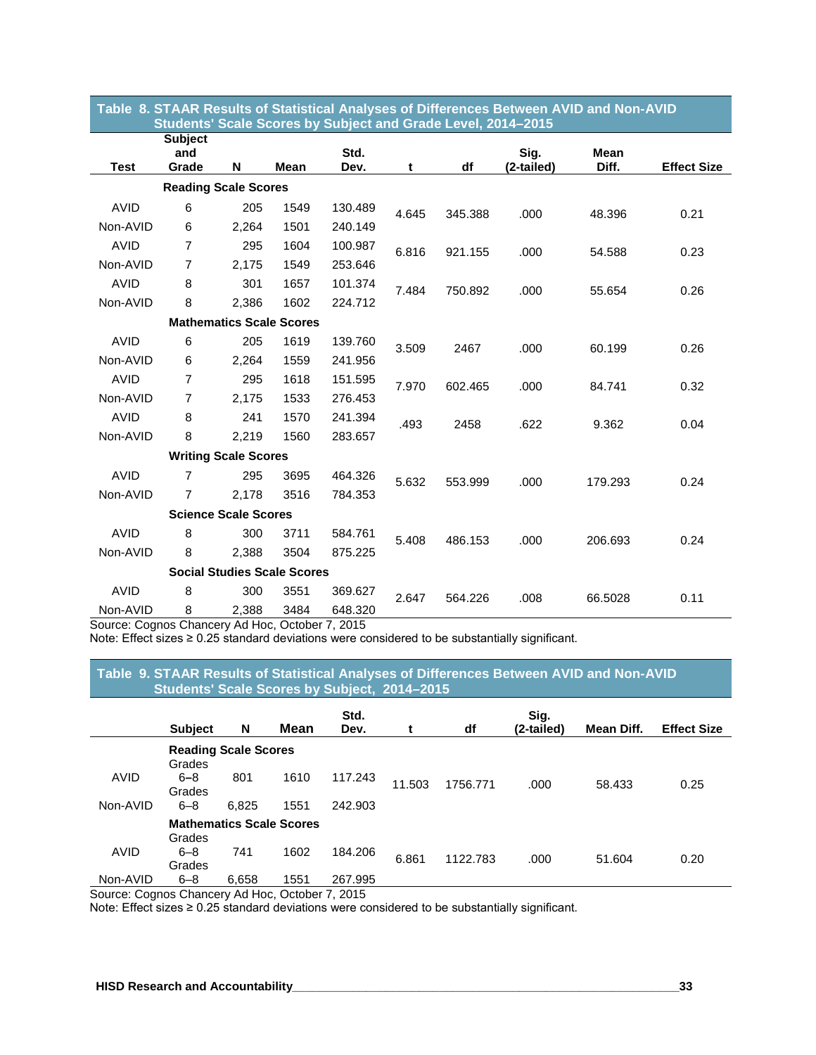**Table 8. STAAR Results of Statistical Analyses of Differences Between AVID and Non-AVID Students' Scale Scores by Subject and Grade Level, 2014–2015**

| Test | Subject and Grade | N | Mean | Std. Dev. | t | df | Sig. (2-tailed) | Mean Diff. | Effect Size |
|---|---|---|---|---|---|---|---|---|---|
| | **Reading Scale Scores** | | | | | | | | |
| AVID | 6 | 205 | 1549 | 130.489 | 4.645 | 345.388 | .000 | 48.396 | 0.21 |
| Non-AVID | 6 | 2,264 | 1501 | 240.149 | | | | | |
| AVID | 7 | 295 | 1604 | 100.987 | 6.816 | 921.155 | .000 | 54.588 | 0.23 |
| Non-AVID | 7 | 2,175 | 1549 | 253.646 | | | | | |
| AVID | 8 | 301 | 1657 | 101.374 | 7.484 | 750.892 | .000 | 55.654 | 0.26 |
| Non-AVID | 8 | 2,386 | 1602 | 224.712 | | | | | |
| | **Mathematics Scale Scores** | | | | | | | | |
| AVID | 6 | 205 | 1619 | 139.760 | 3.509 | 2467 | .000 | 60.199 | 0.26 |
| Non-AVID | 6 | 2,264 | 1559 | 241.956 | | | | | |
| AVID | 7 | 295 | 1618 | 151.595 | 7.970 | 602.465 | .000 | 84.741 | 0.32 |
| Non-AVID | 7 | 2,175 | 1533 | 276.453 | | | | | |
| AVID | 8 | 241 | 1570 | 241.394 | .493 | 2458 | .622 | 9.362 | 0.04 |
| Non-AVID | 8 | 2,219 | 1560 | 283.657 | | | | | |
| | **Writing Scale Scores** | | | | | | | | |
| AVID | 7 | 295 | 3695 | 464.326 | 5.632 | 553.999 | .000 | 179.293 | 0.24 |
| Non-AVID | 7 | 2,178 | 3516 | 784.353 | | | | | |
| | **Science Scale Scores** | | | | | | | | |
| AVID | 8 | 300 | 3711 | 584.761 | 5.408 | 486.153 | .000 | 206.693 | 0.24 |
| Non-AVID | 8 | 2,388 | 3504 | 875.225 | | | | | |
| | **Social Studies Scale Scores** | | | | | | | | |
| AVID | 8 | 300 | 3551 | 369.627 | 2.647 | 564.226 | .008 | 66.5028 | 0.11 |
| Non-AVID | 8 | 2,388 | 3484 | 648.320 | | | | | |

Source: Cognos Chancery Ad Hoc, October 7, 2015
Note: Effect sizes ≥ 0.25 standard deviations were considered to be substantially significant.

**Table 9. STAAR Results of Statistical Analyses of Differences Between AVID and Non-AVID Students' Scale Scores by Subject, 2014–2015**

| | Subject | N | Mean | Std. Dev. | t | df | Sig. (2-tailed) | Mean Diff. | Effect Size |
|---|---|---|---|---|---|---|---|---|---|
| | **Reading Scale Scores** | | | | | | | | |
| AVID | Grades 6–8 | 801 | 1610 | 117.243 | 11.503 | 1756.771 | .000 | 58.433 | 0.25 |
| Non-AVID | Grades 6–8 | 6,825 | 1551 | 242.903 | | | | | |
| | **Mathematics Scale Scores** | | | | | | | | |
| AVID | Grades 6–8 | 741 | 1602 | 184.206 | 6.861 | 1122.783 | .000 | 51.604 | 0.20 |
| Non-AVID | Grades 6–8 | 6,658 | 1551 | 267.995 | | | | | |

Source: Cognos Chancery Ad Hoc, October 7, 2015
Note: Effect sizes ≥ 0.25 standard deviations were considered to be substantially significant.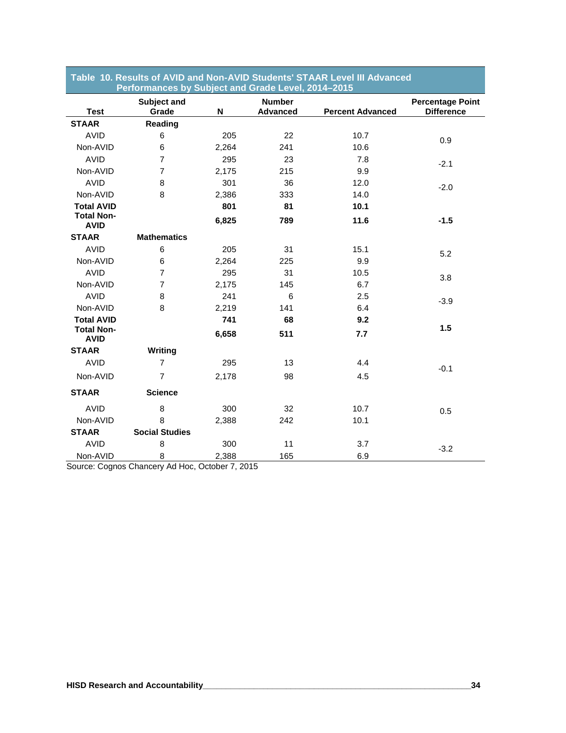**Table 10. Results of AVID and Non-AVID Students' STAAR Level III Advanced Performances by Subject and Grade Level, 2014–2015**

| Test | Subject and Grade | N | Number Advanced | Percent Advanced | Percentage Point Difference |
|---|---|---|---|---|---|
| **STAAR** | **Reading** | | | | |
| AVID | 6 | 205 | 22 | 10.7 | 0.9 |
| Non-AVID | 6 | 2,264 | 241 | 10.6 | |
| AVID | 7 | 295 | 23 | 7.8 | -2.1 |
| Non-AVID | 7 | 2,175 | 215 | 9.9 | |
| AVID | 8 | 301 | 36 | 12.0 | -2.0 |
| Non-AVID | 8 | 2,386 | 333 | 14.0 | |
| **Total AVID** | | **801** | **81** | **10.1** | |
| **Total Non-AVID** | | **6,825** | **789** | **11.6** | **-1.5** |
| **STAAR** | **Mathematics** | | | | |
| AVID | 6 | 205 | 31 | 15.1 | 5.2 |
| Non-AVID | 6 | 2,264 | 225 | 9.9 | |
| AVID | 7 | 295 | 31 | 10.5 | 3.8 |
| Non-AVID | 7 | 2,175 | 145 | 6.7 | |
| AVID | 8 | 241 | 6 | 2.5 | -3.9 |
| Non-AVID | 8 | 2,219 | 141 | 6.4 | |
| **Total AVID** | | **741** | **68** | **9.2** | **1.5** |
| **Total Non-AVID** | | **6,658** | **511** | **7.7** | |
| **STAAR** | **Writing** | | | | |
| AVID | 7 | 295 | 13 | 4.4 | -0.1 |
| Non-AVID | 7 | 2,178 | 98 | 4.5 | |
| **STAAR** | **Science** | | | | |
| AVID | 8 | 300 | 32 | 10.7 | 0.5 |
| Non-AVID | 8 | 2,388 | 242 | 10.1 | |
| **STAAR** | **Social Studies** | | | | |
| AVID | 8 | 300 | 11 | 3.7 | -3.2 |
| Non-AVID | 8 | 2,388 | 165 | 6.9 | |

Source: Cognos Chancery Ad Hoc, October 7, 2015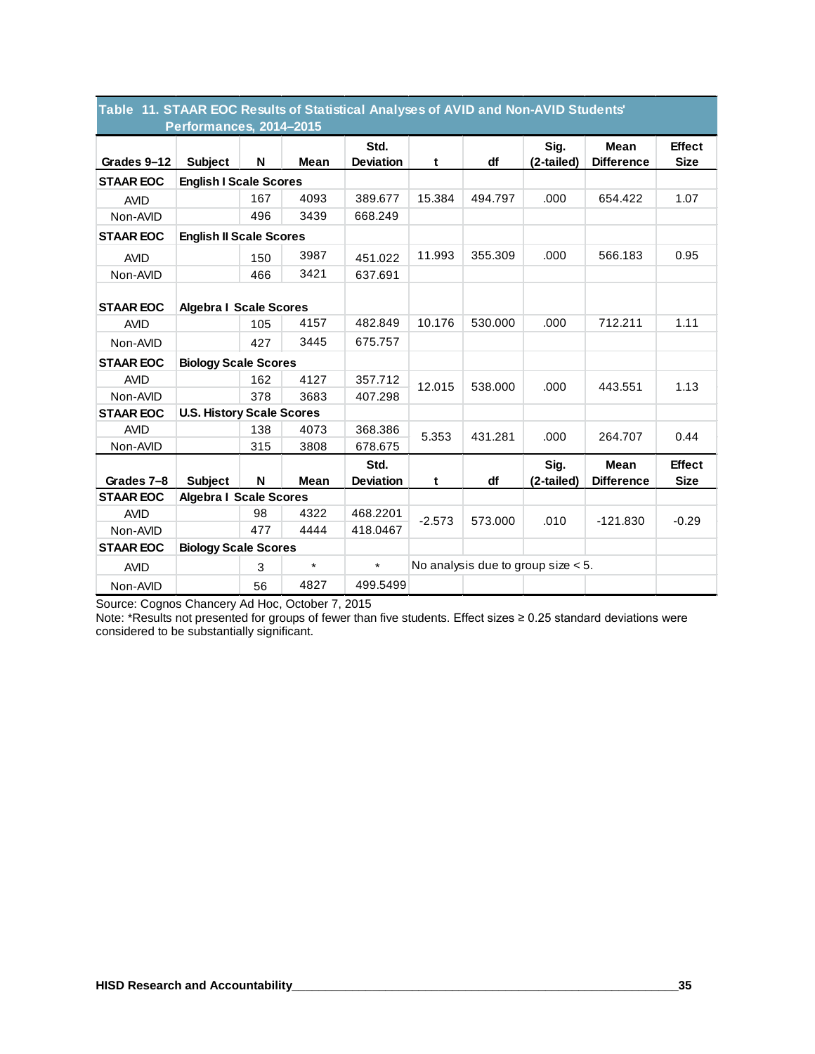**Table 11. STAAR EOC Results of Statistical Analyses of AVID and Non-AVID Students' Performances, 2014–2015**

| Grades 9–12 | Subject | N | Mean | Std. Deviation | t | df | Sig. (2-tailed) | Mean Difference | Effect Size |
|---|---|---|---|---|---|---|---|---|---|
| **STAAR EOC** | **English I Scale Scores** | | | | | | | | |
| AVID | | 167 | 4093 | 389.677 | 15.384 | 494.797 | .000 | 654.422 | 1.07 |
| Non-AVID | | 496 | 3439 | 668.249 | | | | | |
| **STAAR EOC** | **English II Scale Scores** | | | | | | | | |
| AVID | | 150 | 3987 | 451.022 | 11.993 | 355.309 | .000 | 566.183 | 0.95 |
| Non-AVID | | 466 | 3421 | 637.691 | | | | | |
| **STAAR EOC** | **Algebra I Scale Scores** | | | | | | | | |
| AVID | | 105 | 4157 | 482.849 | 10.176 | 530.000 | .000 | 712.211 | 1.11 |
| Non-AVID | | 427 | 3445 | 675.757 | | | | | |
| **STAAR EOC** | **Biology Scale Scores** | | | | | | | | |
| AVID | | 162 | 4127 | 357.712 | 12.015 | 538.000 | .000 | 443.551 | 1.13 |
| Non-AVID | | 378 | 3683 | 407.298 | | | | | |
| **STAAR EOC** | **U.S. History Scale Scores** | | | | | | | | |
| AVID | | 138 | 4073 | 368.386 | 5.353 | 431.281 | .000 | 264.707 | 0.44 |
| Non-AVID | | 315 | 3808 | 678.675 | | | | | |
| **Grades 7–8** | **Subject** | **N** | **Mean** | **Std. Deviation** | **t** | **df** | **Sig. (2-tailed)** | **Mean Difference** | **Effect Size** |
| **STAAR EOC** | **Algebra I Scale Scores** | | | | | | | | |
| AVID | | 98 | 4322 | 468.2201 | -2.573 | 573.000 | .010 | -121.830 | -0.29 |
| Non-AVID | | 477 | 4444 | 418.0467 | | | | | |
| **STAAR EOC** | **Biology Scale Scores** | | | | | | | | |
| AVID | | 3 | * | * | No analysis due to group size < 5. | | | | |
| Non-AVID | | 56 | 4827 | 499.5499 | | | | | |

Source: Cognos Chancery Ad Hoc, October 7, 2015

Note: *Results not presented for groups of fewer than five students. Effect sizes ≥ 0.25 standard deviations were considered to be substantially significant.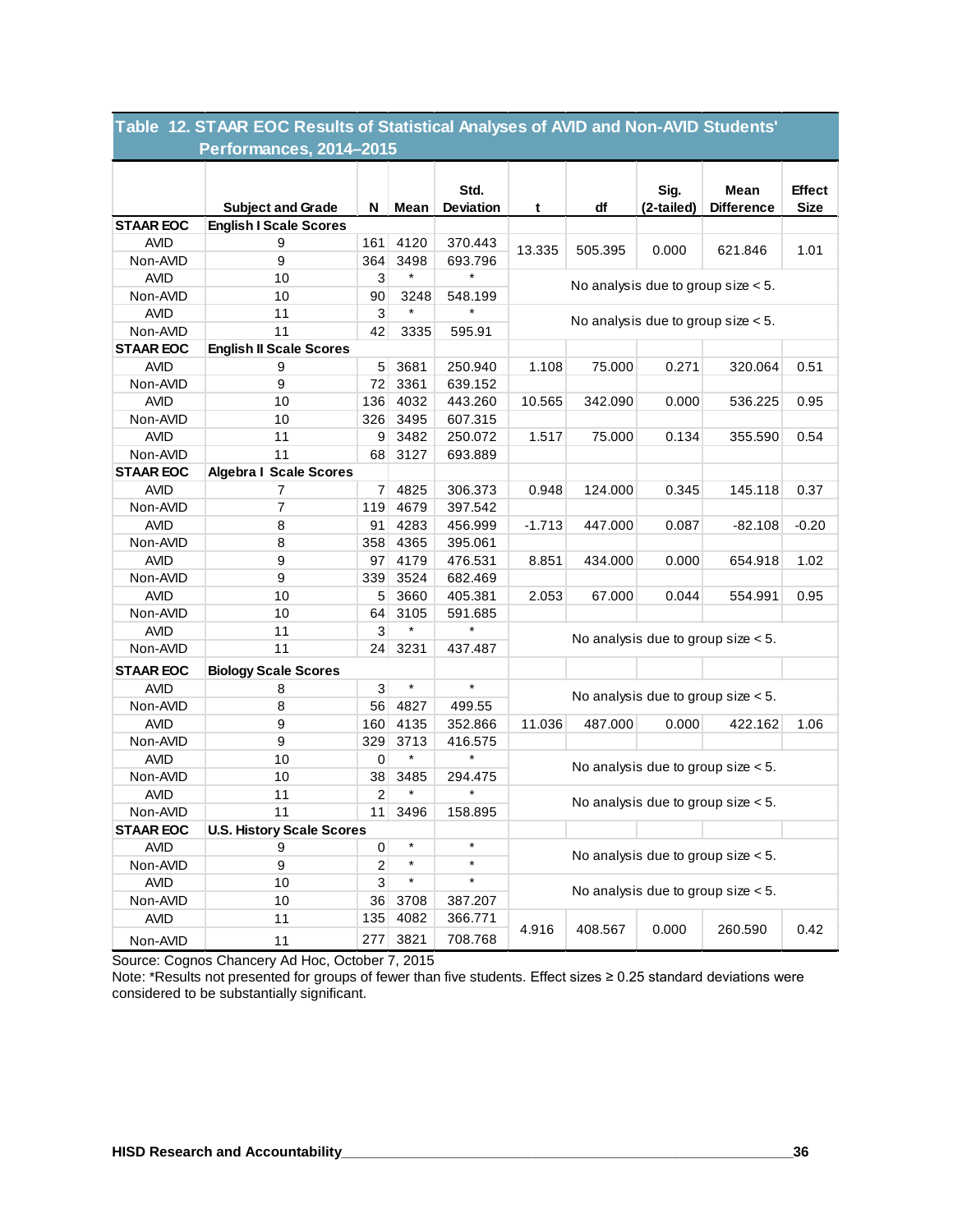**Table 12. STAAR EOC Results of Statistical Analyses of AVID and Non-AVID Students' Performances, 2014–2015**

| | Subject and Grade | N | Mean | Std. Deviation | t | df | Sig. (2-tailed) | Mean Difference | Effect Size |
|---|---|---|---|---|---|---|---|---|---|
| **STAAR EOC** | **English I Scale Scores** | | | | | | | | |
| AVID | 9 | 161 | 4120 | 370.443 | 13.335 | 505.395 | 0.000 | 621.846 | 1.01 |
| Non-AVID | 9 | 364 | 3498 | 693.796 | | | | | |
| AVID | 10 | 3 | * | * | No analysis due to group size < 5. | | | | |
| Non-AVID | 10 | 90 | 3248 | 548.199 | | | | | |
| AVID | 11 | 3 | * | * | No analysis due to group size < 5. | | | | |
| Non-AVID | 11 | 42 | 3335 | 595.91 | | | | | |
| **STAAR EOC** | **English II Scale Scores** | | | | | | | | |
| AVID | 9 | 5 | 3681 | 250.940 | 1.108 | 75.000 | 0.271 | 320.064 | 0.51 |
| Non-AVID | 9 | 72 | 3361 | 639.152 | | | | | |
| AVID | 10 | 136 | 4032 | 443.260 | 10.565 | 342.090 | 0.000 | 536.225 | 0.95 |
| Non-AVID | 10 | 326 | 3495 | 607.315 | | | | | |
| AVID | 11 | 9 | 3482 | 250.072 | 1.517 | 75.000 | 0.134 | 355.590 | 0.54 |
| Non-AVID | 11 | 68 | 3127 | 693.889 | | | | | |
| **STAAR EOC** | **Algebra I Scale Scores** | | | | | | | | |
| AVID | 7 | 7 | 4825 | 306.373 | 0.948 | 124.000 | 0.345 | 145.118 | 0.37 |
| Non-AVID | 7 | 119 | 4679 | 397.542 | | | | | |
| AVID | 8 | 91 | 4283 | 456.999 | -1.713 | 447.000 | 0.087 | -82.108 | -0.20 |
| Non-AVID | 8 | 358 | 4365 | 395.061 | | | | | |
| AVID | 9 | 97 | 4179 | 476.531 | 8.851 | 434.000 | 0.000 | 654.918 | 1.02 |
| Non-AVID | 9 | 339 | 3524 | 682.469 | | | | | |
| AVID | 10 | 5 | 3660 | 405.381 | 2.053 | 67.000 | 0.044 | 554.991 | 0.95 |
| Non-AVID | 10 | 64 | 3105 | 591.685 | | | | | |
| AVID | 11 | 3 | * | * | No analysis due to group size < 5. | | | | |
| Non-AVID | 11 | 24 | 3231 | 437.487 | | | | | |
| **STAAR EOC** | **Biology Scale Scores** | | | | | | | | |
| AVID | 8 | 3 | * | * | No analysis due to group size < 5. | | | | |
| Non-AVID | 8 | 56 | 4827 | 499.55 | | | | | |
| AVID | 9 | 160 | 4135 | 352.866 | 11.036 | 487.000 | 0.000 | 422.162 | 1.06 |
| Non-AVID | 9 | 329 | 3713 | 416.575 | | | | | |
| AVID | 10 | 0 | * | * | No analysis due to group size < 5. | | | | |
| Non-AVID | 10 | 38 | 3485 | 294.475 | | | | | |
| AVID | 11 | 2 | * | * | No analysis due to group size < 5. | | | | |
| Non-AVID | 11 | 11 | 3496 | 158.895 | | | | | |
| **STAAR EOC** | **U.S. History Scale Scores** | | | | | | | | |
| AVID | 9 | 0 | * | * | No analysis due to group size < 5. | | | | |
| Non-AVID | 9 | 2 | * | * | | | | | |
| AVID | 10 | 3 | * | * | No analysis due to group size < 5. | | | | |
| Non-AVID | 10 | 36 | 3708 | 387.207 | | | | | |
| AVID | 11 | 135 | 4082 | 366.771 | 4.916 | 408.567 | 0.000 | 260.590 | 0.42 |
| Non-AVID | 11 | 277 | 3821 | 708.768 | | | | | |

Source: Cognos Chancery Ad Hoc, October 7, 2015

Note: *Results not presented for groups of fewer than five students. Effect sizes ≥ 0.25 standard deviations were considered to be substantially significant.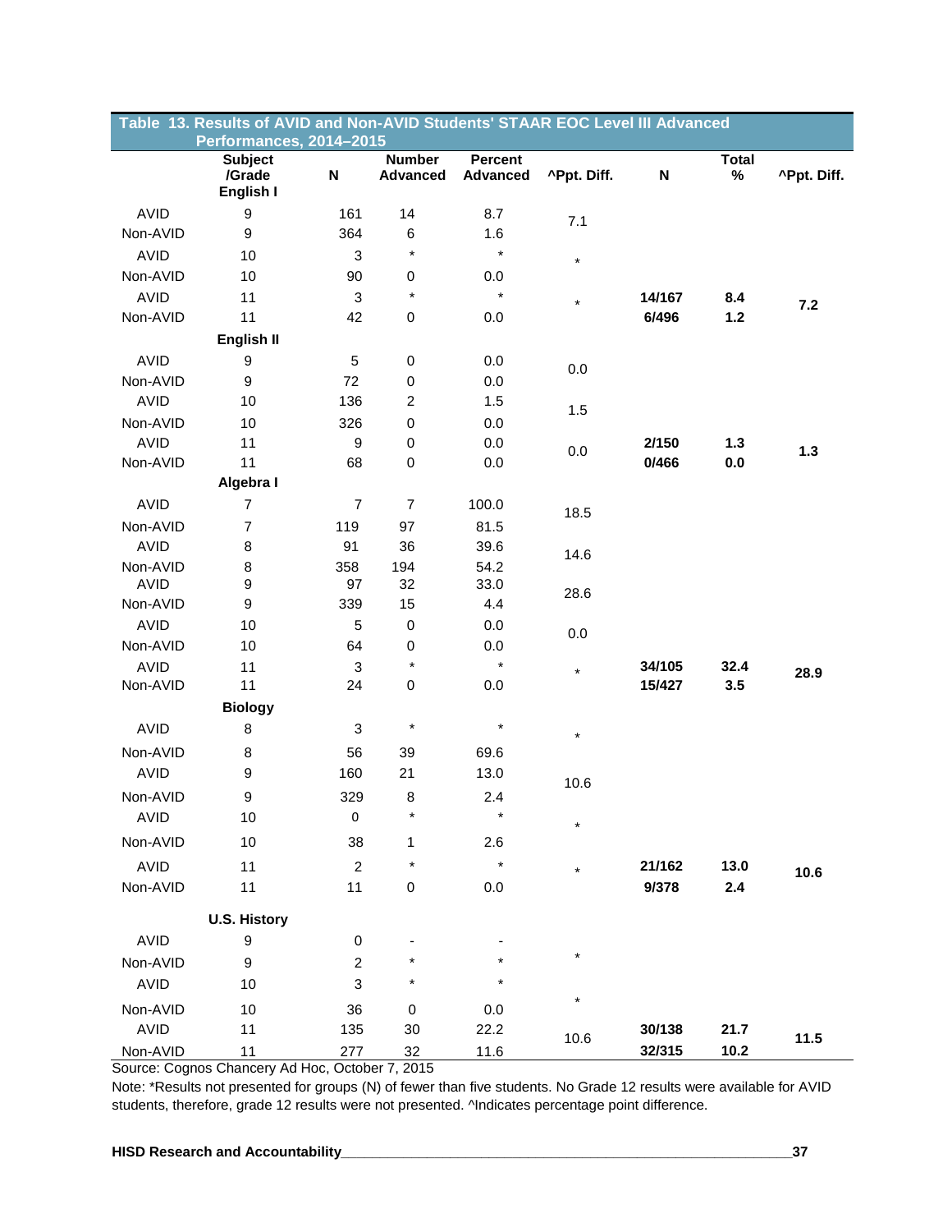**Table 13. Results of AVID and Non-AVID Students' STAAR EOC Level III Advanced Performances, 2014–2015**

| | Subject /Grade | N | Number Advanced | Percent Advanced | ^Ppt. Diff. | N | Total % | ^Ppt. Diff. |
|---|---|---|---|---|---|---|---|---|
| | **English I** | | | | | | | |
| AVID | 9 | 161 | 14 | 8.7 | 7.1 | | | |
| Non-AVID | 9 | 364 | 6 | 1.6 | | | | |
| AVID | 10 | 3 | * | * | * | | | |
| Non-AVID | 10 | 90 | 0 | 0.0 | | | | |
| AVID | 11 | 3 | * | * | * | **14/167** | **8.4** | **7.2** |
| Non-AVID | 11 | 42 | 0 | 0.0 | | **6/496** | **1.2** | |
| | **English II** | | | | | | | |
| AVID | 9 | 5 | 0 | 0.0 | 0.0 | | | |
| Non-AVID | 9 | 72 | 0 | 0.0 | | | | |
| AVID | 10 | 136 | 2 | 1.5 | 1.5 | | | |
| Non-AVID | 10 | 326 | 0 | 0.0 | | | | |
| AVID | 11 | 9 | 0 | 0.0 | 0.0 | **2/150** | **1.3** | **1.3** |
| Non-AVID | 11 | 68 | 0 | 0.0 | | **0/466** | **0.0** | |
| | **Algebra I** | | | | | | | |
| AVID | 7 | 7 | 7 | 100.0 | 18.5 | | | |
| Non-AVID | 7 | 119 | 97 | 81.5 | | | | |
| AVID | 8 | 91 | 36 | 39.6 | 14.6 | | | |
| Non-AVID | 8 | 358 | 194 | 54.2 | | | | |
| AVID | 9 | 97 | 32 | 33.0 | 28.6 | | | |
| Non-AVID | 9 | 339 | 15 | 4.4 | | | | |
| AVID | 10 | 5 | 0 | 0.0 | 0.0 | | | |
| Non-AVID | 10 | 64 | 0 | 0.0 | | | | |
| AVID | 11 | 3 | * | * | * | **34/105** | **32.4** | **28.9** |
| Non-AVID | 11 | 24 | 0 | 0.0 | | **15/427** | **3.5** | |
| | **Biology** | | | | | | | |
| AVID | 8 | 3 | * | * | * | | | |
| Non-AVID | 8 | 56 | 39 | 69.6 | | | | |
| AVID | 9 | 160 | 21 | 13.0 | 10.6 | | | |
| Non-AVID | 9 | 329 | 8 | 2.4 | | | | |
| AVID | 10 | 0 | * | * | * | | | |
| Non-AVID | 10 | 38 | 1 | 2.6 | | | | |
| AVID | 11 | 2 | * | * | * | **21/162** | **13.0** | **10.6** |
| Non-AVID | 11 | 11 | 0 | 0.0 | | **9/378** | **2.4** | |
| | **U.S. History** | | | | | | | |
| AVID | 9 | 0 | - | - | * | | | |
| Non-AVID | 9 | 2 | * | * | | | | |
| AVID | 10 | 3 | * | * | * | | | |
| Non-AVID | 10 | 36 | 0 | 0.0 | | | | |
| AVID | 11 | 135 | 30 | 22.2 | 10.6 | **30/138** | **21.7** | **11.5** |
| Non-AVID | 11 | 277 | 32 | 11.6 | | **32/315** | **10.2** | |

Source: Cognos Chancery Ad Hoc, October 7, 2015

Note: *Results not presented for groups (N) of fewer than five students. No Grade 12 results were available for AVID students, therefore, grade 12 results were not presented. ^Indicates percentage point difference.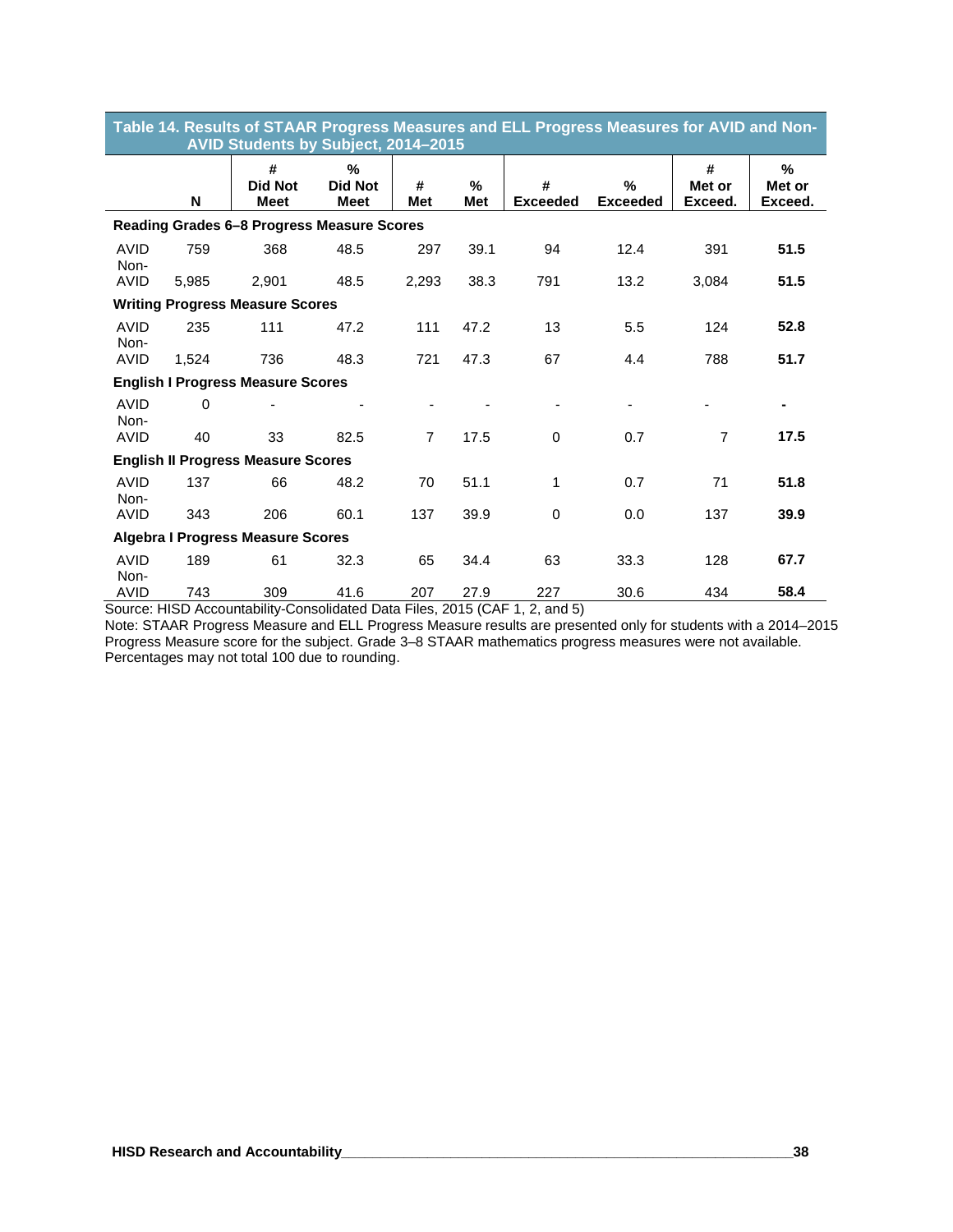**Table 14. Results of STAAR Progress Measures and ELL Progress Measures for AVID and Non-AVID Students by Subject, 2014–2015**

| | N | # Did Not Meet | % Did Not Meet | # Met | % Met | # Exceeded | % Exceeded | # Met or Exceed. | % Met or Exceed. |
|---|---|---|---|---|---|---|---|---|---|
| **Reading Grades 6–8 Progress Measure Scores** | | | | | | | | | |
| AVID | 759 | 368 | 48.5 | 297 | 39.1 | 94 | 12.4 | 391 | **51.5** |
| Non-AVID | 5,985 | 2,901 | 48.5 | 2,293 | 38.3 | 791 | 13.2 | 3,084 | **51.5** |
| **Writing Progress Measure Scores** | | | | | | | | | |
| AVID | 235 | 111 | 47.2 | 111 | 47.2 | 13 | 5.5 | 124 | **52.8** |
| Non-AVID | 1,524 | 736 | 48.3 | 721 | 47.3 | 67 | 4.4 | 788 | **51.7** |
| **English I Progress Measure Scores** | | | | | | | | | |
| AVID | 0 | - | - | - | - | - | - | - | **-** |
| Non-AVID | 40 | 33 | 82.5 | 7 | 17.5 | 0 | 0.7 | 7 | **17.5** |
| **English II Progress Measure Scores** | | | | | | | | | |
| AVID | 137 | 66 | 48.2 | 70 | 51.1 | 1 | 0.7 | 71 | **51.8** |
| Non-AVID | 343 | 206 | 60.1 | 137 | 39.9 | 0 | 0.0 | 137 | **39.9** |
| **Algebra I Progress Measure Scores** | | | | | | | | | |
| AVID | 189 | 61 | 32.3 | 65 | 34.4 | 63 | 33.3 | 128 | **67.7** |
| Non-AVID | 743 | 309 | 41.6 | 207 | 27.9 | 227 | 30.6 | 434 | **58.4** |

Source: HISD Accountability-Consolidated Data Files, 2015 (CAF 1, 2, and 5)
Note: STAAR Progress Measure and ELL Progress Measure results are presented only for students with a 2014–2015 Progress Measure score for the subject. Grade 3–8 STAAR mathematics progress measures were not available. Percentages may not total 100 due to rounding.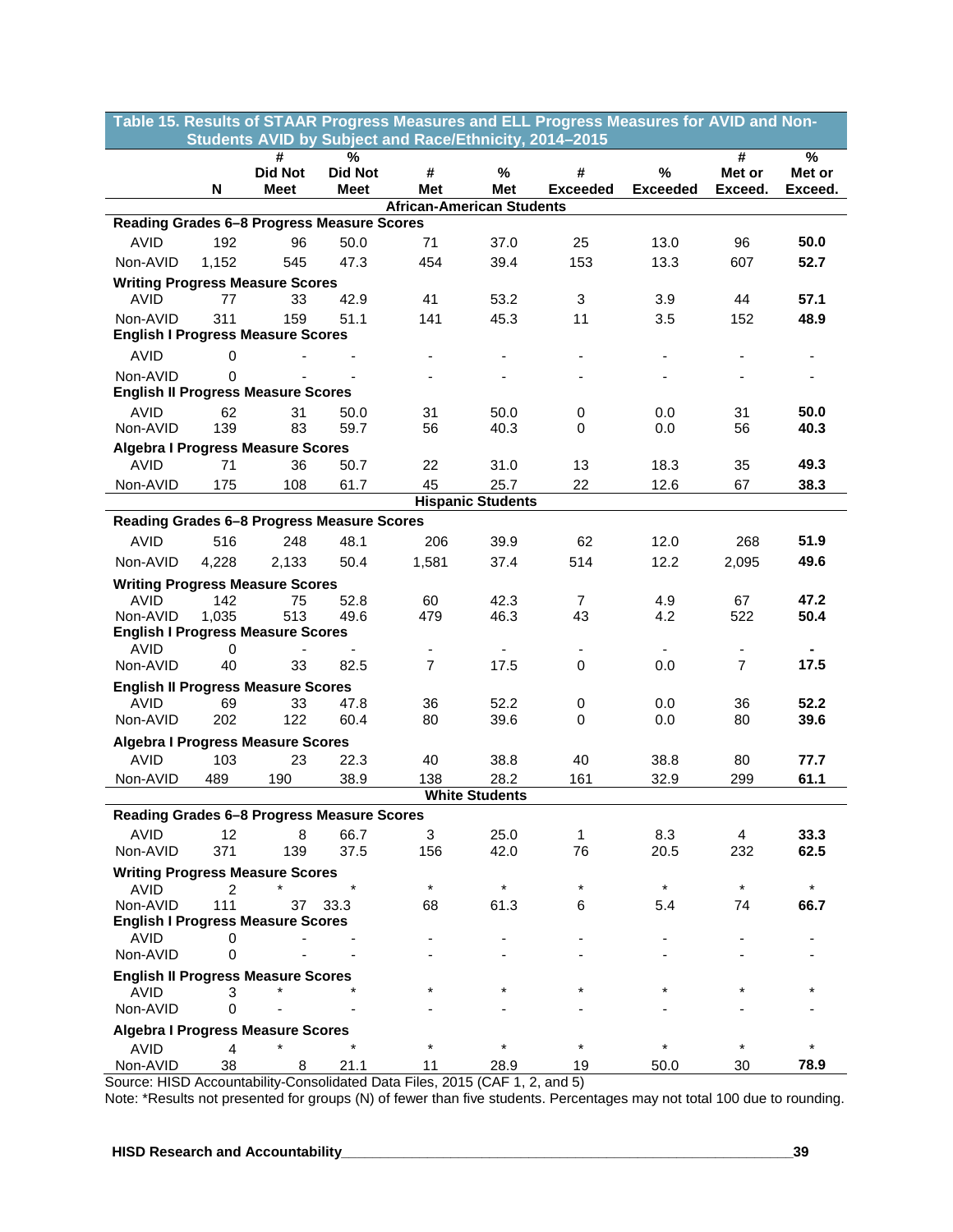**Table 15. Results of STAAR Progress Measures and ELL Progress Measures for AVID and Non-Students AVID by Subject and Race/Ethnicity, 2014–2015**

| | N | # Did Not Meet | % Did Not Meet | # Met | % Met | # Exceeded | % Exceeded | # Met or Exceed. | % Met or Exceed. |
|---|---|---|---|---|---|---|---|---|---|
| **African-American Students** | | | | | | | | | |
| **Reading Grades 6–8 Progress Measure Scores** | | | | | | | | | |
| AVID | 192 | 96 | 50.0 | 71 | 37.0 | 25 | 13.0 | 96 | **50.0** |
| Non-AVID | 1,152 | 545 | 47.3 | 454 | 39.4 | 153 | 13.3 | 607 | **52.7** |
| **Writing Progress Measure Scores** | | | | | | | | | |
| AVID | 77 | 33 | 42.9 | 41 | 53.2 | 3 | 3.9 | 44 | **57.1** |
| Non-AVID | 311 | 159 | 51.1 | 141 | 45.3 | 11 | 3.5 | 152 | **48.9** |
| **English I Progress Measure Scores** | | | | | | | | | |
| AVID | 0 | - | - | - | - | - | - | - | - |
| Non-AVID | 0 | - | - | - | - | - | - | - | - |
| **English II Progress Measure Scores** | | | | | | | | | |
| AVID | 62 | 31 | 50.0 | 31 | 50.0 | 0 | 0.0 | 31 | **50.0** |
| Non-AVID | 139 | 83 | 59.7 | 56 | 40.3 | 0 | 0.0 | 56 | **40.3** |
| **Algebra I Progress Measure Scores** | | | | | | | | | |
| AVID | 71 | 36 | 50.7 | 22 | 31.0 | 13 | 18.3 | 35 | **49.3** |
| Non-AVID | 175 | 108 | 61.7 | 45 | 25.7 | 22 | 12.6 | 67 | **38.3** |
| **Hispanic Students** | | | | | | | | | |
| **Reading Grades 6–8 Progress Measure Scores** | | | | | | | | | |
| AVID | 516 | 248 | 48.1 | 206 | 39.9 | 62 | 12.0 | 268 | **51.9** |
| Non-AVID | 4,228 | 2,133 | 50.4 | 1,581 | 37.4 | 514 | 12.2 | 2,095 | **49.6** |
| **Writing Progress Measure Scores** | | | | | | | | | |
| AVID | 142 | 75 | 52.8 | 60 | 42.3 | 7 | 4.9 | 67 | **47.2** |
| Non-AVID | 1,035 | 513 | 49.6 | 479 | 46.3 | 43 | 4.2 | 522 | **50.4** |
| **English I Progress Measure Scores** | | | | | | | | | |
| AVID | 0 | - | - | - | - | - | - | - | **-** |
| Non-AVID | 40 | 33 | 82.5 | 7 | 17.5 | 0 | 0.0 | 7 | **17.5** |
| **English II Progress Measure Scores** | | | | | | | | | |
| AVID | 69 | 33 | 47.8 | 36 | 52.2 | 0 | 0.0 | 36 | **52.2** |
| Non-AVID | 202 | 122 | 60.4 | 80 | 39.6 | 0 | 0.0 | 80 | **39.6** |
| **Algebra I Progress Measure Scores** | | | | | | | | | |
| AVID | 103 | 23 | 22.3 | 40 | 38.8 | 40 | 38.8 | 80 | **77.7** |
| Non-AVID | 489 | 190 | 38.9 | 138 | 28.2 | 161 | 32.9 | 299 | **61.1** |
| **White Students** | | | | | | | | | |
| **Reading Grades 6–8 Progress Measure Scores** | | | | | | | | | |
| AVID | 12 | 8 | 66.7 | 3 | 25.0 | 1 | 8.3 | 4 | **33.3** |
| Non-AVID | 371 | 139 | 37.5 | 156 | 42.0 | 76 | 20.5 | 232 | **62.5** |
| **Writing Progress Measure Scores** | | | | | | | | | |
| AVID | 2 | * | * | * | * | * | * | * | * |
| Non-AVID | 111 | 37 | 33.3 | 68 | 61.3 | 6 | 5.4 | 74 | **66.7** |
| **English I Progress Measure Scores** | | | | | | | | | |
| AVID | 0 | - | - | - | - | - | - | - | - |
| Non-AVID | 0 | - | - | - | - | - | - | - | - |
| **English II Progress Measure Scores** | | | | | | | | | |
| AVID | 3 | * | * | * | * | * | * | * | * |
| Non-AVID | 0 | - | - | - | - | - | - | - | - |
| **Algebra I Progress Measure Scores** | | | | | | | | | |
| AVID | 4 | * | * | * | * | * | * | * | * |
| Non-AVID | 38 | 8 | 21.1 | 11 | 28.9 | 19 | 50.0 | 30 | **78.9** |

Source: HISD Accountability-Consolidated Data Files, 2015 (CAF 1, 2, and 5)

Note: *Results not presented for groups (N) of fewer than five students. Percentages may not total 100 due to rounding.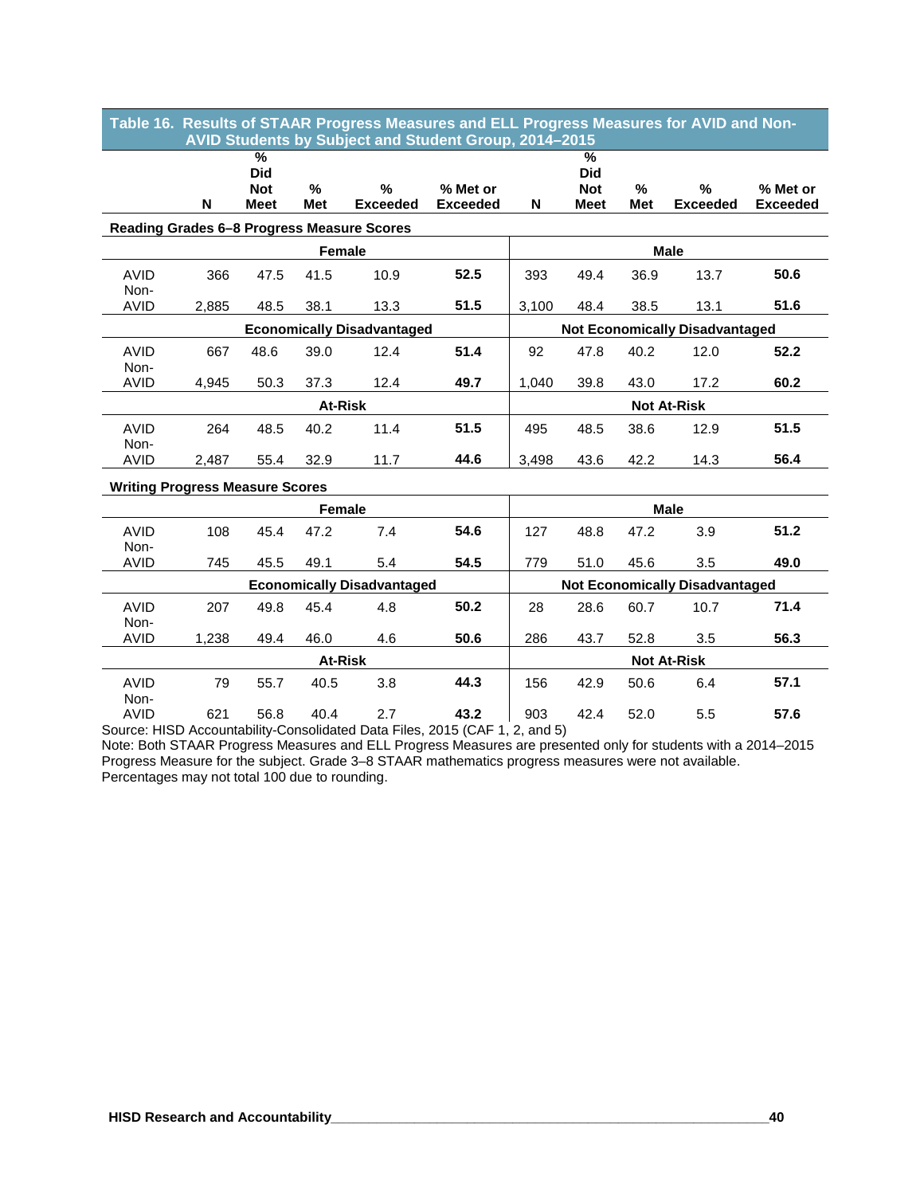**Table 16. Results of STAAR Progress Measures and ELL Progress Measures for AVID and Non-AVID Students by Subject and Student Group, 2014–2015**

| | N | % Did Not Meet | % Met | % Exceeded | % Met or Exceeded | N | % Did Not Meet | % Met | % Exceeded | % Met or Exceeded |
|---|---|---|---|---|---|---|---|---|---|---|
| **Reading Grades 6–8 Progress Measure Scores** | | | | | | | | | | |
| | **Female** | | | | | **Male** | | | | |
| AVID | 366 | 47.5 | 41.5 | 10.9 | **52.5** | 393 | 49.4 | 36.9 | 13.7 | **50.6** |
| Non-AVID | 2,885 | 48.5 | 38.1 | 13.3 | **51.5** | 3,100 | 48.4 | 38.5 | 13.1 | **51.6** |
| | **Economically Disadvantaged** | | | | | **Not Economically Disadvantaged** | | | | |
| AVID | 667 | 48.6 | 39.0 | 12.4 | **51.4** | 92 | 47.8 | 40.2 | 12.0 | **52.2** |
| Non-AVID | 4,945 | 50.3 | 37.3 | 12.4 | **49.7** | 1,040 | 39.8 | 43.0 | 17.2 | **60.2** |
| | **At-Risk** | | | | | **Not At-Risk** | | | | |
| AVID | 264 | 48.5 | 40.2 | 11.4 | **51.5** | 495 | 48.5 | 38.6 | 12.9 | **51.5** |
| Non-AVID | 2,487 | 55.4 | 32.9 | 11.7 | **44.6** | 3,498 | 43.6 | 42.2 | 14.3 | **56.4** |
| **Writing Progress Measure Scores** | | | | | | | | | | |
| | **Female** | | | | | **Male** | | | | |
| AVID | 108 | 45.4 | 47.2 | 7.4 | **54.6** | 127 | 48.8 | 47.2 | 3.9 | **51.2** |
| Non-AVID | 745 | 45.5 | 49.1 | 5.4 | **54.5** | 779 | 51.0 | 45.6 | 3.5 | **49.0** |
| | **Economically Disadvantaged** | | | | | **Not Economically Disadvantaged** | | | | |
| AVID | 207 | 49.8 | 45.4 | 4.8 | **50.2** | 28 | 28.6 | 60.7 | 10.7 | **71.4** |
| Non-AVID | 1,238 | 49.4 | 46.0 | 4.6 | **50.6** | 286 | 43.7 | 52.8 | 3.5 | **56.3** |
| | **At-Risk** | | | | | **Not At-Risk** | | | | |
| AVID | 79 | 55.7 | 40.5 | 3.8 | **44.3** | 156 | 42.9 | 50.6 | 6.4 | **57.1** |
| Non-AVID | 621 | 56.8 | 40.4 | 2.7 | **43.2** | 903 | 42.4 | 52.0 | 5.5 | **57.6** |

Source: HISD Accountability-Consolidated Data Files, 2015 (CAF 1, 2, and 5)
Note: Both STAAR Progress Measures and ELL Progress Measures are presented only for students with a 2014–2015 Progress Measure for the subject. Grade 3–8 STAAR mathematics progress measures were not available. Percentages may not total 100 due to rounding.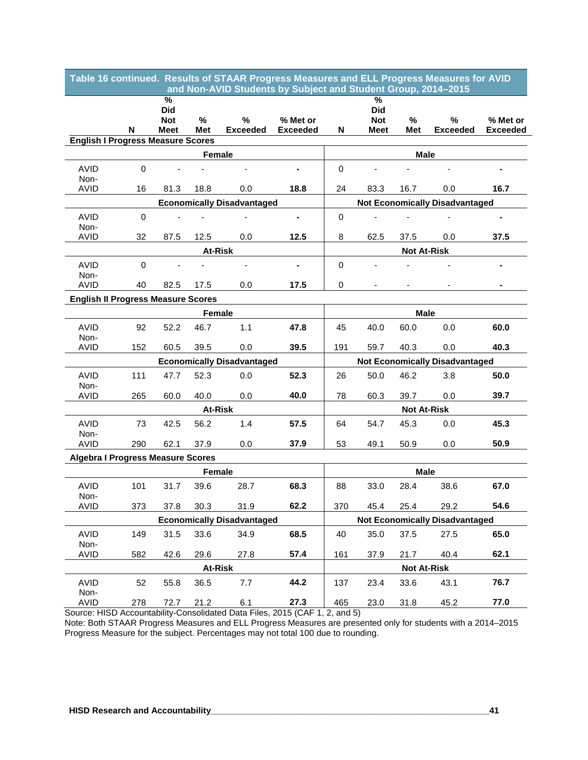**Table 16 continued. Results of STAAR Progress Measures and ELL Progress Measures for AVID and Non-AVID Students by Subject and Student Group, 2014–2015**

| | N | % Did Not Meet | % Met | % Exceeded | % Met or Exceeded | N | % Did Not Meet | % Met | % Exceeded | % Met or Exceeded |
|---|---|---|---|---|---|---|---|---|---|---|
| **English I Progress Measure Scores** | | | | | | | | | | |
| | | | **Female** | | | | | **Male** | | |
| AVID | 0 | - | - | - | **-** | 0 | - | - | - | **-** |
| Non-AVID | 16 | 81.3 | 18.8 | 0.0 | **18.8** | 24 | 83.3 | 16.7 | 0.0 | **16.7** |
| | | | **Economically Disadvantaged** | | | | | **Not Economically Disadvantaged** | | |
| AVID | 0 | - | - | - | **-** | 0 | - | - | - | **-** |
| Non-AVID | 32 | 87.5 | 12.5 | 0.0 | **12.5** | 8 | 62.5 | 37.5 | 0.0 | **37.5** |
| | | | **At-Risk** | | | | | **Not At-Risk** | | |
| AVID | 0 | - | - | - | **-** | 0 | - | - | - | **-** |
| Non-AVID | 40 | 82.5 | 17.5 | 0.0 | **17.5** | 0 | - | - | - | **-** |
| **English II Progress Measure Scores** | | | | | | | | | | |
| | | | **Female** | | | | | **Male** | | |
| AVID | 92 | 52.2 | 46.7 | 1.1 | **47.8** | 45 | 40.0 | 60.0 | 0.0 | **60.0** |
| Non-AVID | 152 | 60.5 | 39.5 | 0.0 | **39.5** | 191 | 59.7 | 40.3 | 0.0 | **40.3** |
| | | | **Economically Disadvantaged** | | | | | **Not Economically Disadvantaged** | | |
| AVID | 111 | 47.7 | 52.3 | 0.0 | **52.3** | 26 | 50.0 | 46.2 | 3.8 | **50.0** |
| Non-AVID | 265 | 60.0 | 40.0 | 0.0 | **40.0** | 78 | 60.3 | 39.7 | 0.0 | **39.7** |
| | | | **At-Risk** | | | | | **Not At-Risk** | | |
| AVID | 73 | 42.5 | 56.2 | 1.4 | **57.5** | 64 | 54.7 | 45.3 | 0.0 | **45.3** |
| Non-AVID | 290 | 62.1 | 37.9 | 0.0 | **37.9** | 53 | 49.1 | 50.9 | 0.0 | **50.9** |
| **Algebra I Progress Measure Scores** | | | | | | | | | | |
| | | | **Female** | | | | | **Male** | | |
| AVID | 101 | 31.7 | 39.6 | 28.7 | **68.3** | 88 | 33.0 | 28.4 | 38.6 | **67.0** |
| Non-AVID | 373 | 37.8 | 30.3 | 31.9 | **62.2** | 370 | 45.4 | 25.4 | 29.2 | **54.6** |
| | | | **Economically Disadvantaged** | | | | | **Not Economically Disadvantaged** | | |
| AVID | 149 | 31.5 | 33.6 | 34.9 | **68.5** | 40 | 35.0 | 37.5 | 27.5 | **65.0** |
| Non-AVID | 582 | 42.6 | 29.6 | 27.8 | **57.4** | 161 | 37.9 | 21.7 | 40.4 | **62.1** |
| | | | **At-Risk** | | | | | **Not At-Risk** | | |
| AVID | 52 | 55.8 | 36.5 | 7.7 | **44.2** | 137 | 23.4 | 33.6 | 43.1 | **76.7** |
| Non-AVID | 278 | 72.7 | 21.2 | 6.1 | **27.3** | 465 | 23.0 | 31.8 | 45.2 | **77.0** |

Source: HISD Accountability-Consolidated Data Files, 2015 (CAF 1, 2, and 5)
Note: Both STAAR Progress Measures and ELL Progress Measures are presented only for students with a 2014–2015 Progress Measure for the subject. Percentages may not total 100 due to rounding.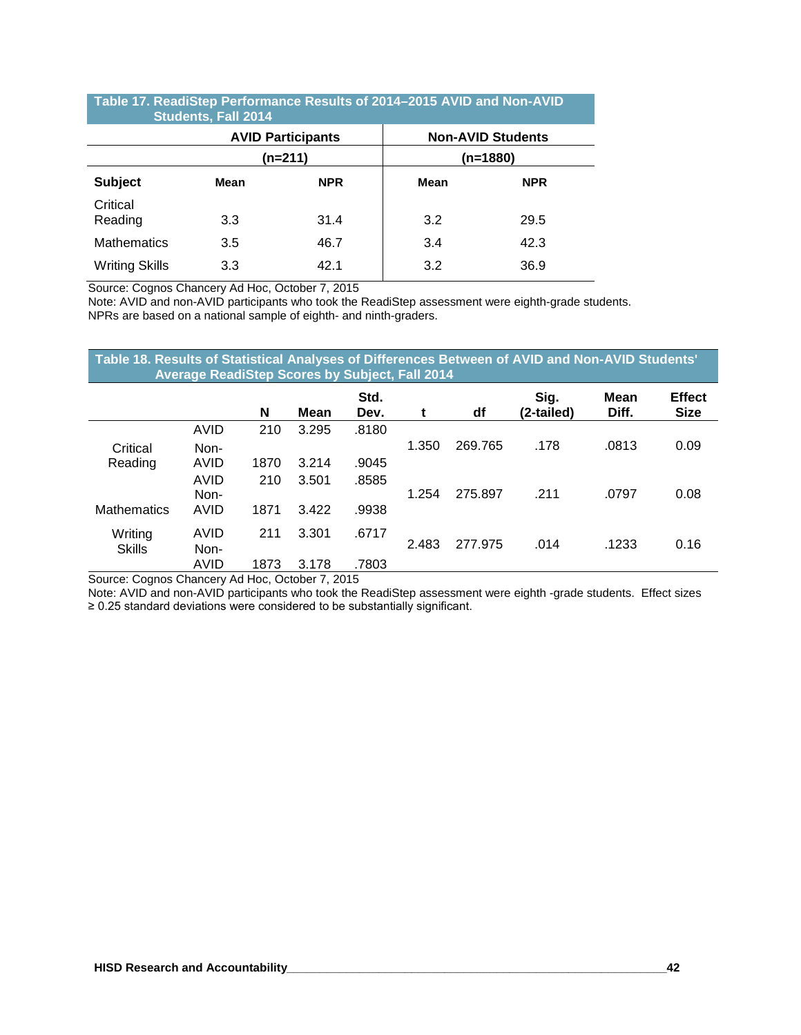**Table 17. ReadiStep Performance Results of 2014–2015 AVID and Non-AVID Students, Fall 2014**

| | AVID Participants (n=211) | | Non-AVID Students (n=1880) | |
|---|---|---|---|---|
| **Subject** | **Mean** | **NPR** | **Mean** | **NPR** |
| Critical Reading | 3.3 | 31.4 | 3.2 | 29.5 |
| Mathematics | 3.5 | 46.7 | 3.4 | 42.3 |
| Writing Skills | 3.3 | 42.1 | 3.2 | 36.9 |

Source: Cognos Chancery Ad Hoc, October 7, 2015
Note: AVID and non-AVID participants who took the ReadiStep assessment were eighth-grade students. NPRs are based on a national sample of eighth- and ninth-graders.

**Table 18. Results of Statistical Analyses of Differences Between of AVID and Non-AVID Students' Average ReadiStep Scores by Subject, Fall 2014**

| | | N | Mean | Std. Dev. | t | df | Sig. (2-tailed) | Mean Diff. | Effect Size |
|---|---|---|---|---|---|---|---|---|---|
| Critical Reading | AVID | 210 | 3.295 | .8180 | 1.350 | 269.765 | .178 | .0813 | 0.09 |
| | Non-AVID | 1870 | 3.214 | .9045 | | | | | |
| Mathematics | AVID | 210 | 3.501 | .8585 | 1.254 | 275.897 | .211 | .0797 | 0.08 |
| | Non-AVID | 1871 | 3.422 | .9938 | | | | | |
| Writing Skills | AVID | 211 | 3.301 | .6717 | 2.483 | 277.975 | .014 | .1233 | 0.16 |
| | Non-AVID | 1873 | 3.178 | .7803 | | | | | |

Source: Cognos Chancery Ad Hoc, October 7, 2015
Note: AVID and non-AVID participants who took the ReadiStep assessment were eighth -grade students. Effect sizes ≥ 0.25 standard deviations were considered to be substantially significant.